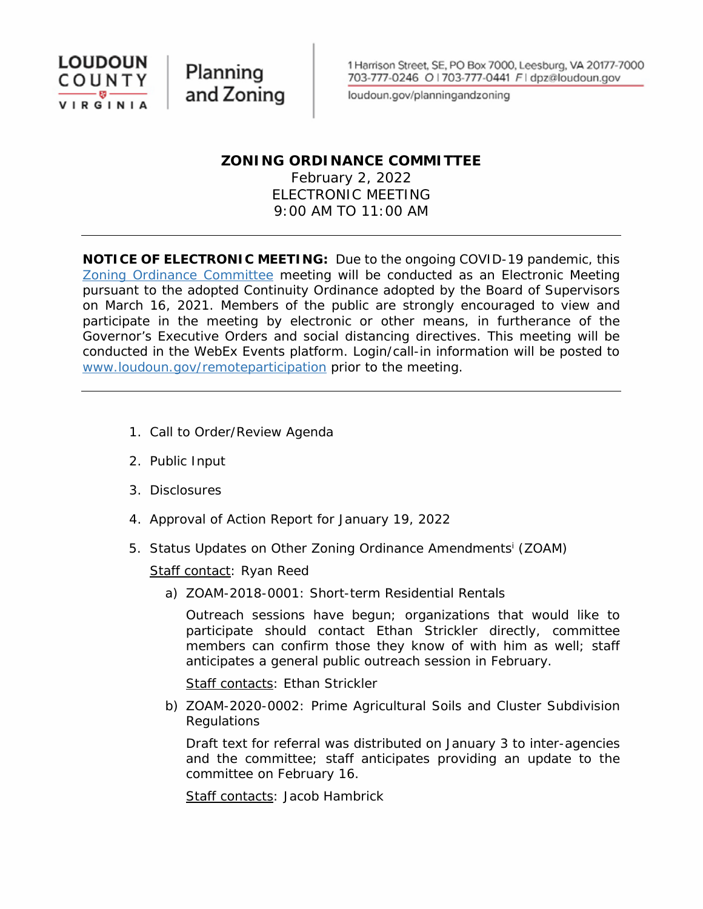LOUDOUN COUNTY VIRGINIA | Planning and Zoning

1 Harrison Street, SE, PO Box 7000, Leesburg, VA 20177-7000
703-777-0246 O | 703-777-0441 F | dpz@loudoun.gov
loudoun.gov/planningandzoning

# ZONING ORDINANCE COMMITTEE

February 2, 2022
ELECTRONIC MEETING
9:00 AM TO 11:00 AM

---

**NOTICE OF ELECTRONIC MEETING:** Due to the ongoing COVID-19 pandemic, this Zoning Ordinance Committee meeting will be conducted as an Electronic Meeting pursuant to the adopted Continuity Ordinance adopted by the Board of Supervisors on March 16, 2021. Members of the public are strongly encouraged to view and participate in the meeting by electronic or other means, in furtherance of the Governor's Executive Orders and social distancing directives. This meeting will be conducted in the WebEx Events platform. Login/call-in information will be posted to www.loudoun.gov/remoteparticipation prior to the meeting.

---

1. Call to Order/Review Agenda

2. Public Input

3. Disclosures

4. Approval of Action Report for January 19, 2022

5. Status Updates on Other Zoning Ordinance Amendments[i] (ZOAM)

   Staff contact: Ryan Reed

   a) ZOAM-2018-0001: Short-term Residential Rentals

      Outreach sessions have begun; organizations that would like to participate should contact Ethan Strickler directly, committee members can confirm those they know of with him as well; staff anticipates a general public outreach session in February.

      Staff contacts: Ethan Strickler

   b) ZOAM-2020-0002: Prime Agricultural Soils and Cluster Subdivision Regulations

      Draft text for referral was distributed on January 3 to inter-agencies and the committee; staff anticipates providing an update to the committee on February 16.

      Staff contacts: Jacob Hambrick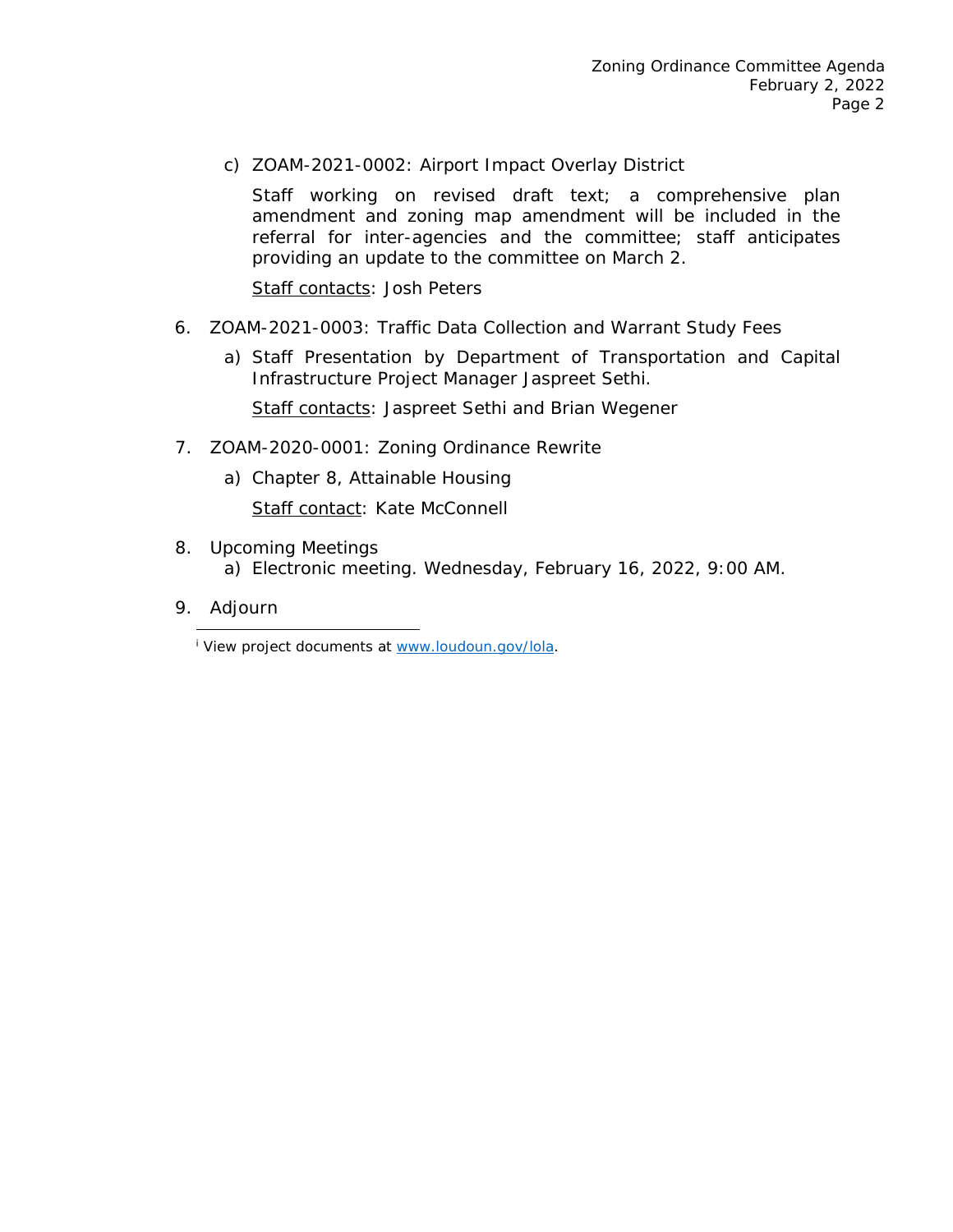c) ZOAM-2021-0002: Airport Impact Overlay District

   Staff working on revised draft text; a comprehensive plan amendment and zoning map amendment will be included in the referral for inter-agencies and the committee; staff anticipates providing an update to the committee on March 2.

   Staff contacts: Josh Peters

6. ZOAM-2021-0003: Traffic Data Collection and Warrant Study Fees

   a) Staff Presentation by Department of Transportation and Capital Infrastructure Project Manager Jaspreet Sethi.

      Staff contacts: Jaspreet Sethi and Brian Wegener

7. ZOAM-2020-0001: Zoning Ordinance Rewrite

   a) Chapter 8, Attainable Housing

      Staff contact: Kate McConnell

8. Upcoming Meetings

   a) Electronic meeting. Wednesday, February 16, 2022, 9:00 AM.

9. Adjourn

---

[i] View project documents at www.loudoun.gov/lola.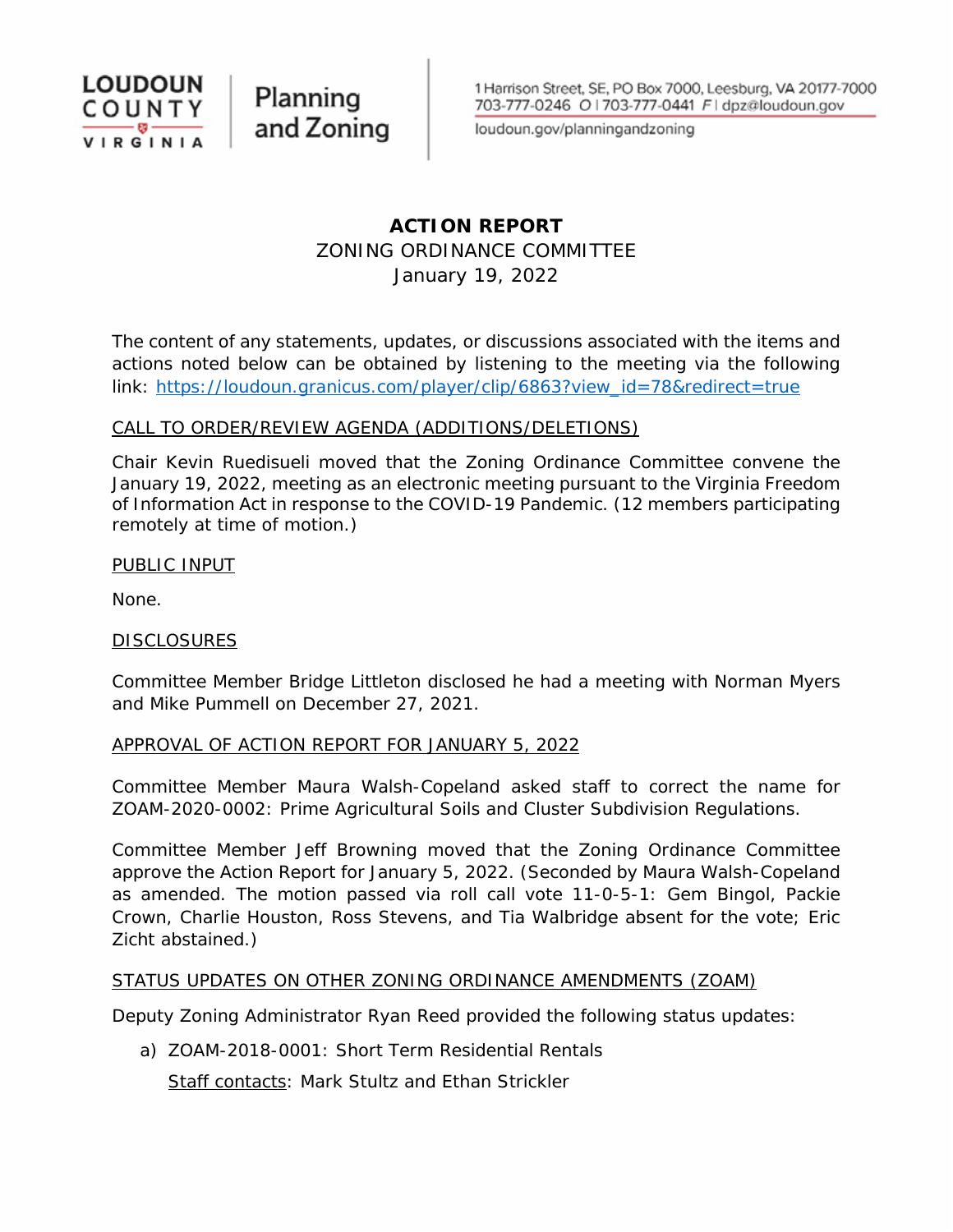LOUDOUN COUNTY VIRGINIA | Planning and Zoning

1 Harrison Street, SE, PO Box 7000, Leesburg, VA 20177-7000
703-777-0246 O | 703-777-0441 F | dpz@loudoun.gov
loudoun.gov/planningandzoning

# ACTION REPORT

## ZONING ORDINANCE COMMITTEE

January 19, 2022

The content of any statements, updates, or discussions associated with the items and actions noted below can be obtained by listening to the meeting via the following link: [https://loudoun.granicus.com/player/clip/6863?view_id=78&redirect=true](https://loudoun.granicus.com/player/clip/6863?view_id=78&redirect=true)

CALL TO ORDER/REVIEW AGENDA (ADDITIONS/DELETIONS)

Chair Kevin Ruedisueli moved that the Zoning Ordinance Committee convene the January 19, 2022, meeting as an electronic meeting pursuant to the Virginia Freedom of Information Act in response to the COVID-19 Pandemic. (12 members participating remotely at time of motion.)

PUBLIC INPUT

None.

DISCLOSURES

Committee Member Bridge Littleton disclosed he had a meeting with Norman Myers and Mike Pummell on December 27, 2021.

APPROVAL OF ACTION REPORT FOR JANUARY 5, 2022

Committee Member Maura Walsh-Copeland asked staff to correct the name for ZOAM-2020-0002: Prime Agricultural Soils and Cluster Subdivision Regulations.

Committee Member Jeff Browning moved that the Zoning Ordinance Committee approve the Action Report for January 5, 2022. (Seconded by Maura Walsh-Copeland as amended. The motion passed via roll call vote 11-0-5-1: Gem Bingol, Packie Crown, Charlie Houston, Ross Stevens, and Tia Walbridge absent for the vote; Eric Zicht abstained.)

STATUS UPDATES ON OTHER ZONING ORDINANCE AMENDMENTS (ZOAM)

Deputy Zoning Administrator Ryan Reed provided the following status updates:

a) ZOAM-2018-0001: Short Term Residential Rentals

   Staff contacts: Mark Stultz and Ethan Strickler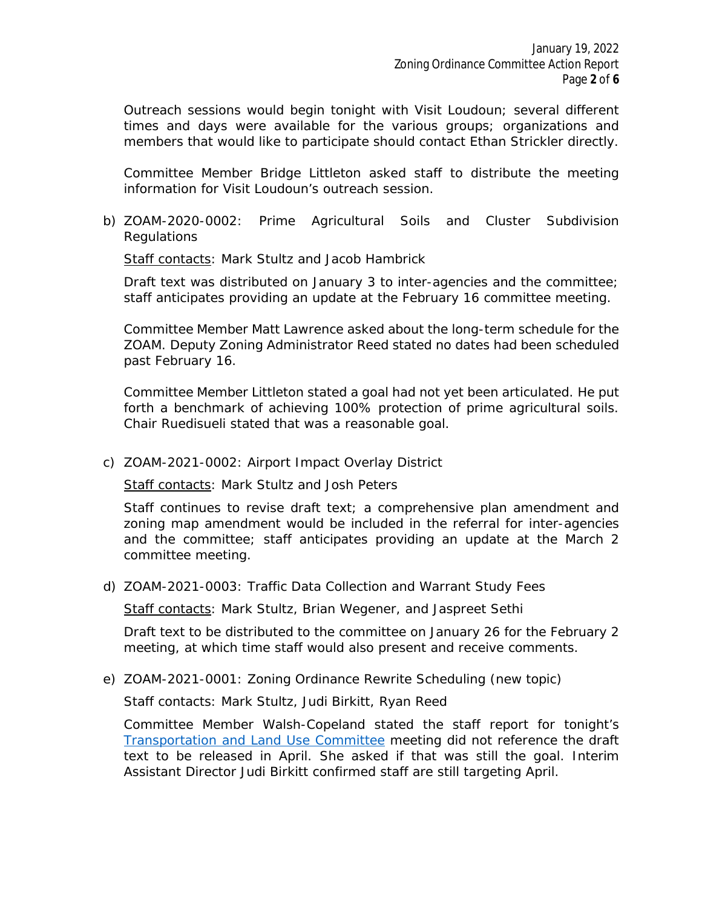Outreach sessions would begin tonight with Visit Loudoun; several different times and days were available for the various groups; organizations and members that would like to participate should contact Ethan Strickler directly.

Committee Member Bridge Littleton asked staff to distribute the meeting information for Visit Loudoun's outreach session.

b) ZOAM-2020-0002: Prime Agricultural Soils and Cluster Subdivision Regulations

<u>Staff contacts</u>: Mark Stultz and Jacob Hambrick

Draft text was distributed on January 3 to inter-agencies and the committee; staff anticipates providing an update at the February 16 committee meeting.

Committee Member Matt Lawrence asked about the long-term schedule for the ZOAM. Deputy Zoning Administrator Reed stated no dates had been scheduled past February 16.

Committee Member Littleton stated a goal had not yet been articulated. He put forth a benchmark of achieving 100% protection of prime agricultural soils. Chair Ruedisueli stated that was a reasonable goal.

c) ZOAM-2021-0002: Airport Impact Overlay District

<u>Staff contacts</u>: Mark Stultz and Josh Peters

Staff continues to revise draft text; a comprehensive plan amendment and zoning map amendment would be included in the referral for inter-agencies and the committee; staff anticipates providing an update at the March 2 committee meeting.

d) ZOAM-2021-0003: Traffic Data Collection and Warrant Study Fees

<u>Staff contacts</u>: Mark Stultz, Brian Wegener, and Jaspreet Sethi

Draft text to be distributed to the committee on January 26 for the February 2 meeting, at which time staff would also present and receive comments.

e) ZOAM-2021-0001: Zoning Ordinance Rewrite Scheduling (new topic)

Staff contacts: Mark Stultz, Judi Birkitt, Ryan Reed

Committee Member Walsh-Copeland stated the staff report for tonight's Transportation and Land Use Committee meeting did not reference the draft text to be released in April. She asked if that was still the goal. Interim Assistant Director Judi Birkitt confirmed staff are still targeting April.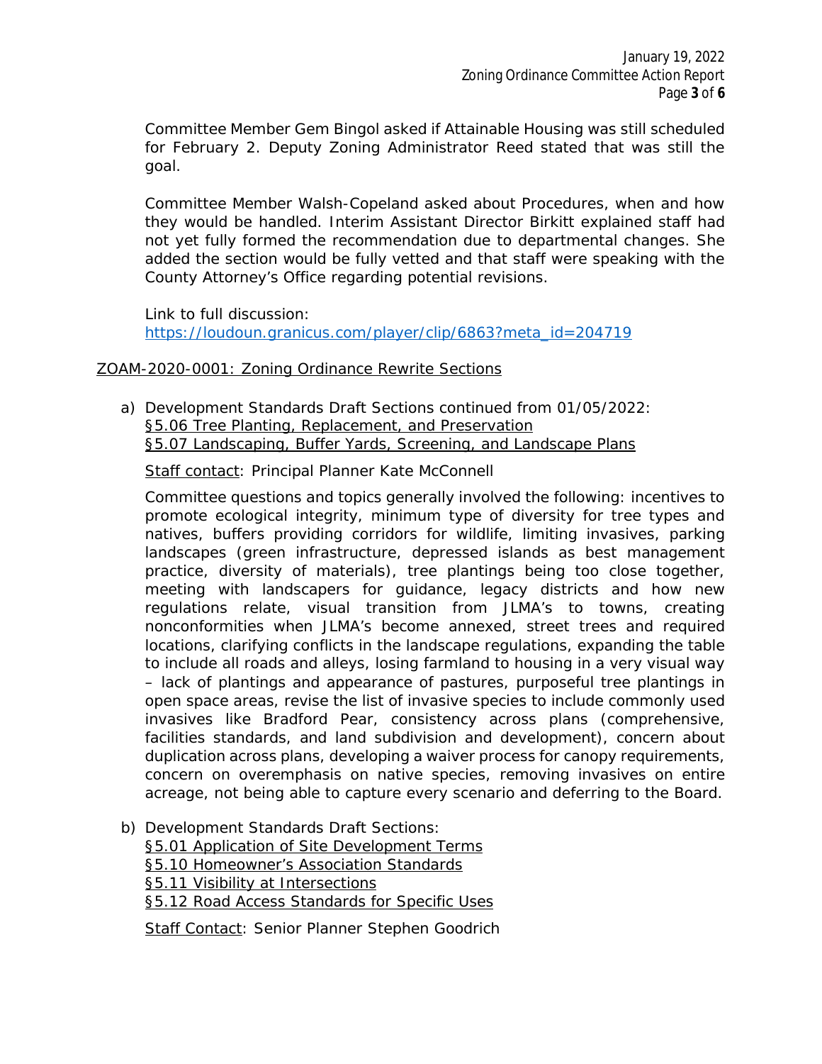Committee Member Gem Bingol asked if Attainable Housing was still scheduled for February 2. Deputy Zoning Administrator Reed stated that was still the goal.

Committee Member Walsh-Copeland asked about Procedures, when and how they would be handled. Interim Assistant Director Birkitt explained staff had not yet fully formed the recommendation due to departmental changes. She added the section would be fully vetted and that staff were speaking with the County Attorney's Office regarding potential revisions.

Link to full discussion:
[https://loudoun.granicus.com/player/clip/6863?meta_id=204719](https://loudoun.granicus.com/player/clip/6863?meta_id=204719)

ZOAM-2020-0001: Zoning Ordinance Rewrite Sections

a) Development Standards Draft Sections continued from 01/05/2022:
§5.06 Tree Planting, Replacement, and Preservation
§5.07 Landscaping, Buffer Yards, Screening, and Landscape Plans

Staff contact: Principal Planner Kate McConnell

Committee questions and topics generally involved the following: incentives to promote ecological integrity, minimum type of diversity for tree types and natives, buffers providing corridors for wildlife, limiting invasives, parking landscapes (green infrastructure, depressed islands as best management practice, diversity of materials), tree plantings being too close together, meeting with landscapers for guidance, legacy districts and how new regulations relate, visual transition from JLMA's to towns, creating nonconformities when JLMA's become annexed, street trees and required locations, clarifying conflicts in the landscape regulations, expanding the table to include all roads and alleys, losing farmland to housing in a very visual way – lack of plantings and appearance of pastures, purposeful tree plantings in open space areas, revise the list of invasive species to include commonly used invasives like Bradford Pear, consistency across plans (comprehensive, facilities standards, and land subdivision and development), concern about duplication across plans, developing a waiver process for canopy requirements, concern on overemphasis on native species, removing invasives on entire acreage, not being able to capture every scenario and deferring to the Board.

b) Development Standards Draft Sections:
§5.01 Application of Site Development Terms
§5.10 Homeowner's Association Standards
§5.11 Visibility at Intersections
§5.12 Road Access Standards for Specific Uses

Staff Contact: Senior Planner Stephen Goodrich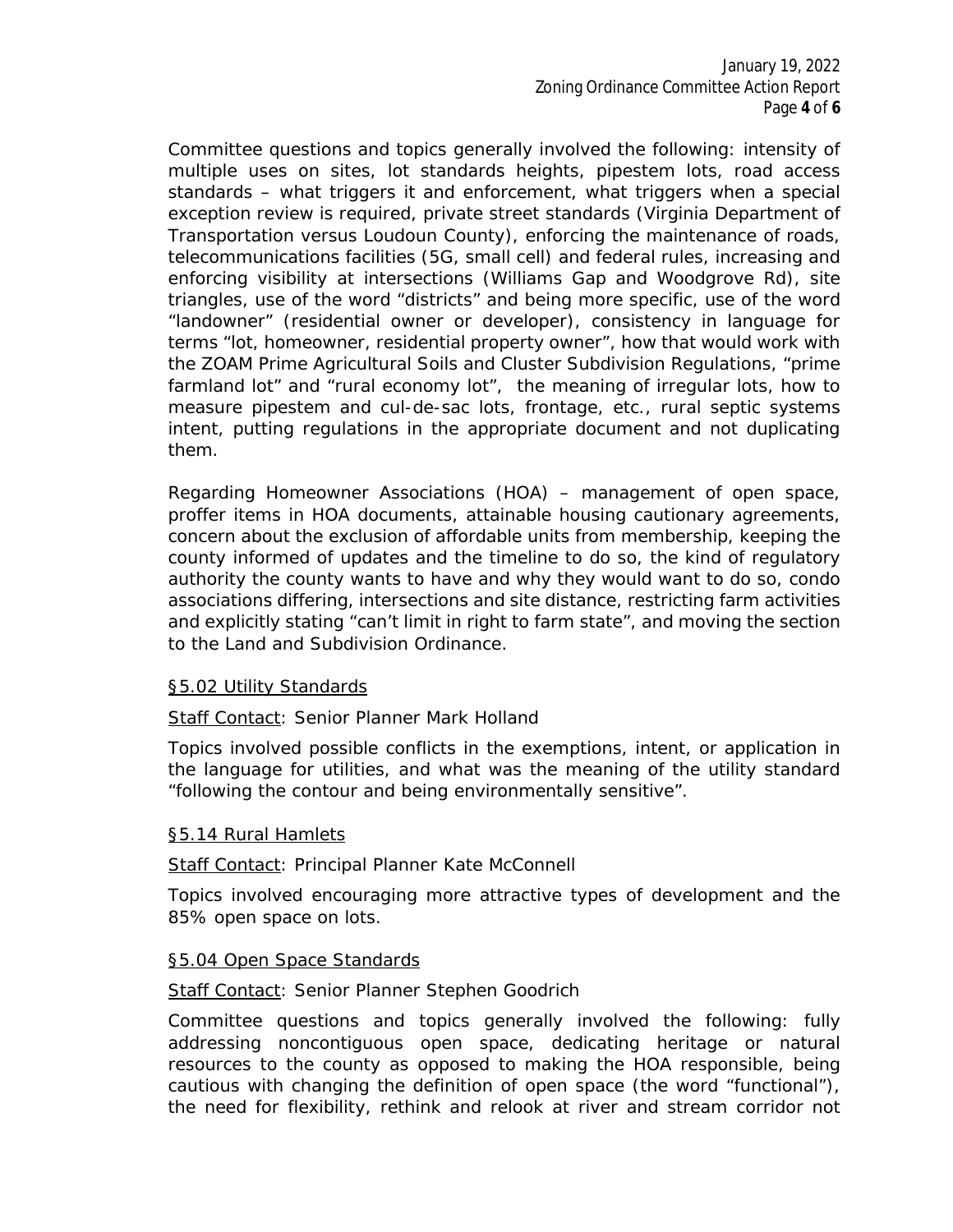Committee questions and topics generally involved the following: intensity of multiple uses on sites, lot standards heights, pipestem lots, road access standards – what triggers it and enforcement, what triggers when a special exception review is required, private street standards (Virginia Department of Transportation versus Loudoun County), enforcing the maintenance of roads, telecommunications facilities (5G, small cell) and federal rules, increasing and enforcing visibility at intersections (Williams Gap and Woodgrove Rd), site triangles, use of the word "districts" and being more specific, use of the word "landowner" (residential owner or developer), consistency in language for terms "lot, homeowner, residential property owner", how that would work with the ZOAM Prime Agricultural Soils and Cluster Subdivision Regulations, "prime farmland lot" and "rural economy lot", the meaning of irregular lots, how to measure pipestem and cul-de-sac lots, frontage, etc., rural septic systems intent, putting regulations in the appropriate document and not duplicating them.

Regarding Homeowner Associations (HOA) – management of open space, proffer items in HOA documents, attainable housing cautionary agreements, concern about the exclusion of affordable units from membership, keeping the county informed of updates and the timeline to do so, the kind of regulatory authority the county wants to have and why they would want to do so, condo associations differing, intersections and site distance, restricting farm activities and explicitly stating "can't limit in right to farm state", and moving the section to the Land and Subdivision Ordinance.

§5.02 Utility Standards

Staff Contact: Senior Planner Mark Holland

Topics involved possible conflicts in the exemptions, intent, or application in the language for utilities, and what was the meaning of the utility standard "following the contour and being environmentally sensitive".

§5.14 Rural Hamlets

Staff Contact: Principal Planner Kate McConnell

Topics involved encouraging more attractive types of development and the 85% open space on lots.

§5.04 Open Space Standards

Staff Contact: Senior Planner Stephen Goodrich

Committee questions and topics generally involved the following: fully addressing noncontiguous open space, dedicating heritage or natural resources to the county as opposed to making the HOA responsible, being cautious with changing the definition of open space (the word "functional"), the need for flexibility, rethink and relook at river and stream corridor not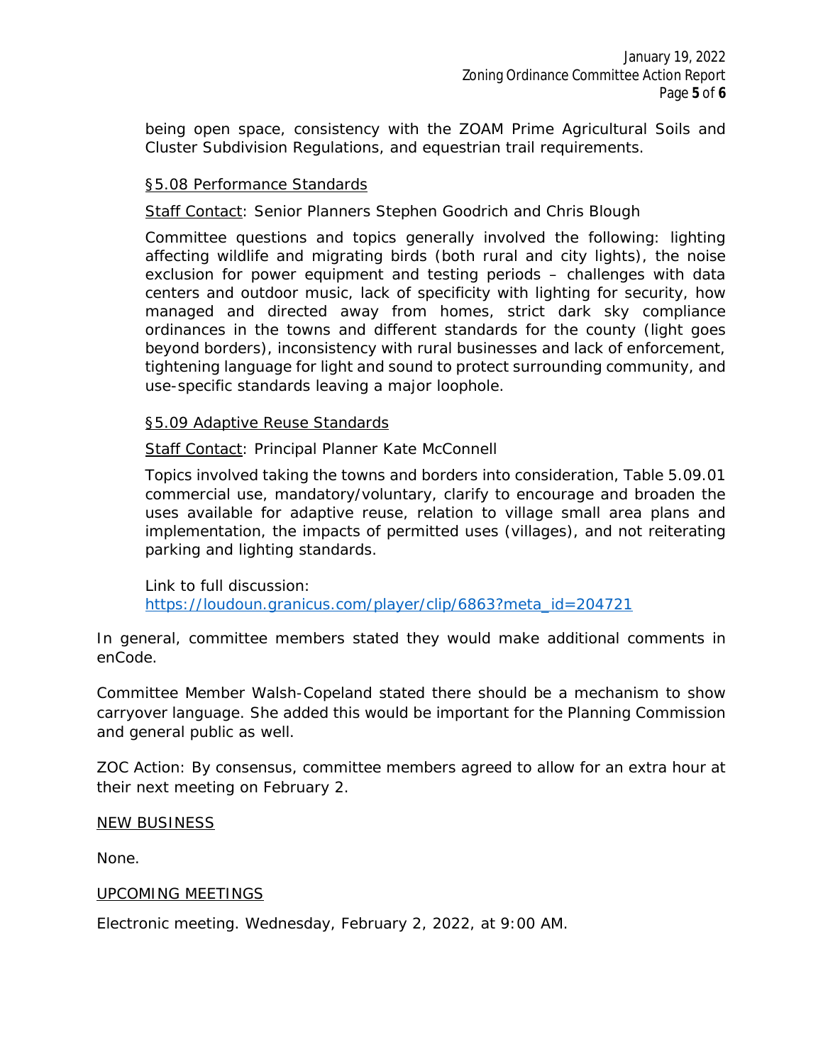being open space, consistency with the ZOAM Prime Agricultural Soils and Cluster Subdivision Regulations, and equestrian trail requirements.

§5.08 Performance Standards

Staff Contact: Senior Planners Stephen Goodrich and Chris Blough

Committee questions and topics generally involved the following: lighting affecting wildlife and migrating birds (both rural and city lights), the noise exclusion for power equipment and testing periods – challenges with data centers and outdoor music, lack of specificity with lighting for security, how managed and directed away from homes, strict dark sky compliance ordinances in the towns and different standards for the county (light goes beyond borders), inconsistency with rural businesses and lack of enforcement, tightening language for light and sound to protect surrounding community, and use-specific standards leaving a major loophole.

§5.09 Adaptive Reuse Standards

Staff Contact: Principal Planner Kate McConnell

Topics involved taking the towns and borders into consideration, Table 5.09.01 commercial use, mandatory/voluntary, clarify to encourage and broaden the uses available for adaptive reuse, relation to village small area plans and implementation, the impacts of permitted uses (villages), and not reiterating parking and lighting standards.

Link to full discussion:
https://loudoun.granicus.com/player/clip/6863?meta_id=204721

In general, committee members stated they would make additional comments in enCode.

Committee Member Walsh-Copeland stated there should be a mechanism to show carryover language. She added this would be important for the Planning Commission and general public as well.

ZOC Action: By consensus, committee members agreed to allow for an extra hour at their next meeting on February 2.

## NEW BUSINESS

None.

## UPCOMING MEETINGS

Electronic meeting. Wednesday, February 2, 2022, at 9:00 AM.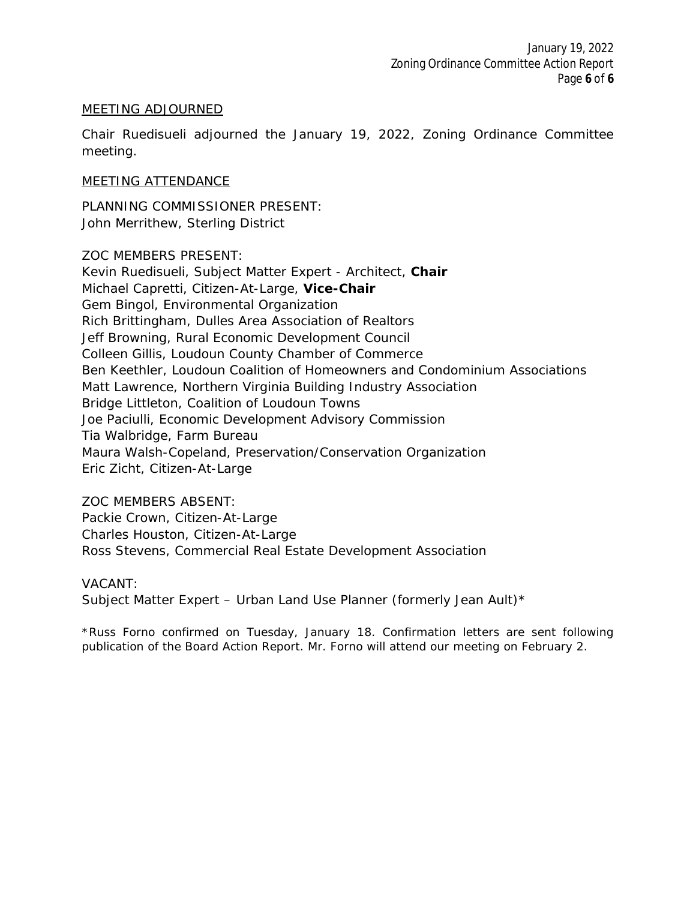MEETING ADJOURNED

Chair Ruedisueli adjourned the January 19, 2022, Zoning Ordinance Committee meeting.

MEETING ATTENDANCE

PLANNING COMMISSIONER PRESENT:
John Merrithew, Sterling District

ZOC MEMBERS PRESENT:
Kevin Ruedisueli, Subject Matter Expert - Architect, **Chair**
Michael Capretti, Citizen-At-Large, **Vice-Chair**
Gem Bingol, Environmental Organization
Rich Brittingham, Dulles Area Association of Realtors
Jeff Browning, Rural Economic Development Council
Colleen Gillis, Loudoun County Chamber of Commerce
Ben Keethler, Loudoun Coalition of Homeowners and Condominium Associations
Matt Lawrence, Northern Virginia Building Industry Association
Bridge Littleton, Coalition of Loudoun Towns
Joe Paciulli, Economic Development Advisory Commission
Tia Walbridge, Farm Bureau
Maura Walsh-Copeland, Preservation/Conservation Organization
Eric Zicht, Citizen-At-Large

ZOC MEMBERS ABSENT:
Packie Crown, Citizen-At-Large
Charles Houston, Citizen-At-Large
Ross Stevens, Commercial Real Estate Development Association

VACANT:
Subject Matter Expert – Urban Land Use Planner (formerly Jean Ault)*

*Russ Forno confirmed on Tuesday, January 18. Confirmation letters are sent following publication of the Board Action Report. Mr. Forno will attend our meeting on February 2.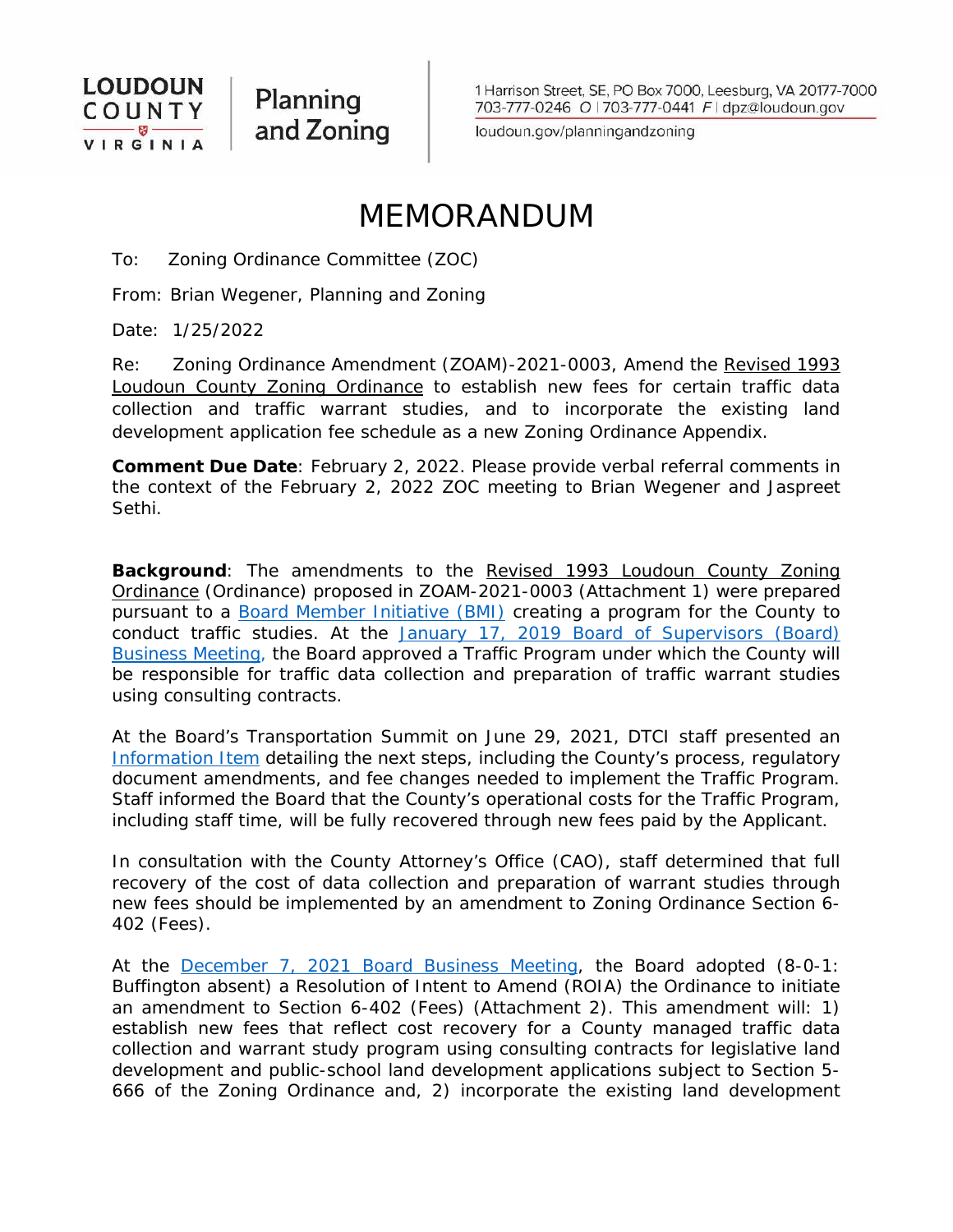LOUDOUN COUNTY VIRGINIA | Planning and Zoning

1 Harrison Street, SE, PO Box 7000, Leesburg, VA 20177-7000
703-777-0246 O | 703-777-0441 F | dpz@loudoun.gov
loudoun.gov/planningandzoning

# MEMORANDUM

To: Zoning Ordinance Committee (ZOC)

From: Brian Wegener, Planning and Zoning

Date: 1/25/2022

Re: Zoning Ordinance Amendment (ZOAM)-2021-0003, Amend the Revised 1993 Loudoun County Zoning Ordinance to establish new fees for certain traffic data collection and traffic warrant studies, and to incorporate the existing land development application fee schedule as a new Zoning Ordinance Appendix.

**Comment Due Date**: February 2, 2022. Please provide verbal referral comments in the context of the February 2, 2022 ZOC meeting to Brian Wegener and Jaspreet Sethi.

**Background**: The amendments to the Revised 1993 Loudoun County Zoning Ordinance (Ordinance) proposed in ZOAM-2021-0003 (Attachment 1) were prepared pursuant to a Board Member Initiative (BMI) creating a program for the County to conduct traffic studies. At the January 17, 2019 Board of Supervisors (Board) Business Meeting, the Board approved a Traffic Program under which the County will be responsible for traffic data collection and preparation of traffic warrant studies using consulting contracts.

At the Board's Transportation Summit on June 29, 2021, DTCI staff presented an Information Item detailing the next steps, including the County's process, regulatory document amendments, and fee changes needed to implement the Traffic Program. Staff informed the Board that the County's operational costs for the Traffic Program, including staff time, will be fully recovered through new fees paid by the Applicant.

In consultation with the County Attorney's Office (CAO), staff determined that full recovery of the cost of data collection and preparation of warrant studies through new fees should be implemented by an amendment to Zoning Ordinance Section 6-402 (Fees).

At the December 7, 2021 Board Business Meeting, the Board adopted (8-0-1: Buffington absent) a Resolution of Intent to Amend (ROIA) the Ordinance to initiate an amendment to Section 6-402 (Fees) (Attachment 2). This amendment will: 1) establish new fees that reflect cost recovery for a County managed traffic data collection and warrant study program using consulting contracts for legislative land development and public-school land development applications subject to Section 5-666 of the Zoning Ordinance and, 2) incorporate the existing land development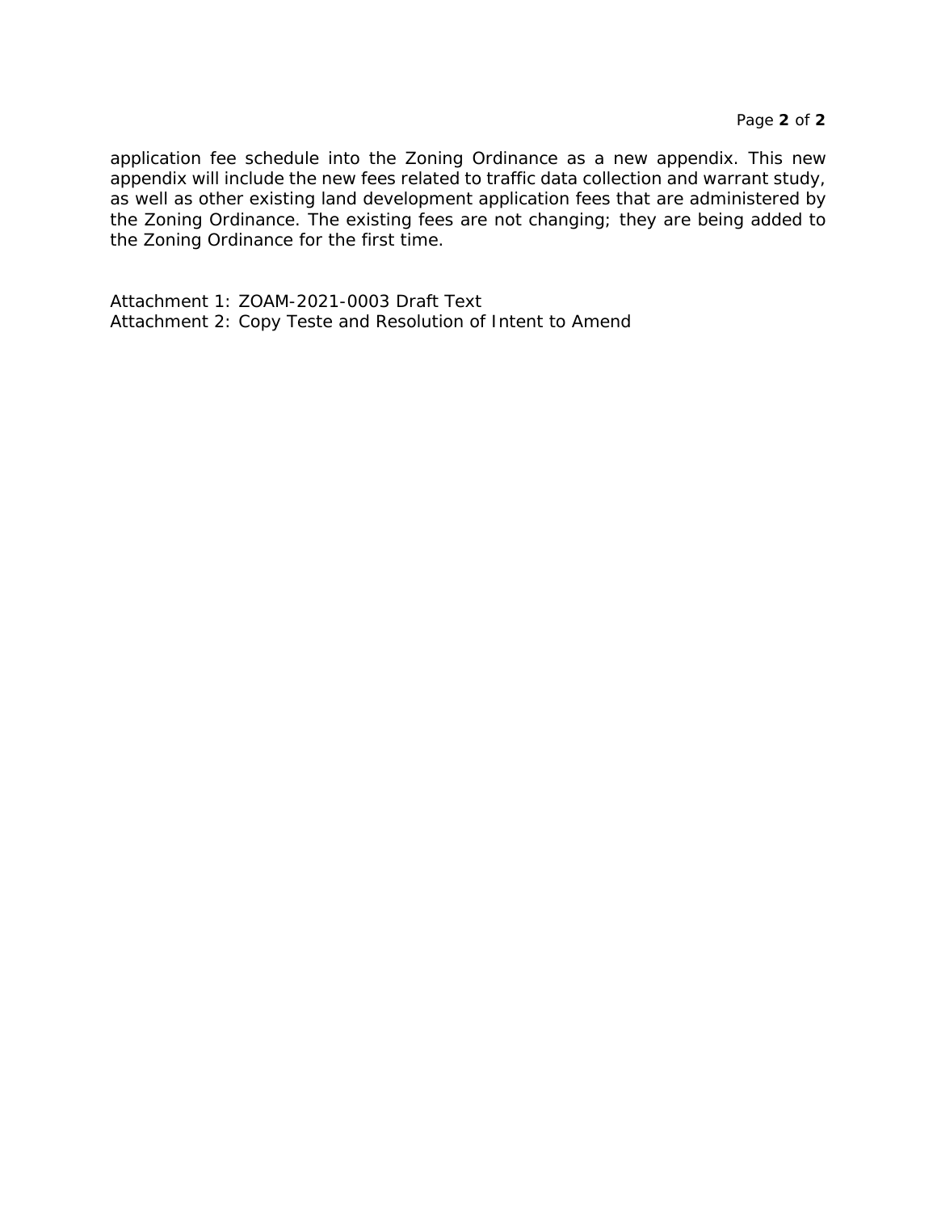application fee schedule into the Zoning Ordinance as a new appendix. This new appendix will include the new fees related to traffic data collection and warrant study, as well as other existing land development application fees that are administered by the Zoning Ordinance. The existing fees are not changing; they are being added to the Zoning Ordinance for the first time.

Attachment 1: ZOAM-2021-0003 Draft Text
Attachment 2: Copy Teste and Resolution of Intent to Amend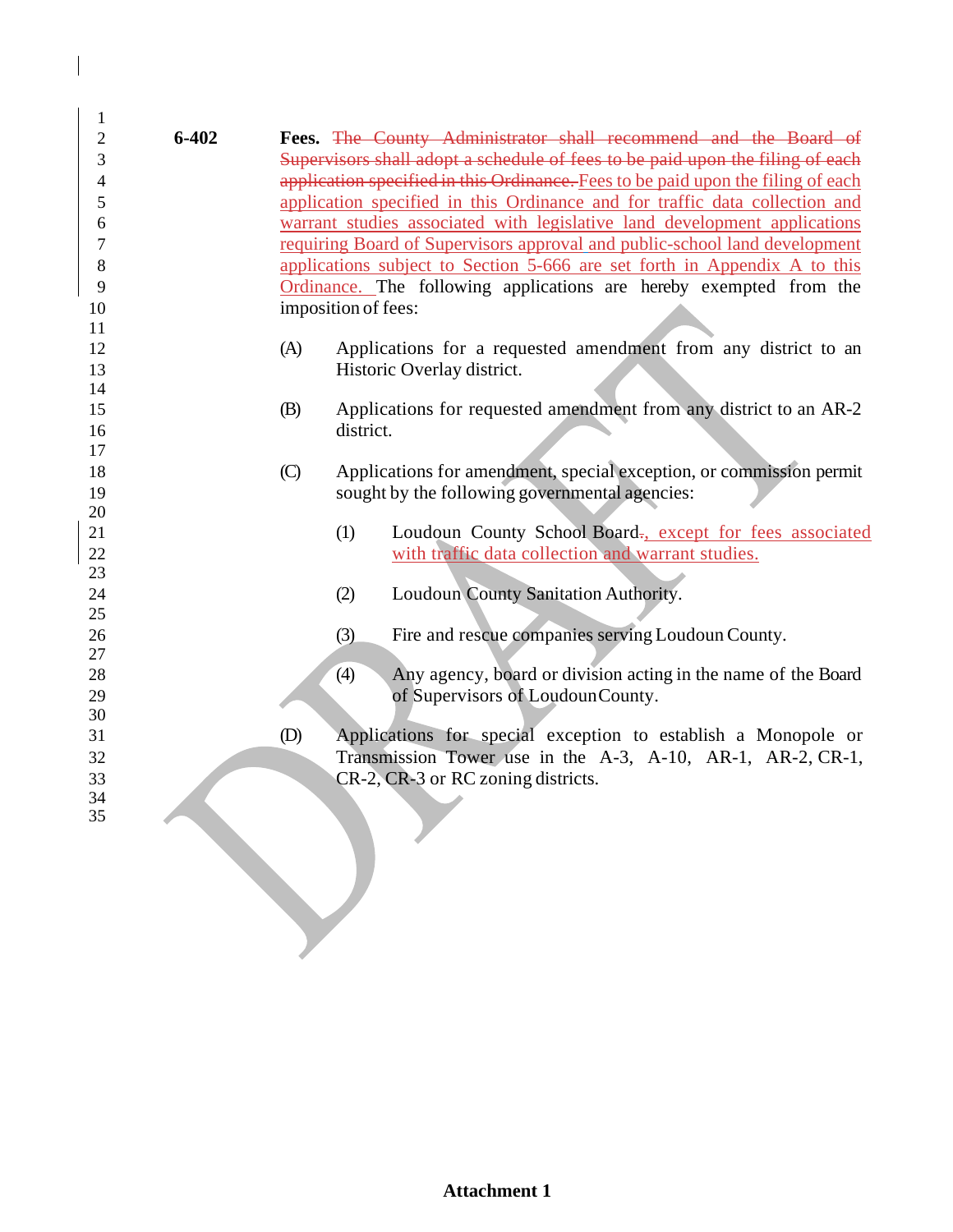**6-402** **Fees.** ~~The County Administrator shall recommend and the Board of Supervisors shall adopt a schedule of fees to be paid upon the filing of each application specified in this Ordinance.~~ Fees to be paid upon the filing of each application specified in this Ordinance and for traffic data collection and warrant studies associated with legislative land development applications requiring Board of Supervisors approval and public-school land development applications subject to Section 5-666 are set forth in Appendix A to this Ordinance. The following applications are hereby exempted from the imposition of fees:

(A) Applications for a requested amendment from any district to an Historic Overlay district.

(B) Applications for requested amendment from any district to an AR-2 district.

(C) Applications for amendment, special exception, or commission permit sought by the following governmental agencies:

(1) Loudoun County School Board~~.~~, except for fees associated with traffic data collection and warrant studies.

(2) Loudoun County Sanitation Authority.

(3) Fire and rescue companies serving Loudoun County.

(4) Any agency, board or division acting in the name of the Board of Supervisors of Loudoun County.

(D) Applications for special exception to establish a Monopole or Transmission Tower use in the A-3, A-10, AR-1, AR-2, CR-1, CR-2, CR-3 or RC zoning districts.

**Attachment 1**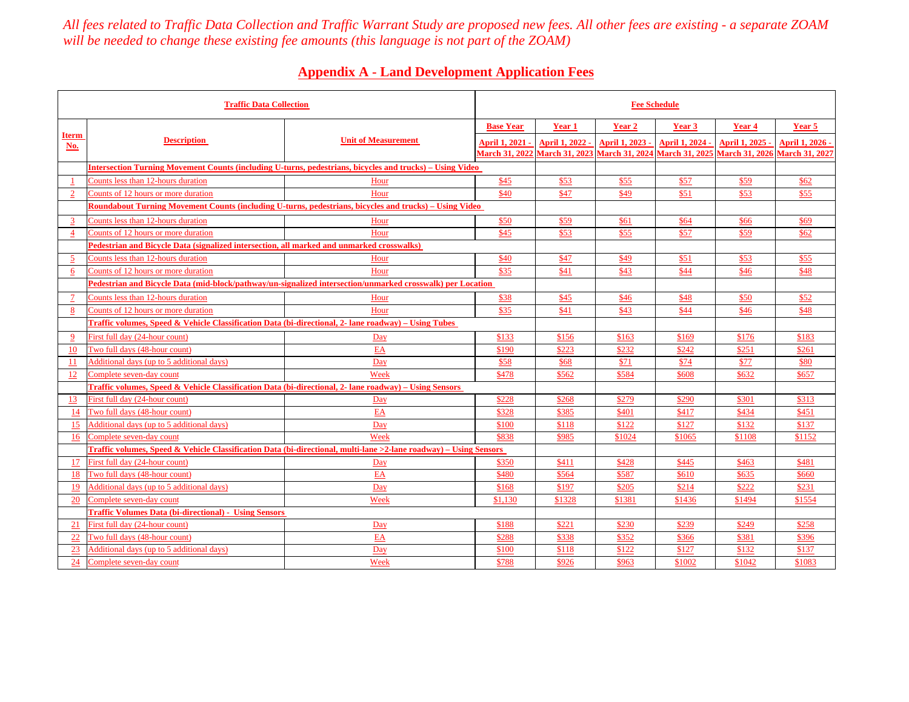*All fees related to Traffic Data Collection and Traffic Warrant Study are proposed new fees. All other fees are existing - a separate ZOAM will be needed to change these existing fee amounts (this language is not part of the ZOAM)*

## Appendix A - Land Development Application Fees

| Traffic Data Collection | | | Fee Schedule | | | | | |
|---|---|---|---|---|---|---|---|---|
| Iterm No. | Description | Unit of Measurement | Base Year April 1, 2021 - March 31, 2022 | Year 1 April 1, 2022 - March 31, 2023 | Year 2 April 1, 2023 - March 31, 2024 | Year 3 April 1, 2024 - March 31, 2025 | Year 4 April 1, 2025 - March 31, 2026 | Year 5 April 1, 2026 - March 31, 2027 |
| | **Intersection Turning Movement Counts (including U-turns, pedestrians, bicycles and trucks) – Using Video** | | | | | | | |
| 1 | Counts less than 12-hours duration | Hour | $45 | $53 | $55 | $57 | $59 | $62 |
| 2 | Counts of 12 hours or more duration | Hour | $40 | $47 | $49 | $51 | $53 | $55 |
| | **Roundabout Turning Movement Counts (including U-turns, pedestrians, bicycles and trucks) – Using Video** | | | | | | | |
| 3 | Counts less than 12-hours duration | Hour | $50 | $59 | $61 | $64 | $66 | $69 |
| 4 | Counts of 12 hours or more duration | Hour | $45 | $53 | $55 | $57 | $59 | $62 |
| | **Pedestrian and Bicycle Data (signalized intersection, all marked and unmarked crosswalks)** | | | | | | | |
| 5 | Counts less than 12-hours duration | Hour | $40 | $47 | $49 | $51 | $53 | $55 |
| 6 | Counts of 12 hours or more duration | Hour | $35 | $41 | $43 | $44 | $46 | $48 |
| | **Pedestrian and Bicycle Data (mid-block/pathway/un-signalized intersection/unmarked crosswalk) per Location** | | | | | | | |
| 7 | Counts less than 12-hours duration | Hour | $38 | $45 | $46 | $48 | $50 | $52 |
| 8 | Counts of 12 hours or more duration | Hour | $35 | $41 | $43 | $44 | $46 | $48 |
| | **Traffic volumes, Speed & Vehicle Classification Data (bi-directional, 2- lane roadway) – Using Tubes** | | | | | | | |
| 9 | First full day (24-hour count) | Day | $133 | $156 | $163 | $169 | $176 | $183 |
| 10 | Two full days (48-hour count) | EA | $190 | $223 | $232 | $242 | $251 | $261 |
| 11 | Additional days (up to 5 additional days) | Day | $58 | $68 | $71 | $74 | $77 | $80 |
| 12 | Complete seven-day count | Week | $478 | $562 | $584 | $608 | $632 | $657 |
| | **Traffic volumes, Speed & Vehicle Classification Data (bi-directional, 2- lane roadway) – Using Sensors** | | | | | | | |
| 13 | First full day (24-hour count) | Day | $228 | $268 | $279 | $290 | $301 | $313 |
| 14 | Two full days (48-hour count) | EA | $328 | $385 | $401 | $417 | $434 | $451 |
| 15 | Additional days (up to 5 additional days) | Day | $100 | $118 | $122 | $127 | $132 | $137 |
| 16 | Complete seven-day count | Week | $838 | $985 | $1024 | $1065 | $1108 | $1152 |
| | **Traffic volumes, Speed & Vehicle Classification Data (bi-directional, multi-lane >2-lane roadway) – Using Sensors** | | | | | | | |
| 17 | First full day (24-hour count) | Day | $350 | $411 | $428 | $445 | $463 | $481 |
| 18 | Two full days (48-hour count) | EA | $480 | $564 | $587 | $610 | $635 | $660 |
| 19 | Additional days (up to 5 additional days) | Day | $168 | $197 | $205 | $214 | $222 | $231 |
| 20 | Complete seven-day count | Week | $1,130 | $1328 | $1381 | $1436 | $1494 | $1554 |
| | **Traffic Volumes Data (bi-directional) - Using Sensors** | | | | | | | |
| 21 | First full day (24-hour count) | Day | $188 | $221 | $230 | $239 | $249 | $258 |
| 22 | Two full days (48-hour count) | EA | $288 | $338 | $352 | $366 | $381 | $396 |
| 23 | Additional days (up to 5 additional days) | Day | $100 | $118 | $122 | $127 | $132 | $137 |
| 24 | Complete seven-day count | Week | $788 | $926 | $963 | $1002 | $1042 | $1083 |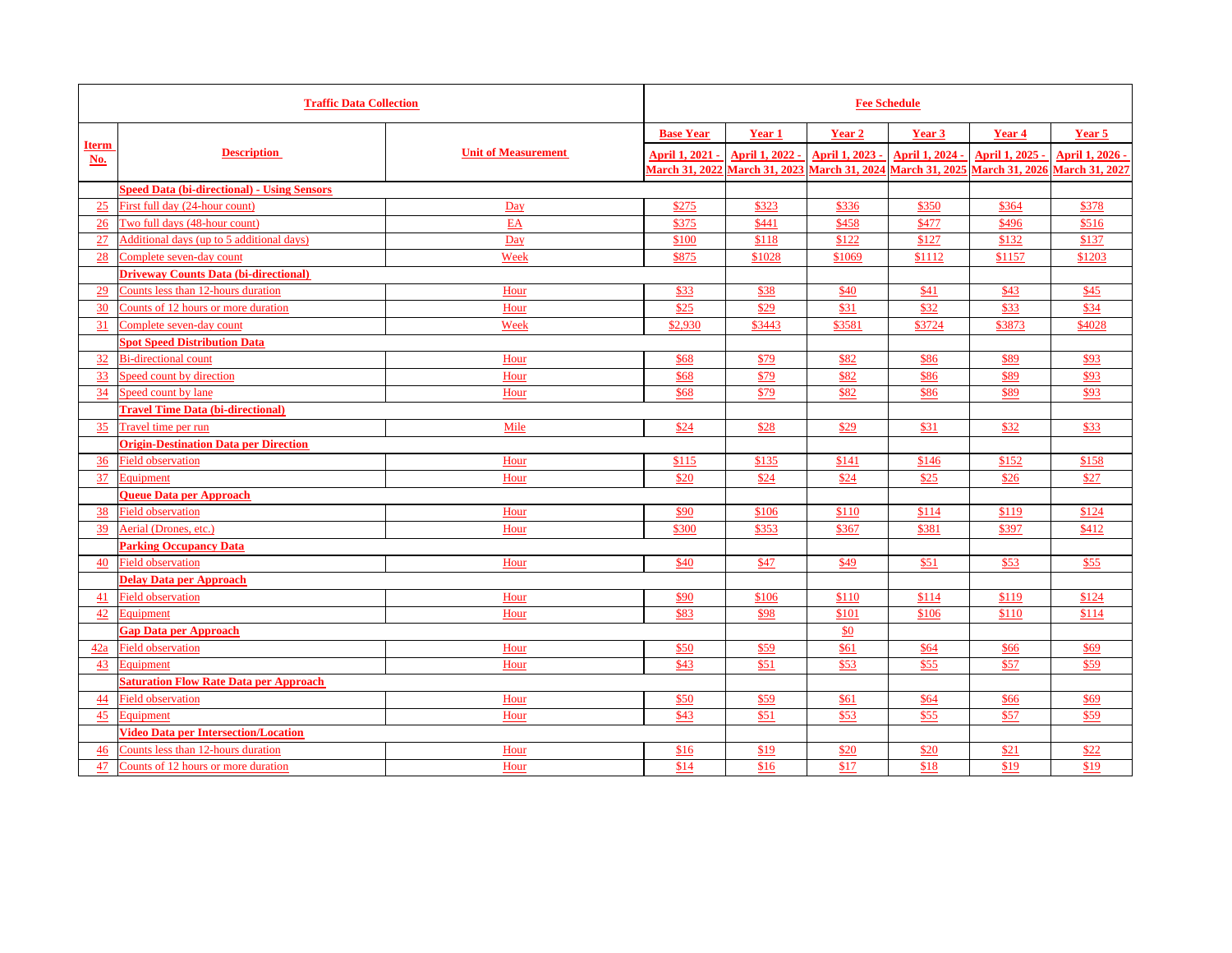| Traffic Data Collection | | | Fee Schedule | | | | | |
|---|---|---|---|---|---|---|---|---|
| Iterm No. | Description | Unit of Measurement | Base Year | Year 1 | Year 2 | Year 3 | Year 4 | Year 5 |
| | | | April 1, 2021 - March 31, 2022 | April 1, 2022 - March 31, 2023 | April 1, 2023 - March 31, 2024 | April 1, 2024 - March 31, 2025 | April 1, 2025 - March 31, 2026 | April 1, 2026 - March 31, 2027 |
| | **Speed Data (bi-directional) - Using Sensors** | | | | | | | |
| 25 | First full day (24-hour count) | Day | $275 | $323 | $336 | $350 | $364 | $378 |
| 26 | Two full days (48-hour count) | EA | $375 | $441 | $458 | $477 | $496 | $516 |
| 27 | Additional days (up to 5 additional days) | Day | $100 | $118 | $122 | $127 | $132 | $137 |
| 28 | Complete seven-day count | Week | $875 | $1028 | $1069 | $1112 | $1157 | $1203 |
| | **Driveway Counts Data (bi-directional)** | | | | | | | |
| 29 | Counts less than 12-hours duration | Hour | $33 | $38 | $40 | $41 | $43 | $45 |
| 30 | Counts of 12 hours or more duration | Hour | $25 | $29 | $31 | $32 | $33 | $34 |
| 31 | Complete seven-day count | Week | $2,930 | $3443 | $3581 | $3724 | $3873 | $4028 |
| | **Spot Speed Distribution Data** | | | | | | | |
| 32 | Bi-directional count | Hour | $68 | $79 | $82 | $86 | $89 | $93 |
| 33 | Speed count by direction | Hour | $68 | $79 | $82 | $86 | $89 | $93 |
| 34 | Speed count by lane | Hour | $68 | $79 | $82 | $86 | $89 | $93 |
| | **Travel Time Data (bi-directional)** | | | | | | | |
| 35 | Travel time per run | Mile | $24 | $28 | $29 | $31 | $32 | $33 |
| | **Origin-Destination Data per Direction** | | | | | | | |
| 36 | Field observation | Hour | $115 | $135 | $141 | $146 | $152 | $158 |
| 37 | Equipment | Hour | $20 | $24 | $24 | $25 | $26 | $27 |
| | **Queue Data per Approach** | | | | | | | |
| 38 | Field observation | Hour | $90 | $106 | $110 | $114 | $119 | $124 |
| 39 | Aerial (Drones, etc.) | Hour | $300 | $353 | $367 | $381 | $397 | $412 |
| | **Parking Occupancy Data** | | | | | | | |
| 40 | Field observation | Hour | $40 | $47 | $49 | $51 | $53 | $55 |
| | **Delay Data per Approach** | | | | | | | |
| 41 | Field observation | Hour | $90 | $106 | $110 | $114 | $119 | $124 |
| 42 | Equipment | Hour | $83 | $98 | $101 | $106 | $110 | $114 |
| | **Gap Data per Approach** | | | | $0 | | | |
| 42a | Field observation | Hour | $50 | $59 | $61 | $64 | $66 | $69 |
| 43 | Equipment | Hour | $43 | $51 | $53 | $55 | $57 | $59 |
| | **Saturation Flow Rate Data per Approach** | | | | | | | |
| 44 | Field observation | Hour | $50 | $59 | $61 | $64 | $66 | $69 |
| 45 | Equipment | Hour | $43 | $51 | $53 | $55 | $57 | $59 |
| | **Video Data per Intersection/Location** | | | | | | | |
| 46 | Counts less than 12-hours duration | Hour | $16 | $19 | $20 | $20 | $21 | $22 |
| 47 | Counts of 12 hours or more duration | Hour | $14 | $16 | $17 | $18 | $19 | $19 |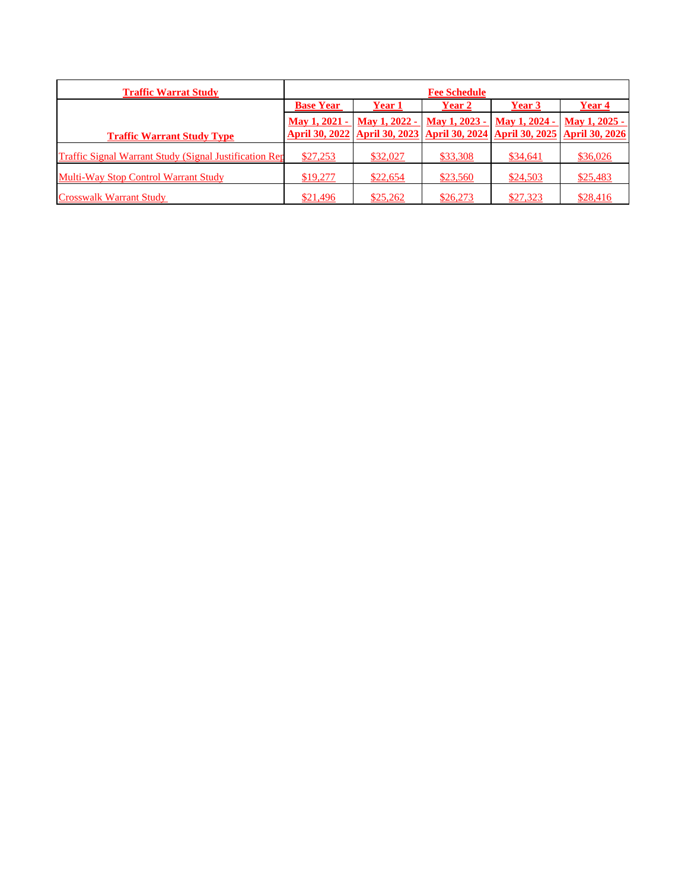| Traffic Warrat Study | Fee Schedule | | | | |
|---|---|---|---|---|---|
| | Base Year | Year 1 | Year 2 | Year 3 | Year 4 |
| Traffic Warrant Study Type | May 1, 2021 - April 30, 2022 | May 1, 2022 - April 30, 2023 | May 1, 2023 - April 30, 2024 | May 1, 2024 - April 30, 2025 | May 1, 2025 - April 30, 2026 |
| Traffic Signal Warrant Study (Signal Justification Rep | $27,253 | $32,027 | $33,308 | $34,641 | $36,026 |
| Multi-Way Stop Control Warrant Study | $19,277 | $22,654 | $23,560 | $24,503 | $25,483 |
| Crosswalk Warrant Study | $21,496 | $25,262 | $26,273 | $27,323 | $28,416 |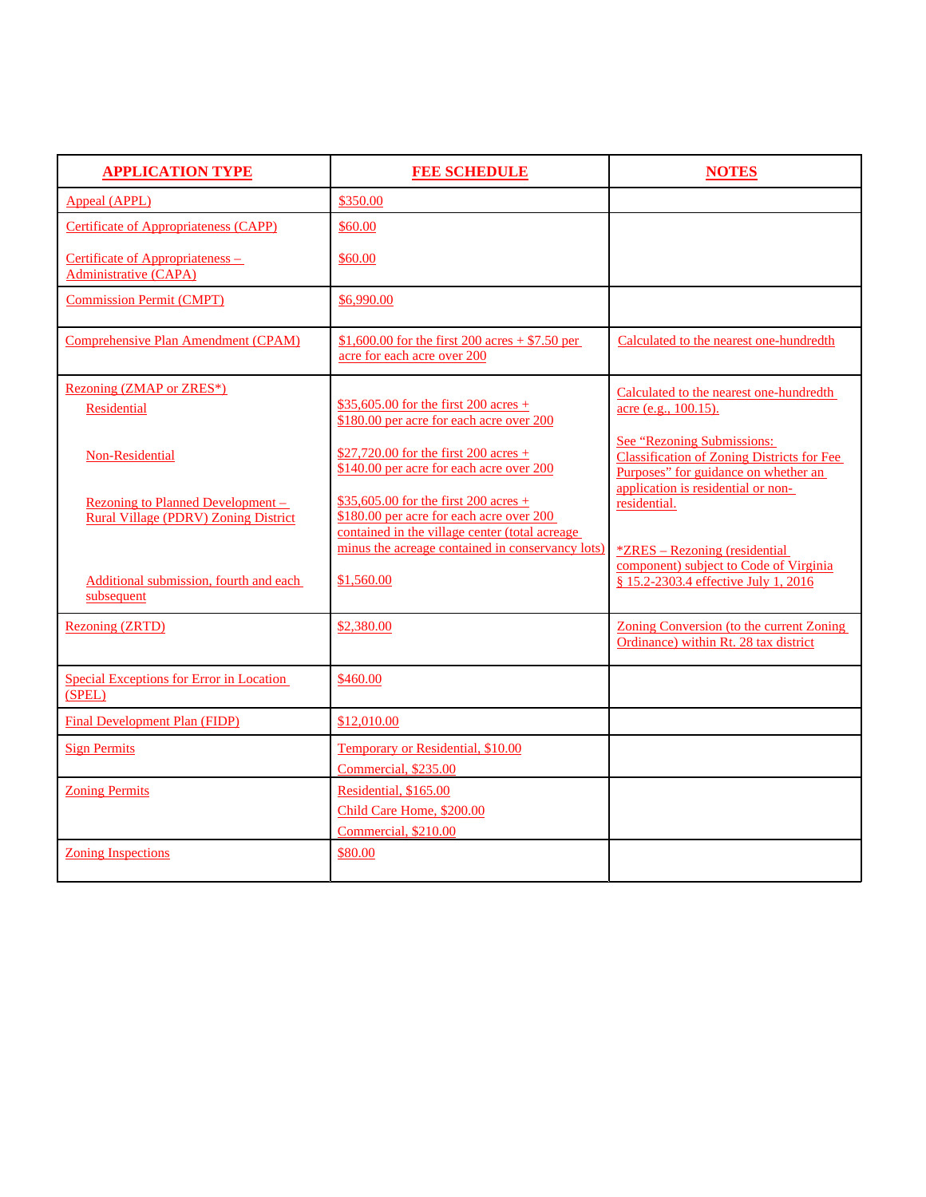| APPLICATION TYPE | FEE SCHEDULE | NOTES |
|---|---|---|
| Appeal (APPL) | $350.00 | |
| Certificate of Appropriateness (CAPP)<br><br>Certificate of Appropriateness – Administrative (CAPA) | $60.00<br><br>$60.00 | |
| Commission Permit (CMPT) | $6,990.00 | |
| Comprehensive Plan Amendment (CPAM) | $1,600.00 for the first 200 acres + $7.50 per acre for each acre over 200 | Calculated to the nearest one-hundredth |
| Rezoning (ZMAP or ZRES*)<br>Residential<br><br>Non-Residential<br><br>Rezoning to Planned Development – Rural Village (PDRV) Zoning District<br><br>Additional submission, fourth and each subsequent | <br>$35,605.00 for the first 200 acres + $180.00 per acre for each acre over 200<br><br>$27,720.00 for the first 200 acres + $140.00 per acre for each acre over 200<br><br>$35,605.00 for the first 200 acres + $180.00 per acre for each acre over 200 contained in the village center (total acreage minus the acreage contained in conservancy lots)<br><br>$1,560.00 | Calculated to the nearest one-hundredth acre (e.g., 100.15).<br><br>See "Rezoning Submissions: Classification of Zoning Districts for Fee Purposes" for guidance on whether an application is residential or non-residential.<br><br>*ZRES – Rezoning (residential component) subject to Code of Virginia § 15.2-2303.4 effective July 1, 2016 |
| Rezoning (ZRTD) | $2,380.00 | Zoning Conversion (to the current Zoning Ordinance) within Rt. 28 tax district |
| Special Exceptions for Error in Location (SPEL) | $460.00 | |
| Final Development Plan (FIDP) | $12,010.00 | |
| Sign Permits | Temporary or Residential, $10.00<br>Commercial, $235.00 | |
| Zoning Permits | Residential, $165.00<br>Child Care Home, $200.00<br>Commercial, $210.00 | |
| Zoning Inspections | $80.00 | |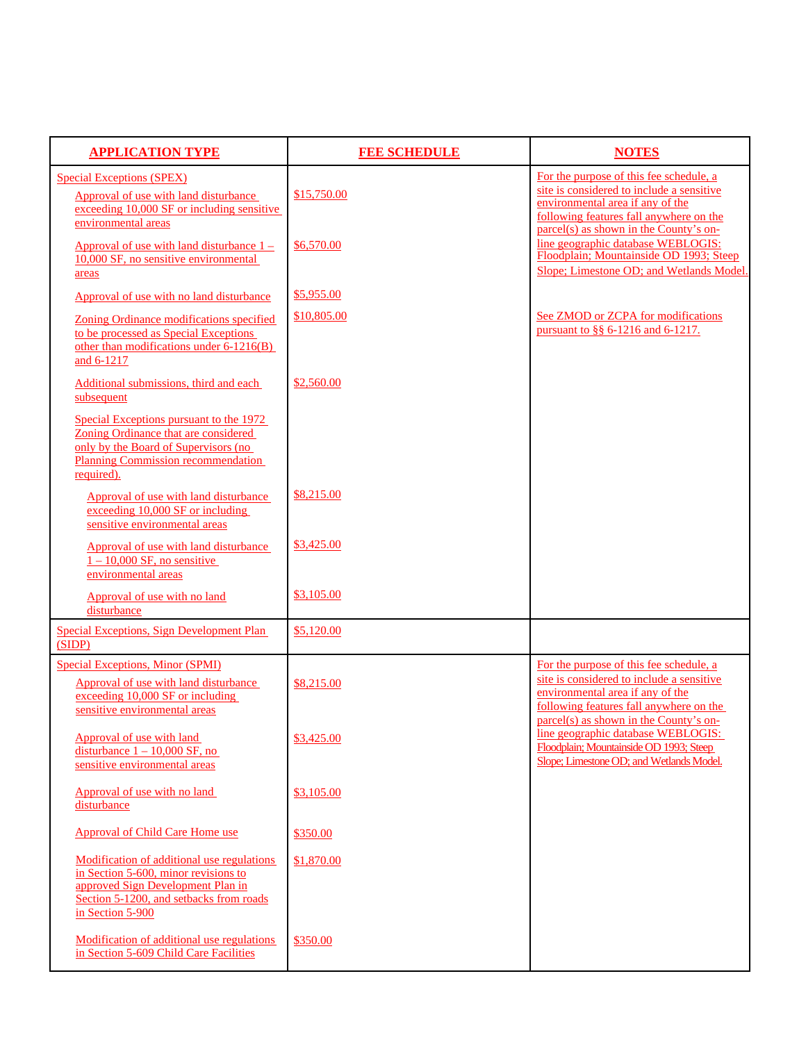| APPLICATION TYPE | FEE SCHEDULE | NOTES |
|---|---|---|
| Special Exceptions (SPEX) | | For the purpose of this fee schedule, a site is considered to include a sensitive environmental area if any of the following features fall anywhere on the parcel(s) as shown in the County's on-line geographic database WEBLOGIS: Floodplain; Mountainside OD 1993; Steep Slope; Limestone OD; and Wetlands Model. |
| Approval of use with land disturbance exceeding 10,000 SF or including sensitive environmental areas | $15,750.00 | |
| Approval of use with land disturbance 1 – 10,000 SF, no sensitive environmental areas | $6,570.00 | |
| Approval of use with no land disturbance | $5,955.00 | |
| Zoning Ordinance modifications specified to be processed as Special Exceptions other than modifications under 6-1216(B) and 6-1217 | $10,805.00 | See ZMOD or ZCPA for modifications pursuant to §§ 6-1216 and 6-1217. |
| Additional submissions, third and each subsequent | $2,560.00 | |
| Special Exceptions pursuant to the 1972 Zoning Ordinance that are considered only by the Board of Supervisors (no Planning Commission recommendation required). | | |
| Approval of use with land disturbance exceeding 10,000 SF or including sensitive environmental areas | $8,215.00 | |
| Approval of use with land disturbance 1 – 10,000 SF, no sensitive environmental areas | $3,425.00 | |
| Approval of use with no land disturbance | $3,105.00 | |
| Special Exceptions, Sign Development Plan (SIDP) | $5,120.00 | |
| Special Exceptions, Minor (SPMI) | | For the purpose of this fee schedule, a site is considered to include a sensitive environmental area if any of the following features fall anywhere on the parcel(s) as shown in the County's on-line geographic database WEBLOGIS: Floodplain; Mountainside OD 1993; Steep Slope; Limestone OD; and Wetlands Model. |
| Approval of use with land disturbance exceeding 10,000 SF or including sensitive environmental areas | $8,215.00 | |
| Approval of use with land disturbance 1 – 10,000 SF, no sensitive environmental areas | $3,425.00 | |
| Approval of use with no land disturbance | $3,105.00 | |
| Approval of Child Care Home use | $350.00 | |
| Modification of additional use regulations in Section 5-600, minor revisions to approved Sign Development Plan in Section 5-1200, and setbacks from roads in Section 5-900 | $1,870.00 | |
| Modification of additional use regulations in Section 5-609 Child Care Facilities | $350.00 | |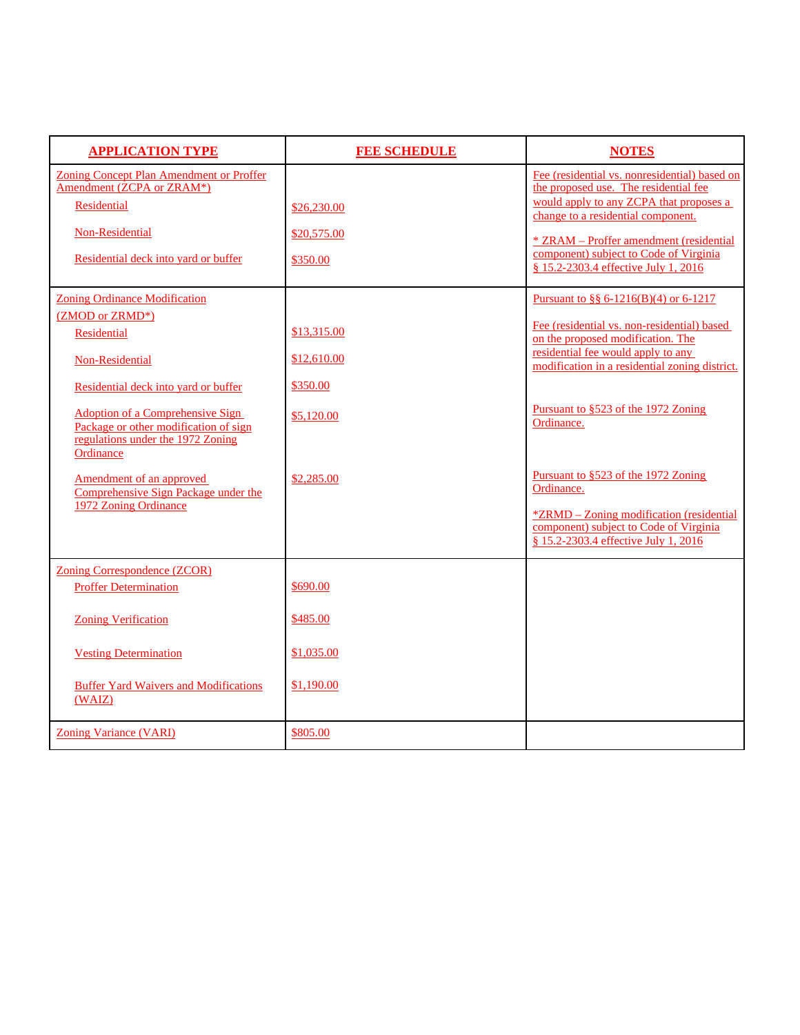| APPLICATION TYPE | FEE SCHEDULE | NOTES |
|---|---|---|
| Zoning Concept Plan Amendment or Proffer Amendment (ZCPA or ZRAM*) | | Fee (residential vs. nonresidential) based on the proposed use. The residential fee would apply to any ZCPA that proposes a change to a residential component. |
| Residential | $26,230.00 | |
| Non-Residential | $20,575.00 | * ZRAM – Proffer amendment (residential component) subject to Code of Virginia § 15.2-2303.4 effective July 1, 2016 |
| Residential deck into yard or buffer | $350.00 | |
| Zoning Ordinance Modification (ZMOD or ZRMD*) | | Pursuant to §§ 6-1216(B)(4) or 6-1217 |
| Residential | $13,315.00 | Fee (residential vs. non-residential) based on the proposed modification. The residential fee would apply to any modification in a residential zoning district. |
| Non-Residential | $12,610.00 | |
| Residential deck into yard or buffer | $350.00 | |
| Adoption of a Comprehensive Sign Package or other modification of sign regulations under the 1972 Zoning Ordinance | $5,120.00 | Pursuant to §523 of the 1972 Zoning Ordinance. |
| Amendment of an approved Comprehensive Sign Package under the 1972 Zoning Ordinance | $2,285.00 | Pursuant to §523 of the 1972 Zoning Ordinance. *ZRMD – Zoning modification (residential component) subject to Code of Virginia § 15.2-2303.4 effective July 1, 2016 |
| Zoning Correspondence (ZCOR) | | |
| Proffer Determination | $690.00 | |
| Zoning Verification | $485.00 | |
| Vesting Determination | $1,035.00 | |
| Buffer Yard Waivers and Modifications (WAIZ) | $1,190.00 | |
| Zoning Variance (VARI) | $805.00 | |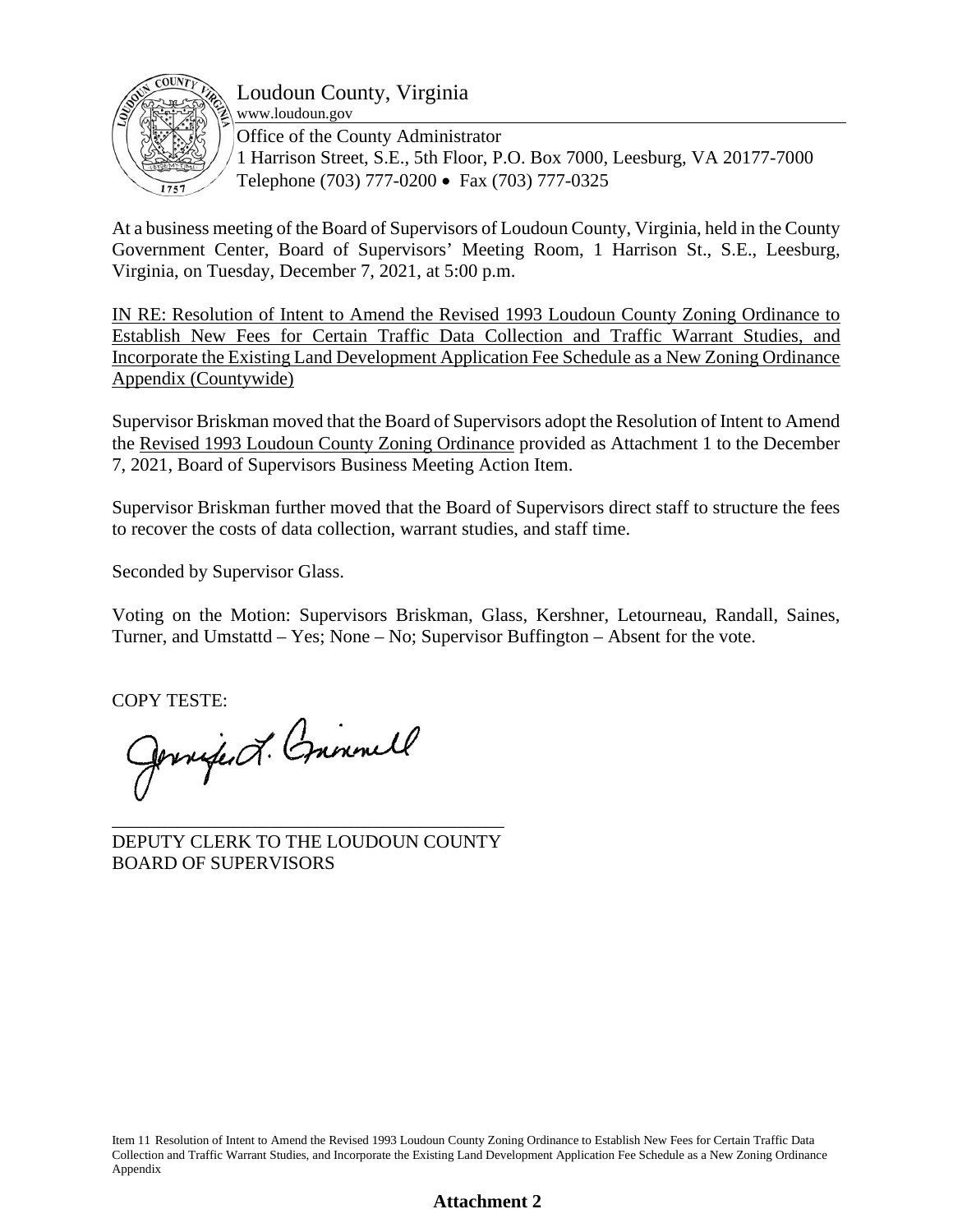Loudoun County, Virginia
www.loudoun.gov
Office of the County Administrator
1 Harrison Street, S.E., 5th Floor, P.O. Box 7000, Leesburg, VA 20177-7000
Telephone (703) 777-0200 • Fax (703) 777-0325

At a business meeting of the Board of Supervisors of Loudoun County, Virginia, held in the County Government Center, Board of Supervisors' Meeting Room, 1 Harrison St., S.E., Leesburg, Virginia, on Tuesday, December 7, 2021, at 5:00 p.m.

IN RE: Resolution of Intent to Amend the Revised 1993 Loudoun County Zoning Ordinance to Establish New Fees for Certain Traffic Data Collection and Traffic Warrant Studies, and Incorporate the Existing Land Development Application Fee Schedule as a New Zoning Ordinance Appendix (Countywide)

Supervisor Briskman moved that the Board of Supervisors adopt the Resolution of Intent to Amend the Revised 1993 Loudoun County Zoning Ordinance provided as Attachment 1 to the December 7, 2021, Board of Supervisors Business Meeting Action Item.

Supervisor Briskman further moved that the Board of Supervisors direct staff to structure the fees to recover the costs of data collection, warrant studies, and staff time.

Seconded by Supervisor Glass.

Voting on the Motion: Supervisors Briskman, Glass, Kershner, Letourneau, Randall, Saines, Turner, and Umstattd – Yes; None – No; Supervisor Buffington – Absent for the vote.

COPY TESTE:

Jennifer L. Grimmell

DEPUTY CLERK TO THE LOUDOUN COUNTY
BOARD OF SUPERVISORS

Item 11 Resolution of Intent to Amend the Revised 1993 Loudoun County Zoning Ordinance to Establish New Fees for Certain Traffic Data Collection and Traffic Warrant Studies, and Incorporate the Existing Land Development Application Fee Schedule as a New Zoning Ordinance Appendix

**Attachment 2**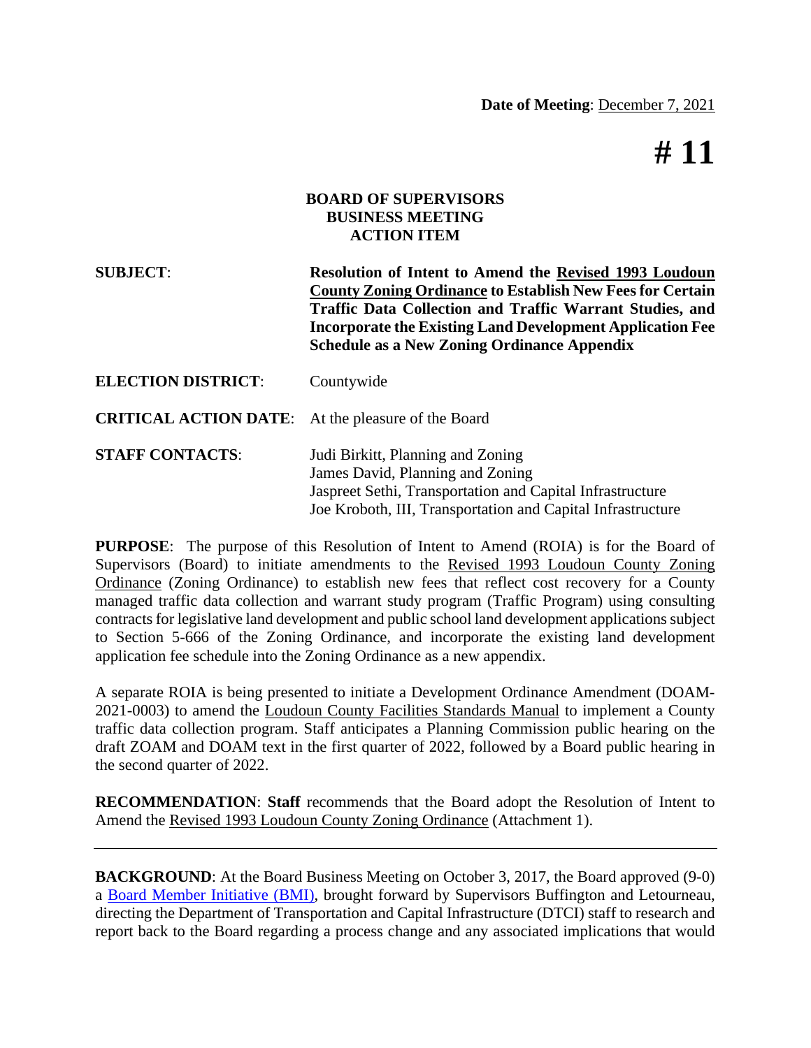**Date of Meeting**: December 7, 2021

# # 11

**BOARD OF SUPERVISORS**
**BUSINESS MEETING**
**ACTION ITEM**

**SUBJECT**: **Resolution of Intent to Amend the Revised 1993 Loudoun County Zoning Ordinance to Establish New Fees for Certain Traffic Data Collection and Traffic Warrant Studies, and Incorporate the Existing Land Development Application Fee Schedule as a New Zoning Ordinance Appendix**

**ELECTION DISTRICT**: Countywide

**CRITICAL ACTION DATE**: At the pleasure of the Board

**STAFF CONTACTS**: Judi Birkitt, Planning and Zoning
James David, Planning and Zoning
Jaspreet Sethi, Transportation and Capital Infrastructure
Joe Kroboth, III, Transportation and Capital Infrastructure

**PURPOSE**: The purpose of this Resolution of Intent to Amend (ROIA) is for the Board of Supervisors (Board) to initiate amendments to the Revised 1993 Loudoun County Zoning Ordinance (Zoning Ordinance) to establish new fees that reflect cost recovery for a County managed traffic data collection and warrant study program (Traffic Program) using consulting contracts for legislative land development and public school land development applications subject to Section 5-666 of the Zoning Ordinance, and incorporate the existing land development application fee schedule into the Zoning Ordinance as a new appendix.

A separate ROIA is being presented to initiate a Development Ordinance Amendment (DOAM-2021-0003) to amend the Loudoun County Facilities Standards Manual to implement a County traffic data collection program. Staff anticipates a Planning Commission public hearing on the draft ZOAM and DOAM text in the first quarter of 2022, followed by a Board public hearing in the second quarter of 2022.

**RECOMMENDATION**: **Staff** recommends that the Board adopt the Resolution of Intent to Amend the Revised 1993 Loudoun County Zoning Ordinance (Attachment 1).

---

**BACKGROUND**: At the Board Business Meeting on October 3, 2017, the Board approved (9-0) a Board Member Initiative (BMI), brought forward by Supervisors Buffington and Letourneau, directing the Department of Transportation and Capital Infrastructure (DTCI) staff to research and report back to the Board regarding a process change and any associated implications that would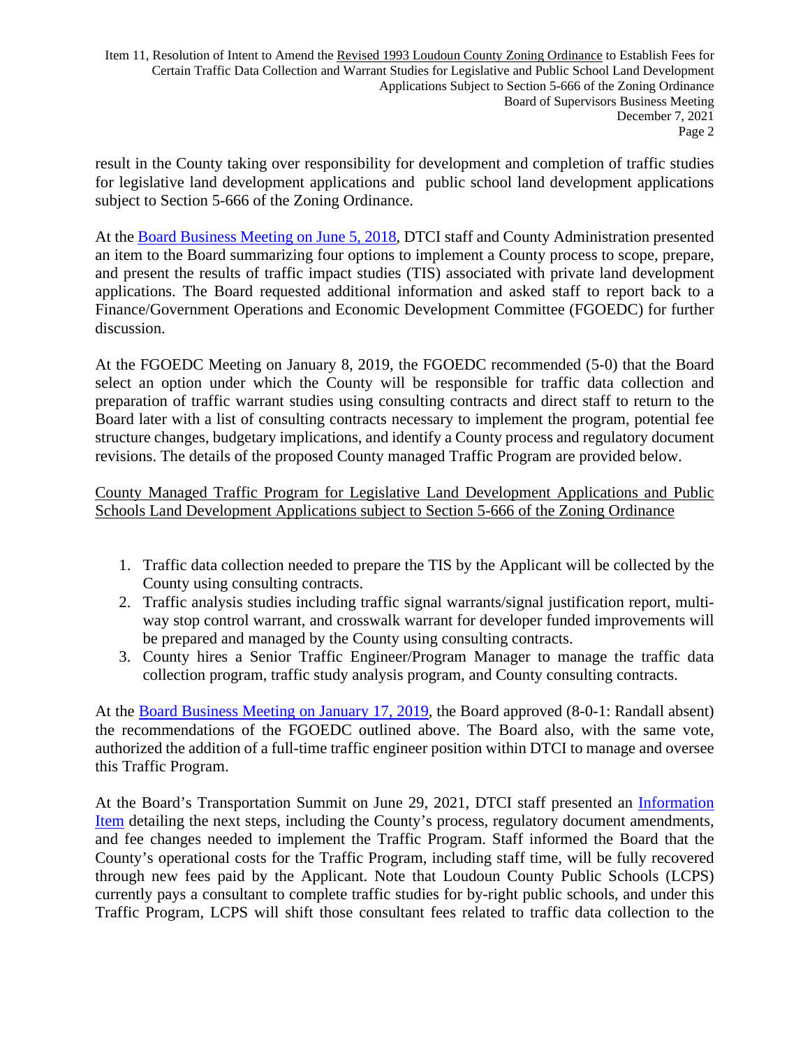result in the County taking over responsibility for development and completion of traffic studies for legislative land development applications and public school land development applications subject to Section 5-666 of the Zoning Ordinance.

At the Board Business Meeting on June 5, 2018, DTCI staff and County Administration presented an item to the Board summarizing four options to implement a County process to scope, prepare, and present the results of traffic impact studies (TIS) associated with private land development applications. The Board requested additional information and asked staff to report back to a Finance/Government Operations and Economic Development Committee (FGOEDC) for further discussion.

At the FGOEDC Meeting on January 8, 2019, the FGOEDC recommended (5-0) that the Board select an option under which the County will be responsible for traffic data collection and preparation of traffic warrant studies using consulting contracts and direct staff to return to the Board later with a list of consulting contracts necessary to implement the program, potential fee structure changes, budgetary implications, and identify a County process and regulatory document revisions. The details of the proposed County managed Traffic Program are provided below.

County Managed Traffic Program for Legislative Land Development Applications and Public Schools Land Development Applications subject to Section 5-666 of the Zoning Ordinance

1. Traffic data collection needed to prepare the TIS by the Applicant will be collected by the County using consulting contracts.
2. Traffic analysis studies including traffic signal warrants/signal justification report, multi-way stop control warrant, and crosswalk warrant for developer funded improvements will be prepared and managed by the County using consulting contracts.
3. County hires a Senior Traffic Engineer/Program Manager to manage the traffic data collection program, traffic study analysis program, and County consulting contracts.

At the Board Business Meeting on January 17, 2019, the Board approved (8-0-1: Randall absent) the recommendations of the FGOEDC outlined above. The Board also, with the same vote, authorized the addition of a full-time traffic engineer position within DTCI to manage and oversee this Traffic Program.

At the Board's Transportation Summit on June 29, 2021, DTCI staff presented an Information Item detailing the next steps, including the County's process, regulatory document amendments, and fee changes needed to implement the Traffic Program. Staff informed the Board that the County's operational costs for the Traffic Program, including staff time, will be fully recovered through new fees paid by the Applicant. Note that Loudoun County Public Schools (LCPS) currently pays a consultant to complete traffic studies for by-right public schools, and under this Traffic Program, LCPS will shift those consultant fees related to traffic data collection to the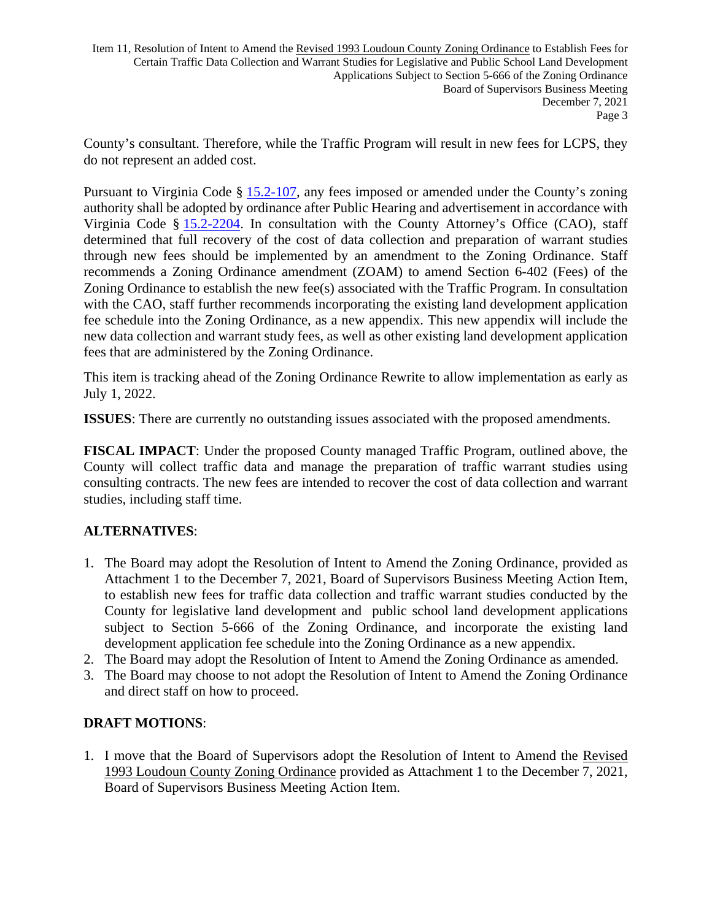County's consultant. Therefore, while the Traffic Program will result in new fees for LCPS, they do not represent an added cost.

Pursuant to Virginia Code § 15.2-107, any fees imposed or amended under the County's zoning authority shall be adopted by ordinance after Public Hearing and advertisement in accordance with Virginia Code § 15.2-2204. In consultation with the County Attorney's Office (CAO), staff determined that full recovery of the cost of data collection and preparation of warrant studies through new fees should be implemented by an amendment to the Zoning Ordinance. Staff recommends a Zoning Ordinance amendment (ZOAM) to amend Section 6-402 (Fees) of the Zoning Ordinance to establish the new fee(s) associated with the Traffic Program. In consultation with the CAO, staff further recommends incorporating the existing land development application fee schedule into the Zoning Ordinance, as a new appendix. This new appendix will include the new data collection and warrant study fees, as well as other existing land development application fees that are administered by the Zoning Ordinance.

This item is tracking ahead of the Zoning Ordinance Rewrite to allow implementation as early as July 1, 2022.

**ISSUES**: There are currently no outstanding issues associated with the proposed amendments.

**FISCAL IMPACT**: Under the proposed County managed Traffic Program, outlined above, the County will collect traffic data and manage the preparation of traffic warrant studies using consulting contracts. The new fees are intended to recover the cost of data collection and warrant studies, including staff time.

**ALTERNATIVES**:

1. The Board may adopt the Resolution of Intent to Amend the Zoning Ordinance, provided as Attachment 1 to the December 7, 2021, Board of Supervisors Business Meeting Action Item, to establish new fees for traffic data collection and traffic warrant studies conducted by the County for legislative land development and public school land development applications subject to Section 5-666 of the Zoning Ordinance, and incorporate the existing land development application fee schedule into the Zoning Ordinance as a new appendix.
2. The Board may adopt the Resolution of Intent to Amend the Zoning Ordinance as amended.
3. The Board may choose to not adopt the Resolution of Intent to Amend the Zoning Ordinance and direct staff on how to proceed.

**DRAFT MOTIONS**:

1. I move that the Board of Supervisors adopt the Resolution of Intent to Amend the Revised 1993 Loudoun County Zoning Ordinance provided as Attachment 1 to the December 7, 2021, Board of Supervisors Business Meeting Action Item.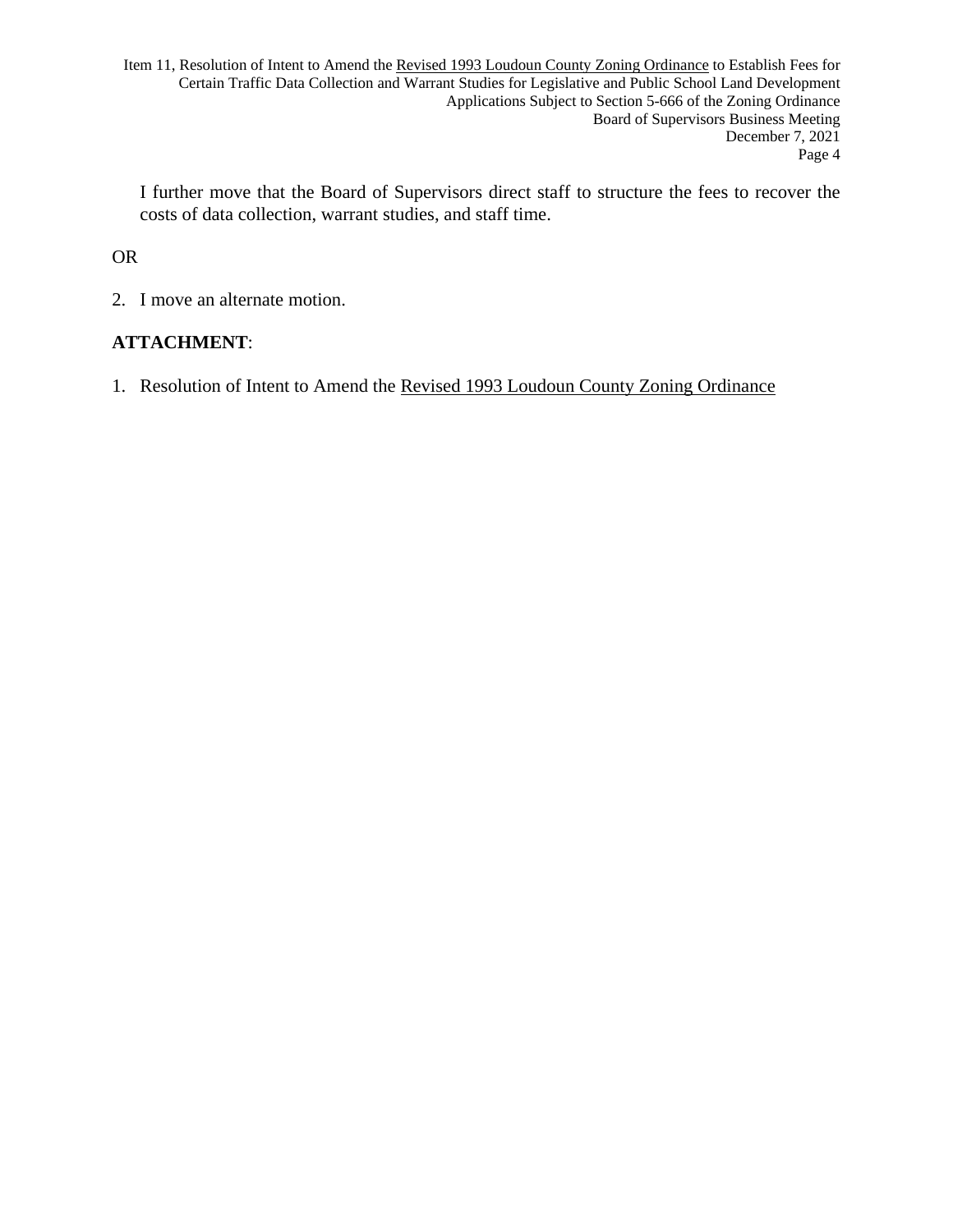I further move that the Board of Supervisors direct staff to structure the fees to recover the costs of data collection, warrant studies, and staff time.

OR

2. I move an alternate motion.

**ATTACHMENT**:

1. Resolution of Intent to Amend the Revised 1993 Loudoun County Zoning Ordinance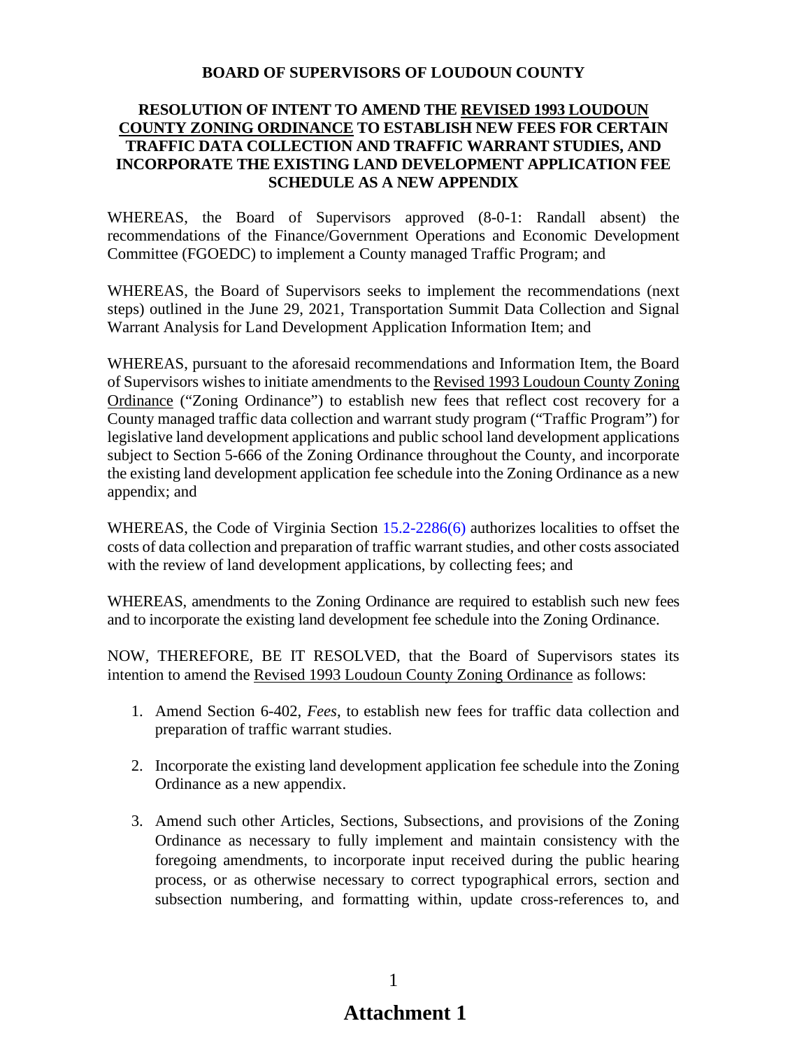**BOARD OF SUPERVISORS OF LOUDOUN COUNTY**

**RESOLUTION OF INTENT TO AMEND THE <u>REVISED 1993 LOUDOUN COUNTY ZONING ORDINANCE</u> TO ESTABLISH NEW FEES FOR CERTAIN TRAFFIC DATA COLLECTION AND TRAFFIC WARRANT STUDIES, AND INCORPORATE THE EXISTING LAND DEVELOPMENT APPLICATION FEE SCHEDULE AS A NEW APPENDIX**

WHEREAS, the Board of Supervisors approved (8-0-1: Randall absent) the recommendations of the Finance/Government Operations and Economic Development Committee (FGOEDC) to implement a County managed Traffic Program; and

WHEREAS, the Board of Supervisors seeks to implement the recommendations (next steps) outlined in the June 29, 2021, Transportation Summit Data Collection and Signal Warrant Analysis for Land Development Application Information Item; and

WHEREAS, pursuant to the aforesaid recommendations and Information Item, the Board of Supervisors wishes to initiate amendments to the <u>Revised 1993 Loudoun County Zoning Ordinance</u> ("Zoning Ordinance") to establish new fees that reflect cost recovery for a County managed traffic data collection and warrant study program ("Traffic Program") for legislative land development applications and public school land development applications subject to Section 5-666 of the Zoning Ordinance throughout the County, and incorporate the existing land development application fee schedule into the Zoning Ordinance as a new appendix; and

WHEREAS, the Code of Virginia Section 15.2-2286(6) authorizes localities to offset the costs of data collection and preparation of traffic warrant studies, and other costs associated with the review of land development applications, by collecting fees; and

WHEREAS, amendments to the Zoning Ordinance are required to establish such new fees and to incorporate the existing land development fee schedule into the Zoning Ordinance.

NOW, THEREFORE, BE IT RESOLVED, that the Board of Supervisors states its intention to amend the <u>Revised 1993 Loudoun County Zoning Ordinance</u> as follows:

1. Amend Section 6-402, *Fees*, to establish new fees for traffic data collection and preparation of traffic warrant studies.

2. Incorporate the existing land development application fee schedule into the Zoning Ordinance as a new appendix.

3. Amend such other Articles, Sections, Subsections, and provisions of the Zoning Ordinance as necessary to fully implement and maintain consistency with the foregoing amendments, to incorporate input received during the public hearing process, or as otherwise necessary to correct typographical errors, section and subsection numbering, and formatting within, update cross-references to, and

**Attachment 1**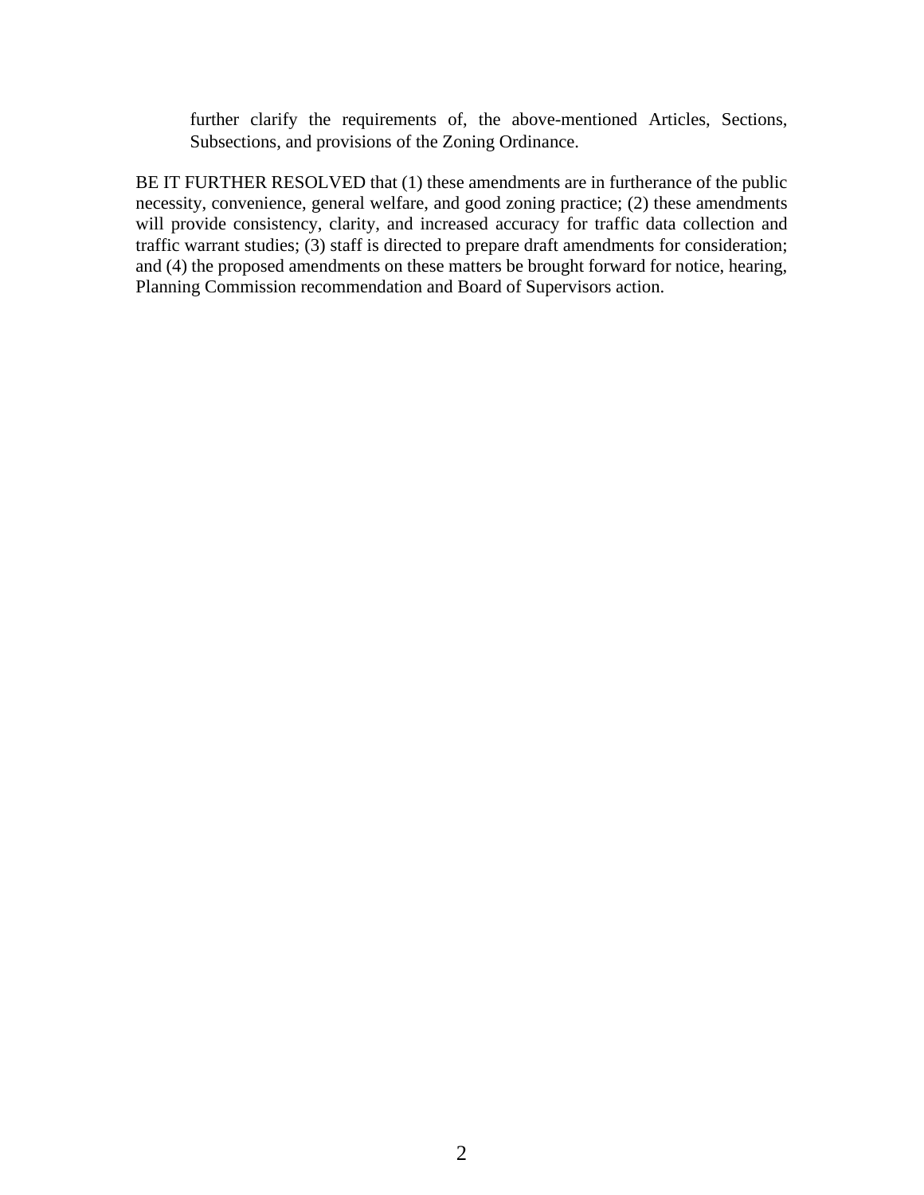further clarify the requirements of, the above-mentioned Articles, Sections, Subsections, and provisions of the Zoning Ordinance.

BE IT FURTHER RESOLVED that (1) these amendments are in furtherance of the public necessity, convenience, general welfare, and good zoning practice; (2) these amendments will provide consistency, clarity, and increased accuracy for traffic data collection and traffic warrant studies; (3) staff is directed to prepare draft amendments for consideration; and (4) the proposed amendments on these matters be brought forward for notice, hearing, Planning Commission recommendation and Board of Supervisors action.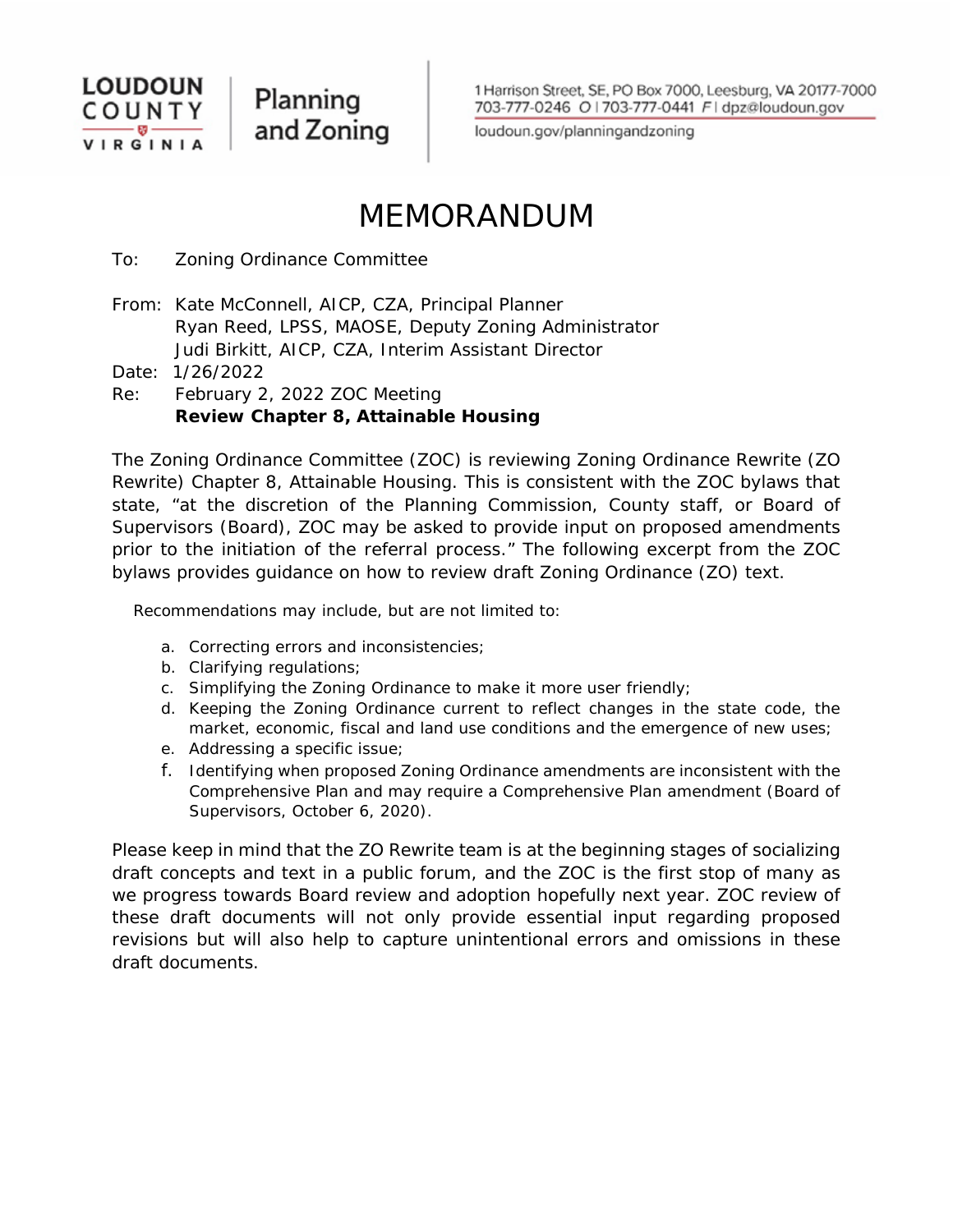LOUDOUN COUNTY VIRGINIA | Planning and Zoning

1 Harrison Street, SE, PO Box 7000, Leesburg, VA 20177-7000
703-777-0246 O | 703-777-0441 F | dpz@loudoun.gov
loudoun.gov/planningandzoning

# MEMORANDUM

To: Zoning Ordinance Committee

From: Kate McConnell, AICP, CZA, Principal Planner
Ryan Reed, LPSS, MAOSE, Deputy Zoning Administrator
Judi Birkitt, AICP, CZA, Interim Assistant Director

Date: 1/26/2022

Re: February 2, 2022 ZOC Meeting
**Review Chapter 8, Attainable Housing**

The Zoning Ordinance Committee (ZOC) is reviewing Zoning Ordinance Rewrite (ZO Rewrite) Chapter 8, Attainable Housing. This is consistent with the ZOC bylaws that state, "at the discretion of the Planning Commission, County staff, or Board of Supervisors (Board), ZOC may be asked to provide input on proposed amendments prior to the initiation of the referral process." The following excerpt from the ZOC bylaws provides guidance on how to review draft Zoning Ordinance (ZO) text.

Recommendations may include, but are not limited to:

a. Correcting errors and inconsistencies;
b. Clarifying regulations;
c. Simplifying the Zoning Ordinance to make it more user friendly;
d. Keeping the Zoning Ordinance current to reflect changes in the state code, the market, economic, fiscal and land use conditions and the emergence of new uses;
e. Addressing a specific issue;
f. Identifying when proposed Zoning Ordinance amendments are inconsistent with the Comprehensive Plan and may require a Comprehensive Plan amendment (Board of Supervisors, October 6, 2020).

Please keep in mind that the ZO Rewrite team is at the beginning stages of socializing draft concepts and text in a public forum, and the ZOC is the first stop of many as we progress towards Board review and adoption hopefully next year. ZOC review of these draft documents will not only provide essential input regarding proposed revisions but will also help to capture unintentional errors and omissions in these draft documents.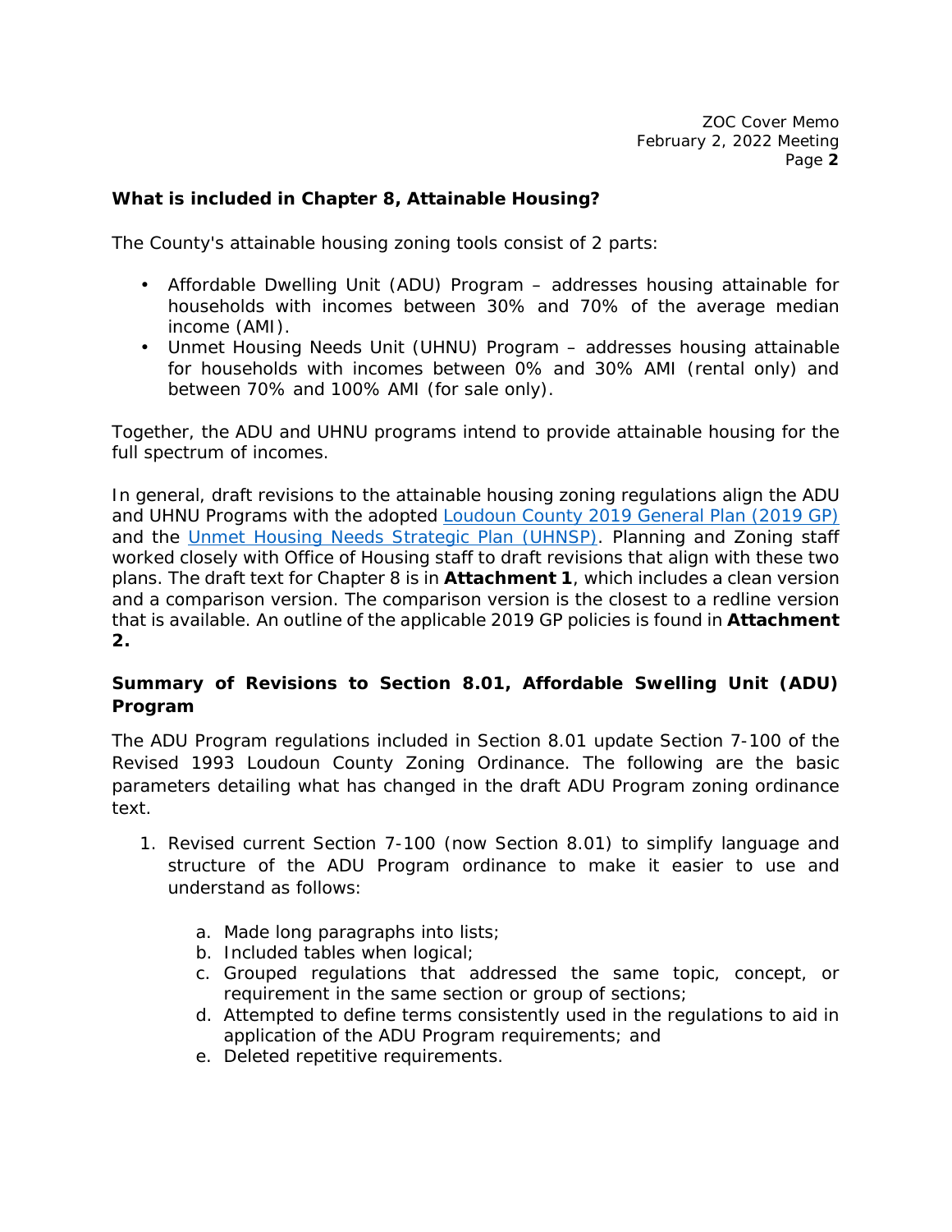**What is included in Chapter 8, Attainable Housing?**

The County's attainable housing zoning tools consist of 2 parts:

- Affordable Dwelling Unit (ADU) Program – addresses housing attainable for households with incomes between 30% and 70% of the average median income (AMI).
- Unmet Housing Needs Unit (UHNU) Program – addresses housing attainable for households with incomes between 0% and 30% AMI (rental only) and between 70% and 100% AMI (for sale only).

Together, the ADU and UHNU programs intend to provide attainable housing for the full spectrum of incomes.

In general, draft revisions to the attainable housing zoning regulations align the ADU and UHNU Programs with the adopted Loudoun County 2019 General Plan (2019 GP) and the Unmet Housing Needs Strategic Plan (UHNSP). Planning and Zoning staff worked closely with Office of Housing staff to draft revisions that align with these two plans. The draft text for Chapter 8 is in **Attachment 1**, which includes a clean version and a comparison version. The comparison version is the closest to a redline version that is available. An outline of the applicable 2019 GP policies is found in **Attachment 2.**

**Summary of Revisions to Section 8.01, Affordable Swelling Unit (ADU) Program**

The ADU Program regulations included in Section 8.01 update Section 7-100 of the Revised 1993 Loudoun County Zoning Ordinance. The following are the basic parameters detailing what has changed in the draft ADU Program zoning ordinance text.

1. Revised current Section 7-100 (now Section 8.01) to simplify language and structure of the ADU Program ordinance to make it easier to use and understand as follows:

    a. Made long paragraphs into lists;
    b. Included tables when logical;
    c. Grouped regulations that addressed the same topic, concept, or requirement in the same section or group of sections;
    d. Attempted to define terms consistently used in the regulations to aid in application of the ADU Program requirements; and
    e. Deleted repetitive requirements.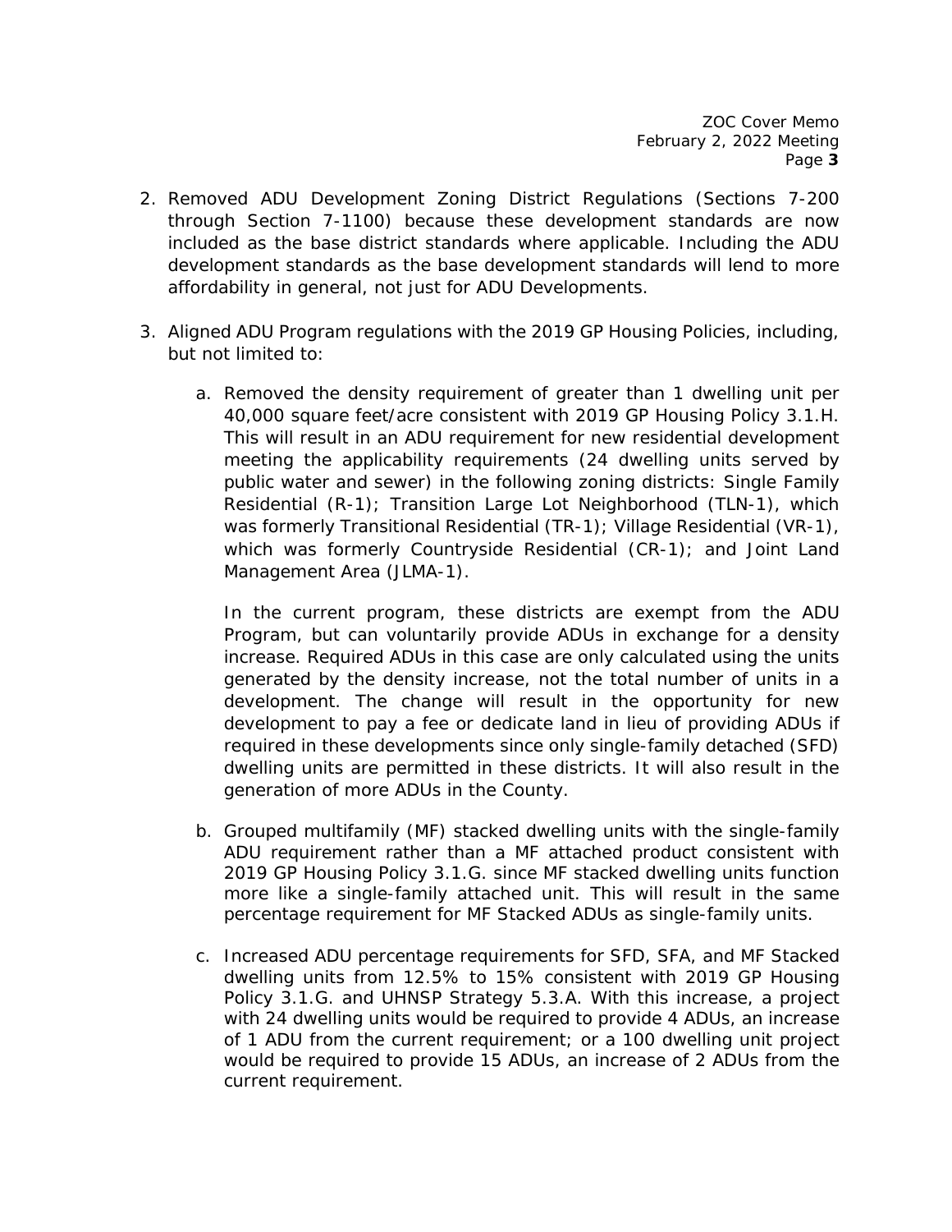2. Removed ADU Development Zoning District Regulations (Sections 7-200 through Section 7-1100) because these development standards are now included as the base district standards where applicable. Including the ADU development standards as the base development standards will lend to more affordability in general, not just for ADU Developments.

3. Aligned ADU Program regulations with the 2019 GP Housing Policies, including, but not limited to:

   a. Removed the density requirement of greater than 1 dwelling unit per 40,000 square feet/acre consistent with 2019 GP Housing Policy 3.1.H. This will result in an ADU requirement for new residential development meeting the applicability requirements (24 dwelling units served by public water and sewer) in the following zoning districts: Single Family Residential (R-1); Transition Large Lot Neighborhood (TLN-1), which was formerly Transitional Residential (TR-1); Village Residential (VR-1), which was formerly Countryside Residential (CR-1); and Joint Land Management Area (JLMA-1).

      In the current program, these districts are exempt from the ADU Program, but can voluntarily provide ADUs in exchange for a density increase. Required ADUs in this case are only calculated using the units generated by the density increase, not the total number of units in a development. The change will result in the opportunity for new development to pay a fee or dedicate land in lieu of providing ADUs if required in these developments since only single-family detached (SFD) dwelling units are permitted in these districts. It will also result in the generation of more ADUs in the County.

   b. Grouped multifamily (MF) stacked dwelling units with the single-family ADU requirement rather than a MF attached product consistent with 2019 GP Housing Policy 3.1.G. since MF stacked dwelling units function more like a single-family attached unit. This will result in the same percentage requirement for MF Stacked ADUs as single-family units.

   c. Increased ADU percentage requirements for SFD, SFA, and MF Stacked dwelling units from 12.5% to 15% consistent with 2019 GP Housing Policy 3.1.G. and UHNSP Strategy 5.3.A. With this increase, a project with 24 dwelling units would be required to provide 4 ADUs, an increase of 1 ADU from the current requirement; or a 100 dwelling unit project would be required to provide 15 ADUs, an increase of 2 ADUs from the current requirement.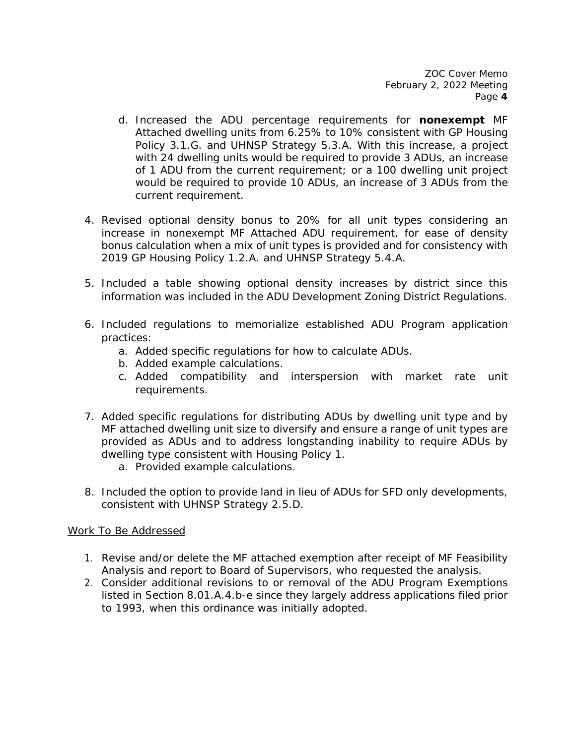d. Increased the ADU percentage requirements for **nonexempt** MF Attached dwelling units from 6.25% to 10% consistent with GP Housing Policy 3.1.G. and UHNSP Strategy 5.3.A. With this increase, a project with 24 dwelling units would be required to provide 3 ADUs, an increase of 1 ADU from the current requirement; or a 100 dwelling unit project would be required to provide 10 ADUs, an increase of 3 ADUs from the current requirement.

4. Revised optional density bonus to 20% for all unit types considering an increase in nonexempt MF Attached ADU requirement, for ease of density bonus calculation when a mix of unit types is provided and for consistency with 2019 GP Housing Policy 1.2.A. and UHNSP Strategy 5.4.A.

5. Included a table showing optional density increases by district since this information was included in the ADU Development Zoning District Regulations.

6. Included regulations to memorialize established ADU Program application practices:
   a. Added specific regulations for how to calculate ADUs.
   b. Added example calculations.
   c. Added compatibility and interspersion with market rate unit requirements.

7. Added specific regulations for distributing ADUs by dwelling unit type and by MF attached dwelling unit size to diversify and ensure a range of unit types are provided as ADUs and to address longstanding inability to require ADUs by dwelling type consistent with Housing Policy 1.
   a. Provided example calculations.

8. Included the option to provide land in lieu of ADUs for SFD only developments, consistent with UHNSP Strategy 2.5.D.

Work To Be Addressed

1. Revise and/or delete the MF attached exemption after receipt of MF Feasibility Analysis and report to Board of Supervisors, who requested the analysis.
2. Consider additional revisions to or removal of the ADU Program Exemptions listed in Section 8.01.A.4.b-e since they largely address applications filed prior to 1993, when this ordinance was initially adopted.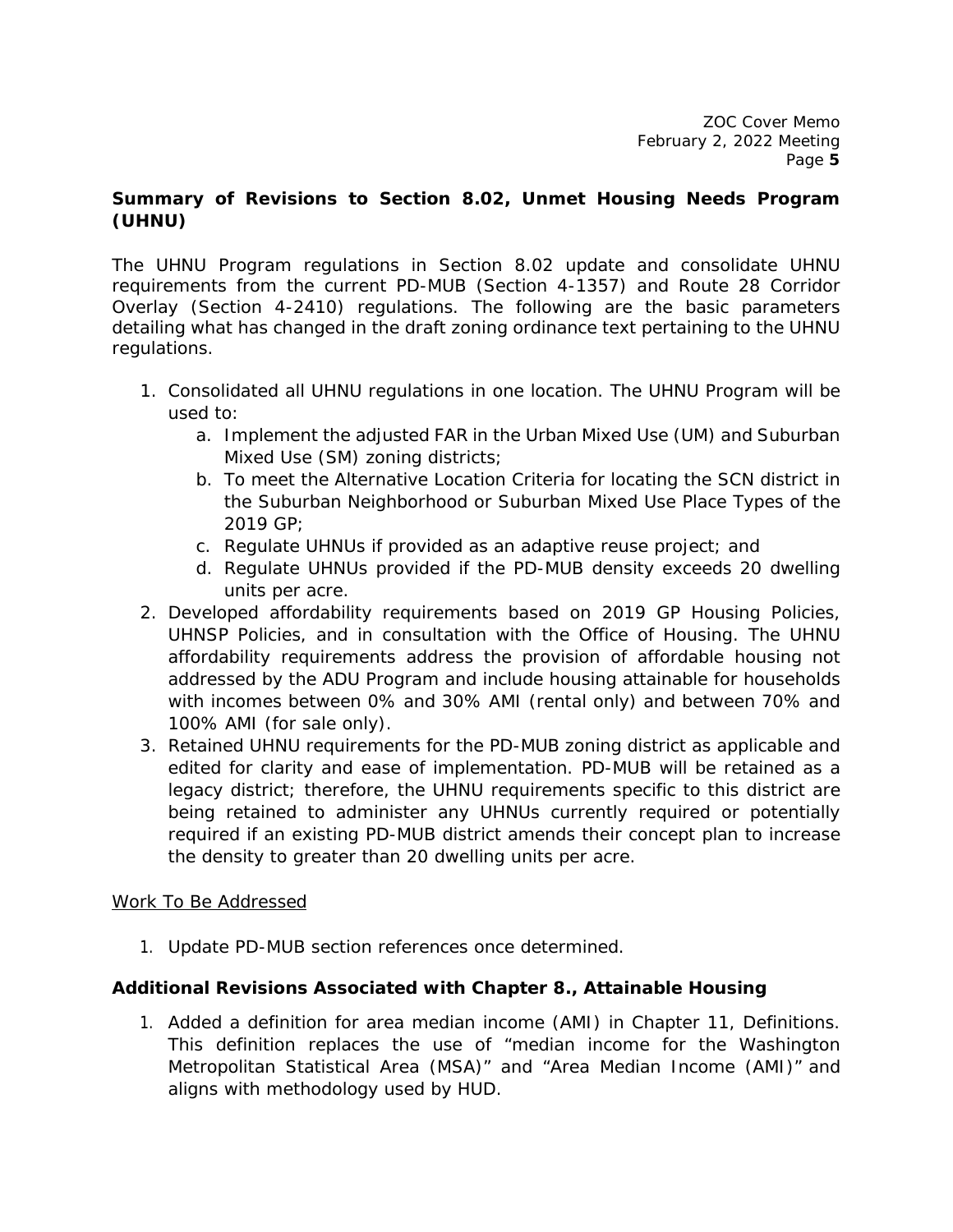**Summary of Revisions to Section 8.02, Unmet Housing Needs Program (UHNU)**

The UHNU Program regulations in Section 8.02 update and consolidate UHNU requirements from the current PD-MUB (Section 4-1357) and Route 28 Corridor Overlay (Section 4-2410) regulations. The following are the basic parameters detailing what has changed in the draft zoning ordinance text pertaining to the UHNU regulations.

1. Consolidated all UHNU regulations in one location. The UHNU Program will be used to:
   a. Implement the adjusted FAR in the Urban Mixed Use (UM) and Suburban Mixed Use (SM) zoning districts;
   b. To meet the Alternative Location Criteria for locating the SCN district in the Suburban Neighborhood or Suburban Mixed Use Place Types of the 2019 GP;
   c. Regulate UHNUs if provided as an adaptive reuse project; and
   d. Regulate UHNUs provided if the PD-MUB density exceeds 20 dwelling units per acre.
2. Developed affordability requirements based on 2019 GP Housing Policies, UHNSP Policies, and in consultation with the Office of Housing. The UHNU affordability requirements address the provision of affordable housing not addressed by the ADU Program and include housing attainable for households with incomes between 0% and 30% AMI (rental only) and between 70% and 100% AMI (for sale only).
3. Retained UHNU requirements for the PD-MUB zoning district as applicable and edited for clarity and ease of implementation. PD-MUB will be retained as a legacy district; therefore, the UHNU requirements specific to this district are being retained to administer any UHNUs currently required or potentially required if an existing PD-MUB district amends their concept plan to increase the density to greater than 20 dwelling units per acre.

<u>Work To Be Addressed</u>

1. Update PD-MUB section references once determined.

**Additional Revisions Associated with Chapter 8., Attainable Housing**

1. Added a definition for area median income (AMI) in Chapter 11, Definitions. This definition replaces the use of "median income for the Washington Metropolitan Statistical Area (MSA)" and "Area Median Income (AMI)" and aligns with methodology used by HUD.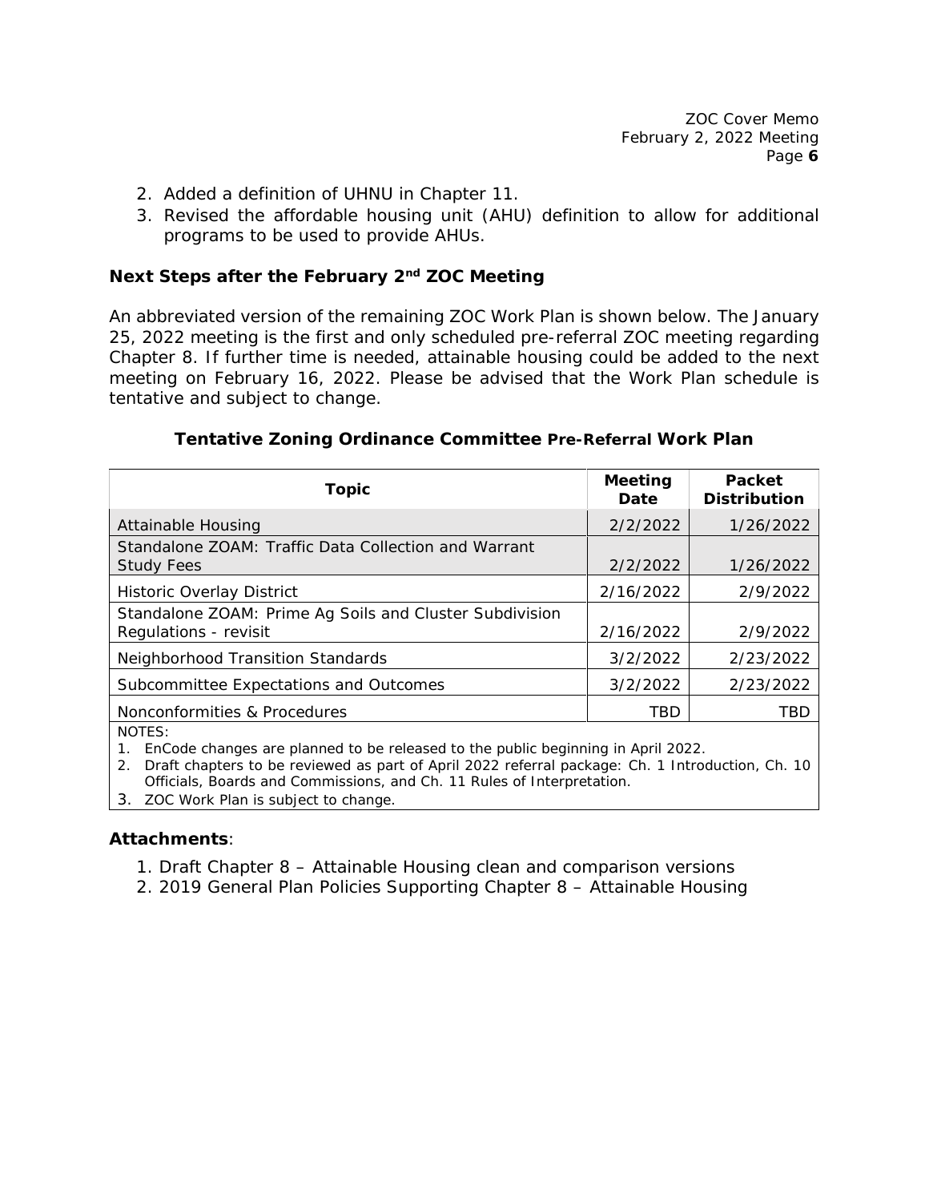2. Added a definition of UHNU in Chapter 11.
3. Revised the affordable housing unit (AHU) definition to allow for additional programs to be used to provide AHUs.

**Next Steps after the February 2nd ZOC Meeting**

An abbreviated version of the remaining ZOC Work Plan is shown below. The January 25, 2022 meeting is the first and only scheduled pre-referral ZOC meeting regarding Chapter 8. If further time is needed, attainable housing could be added to the next meeting on February 16, 2022. Please be advised that the Work Plan schedule is tentative and subject to change.

**Tentative Zoning Ordinance Committee Pre-Referral Work Plan**

| Topic | Meeting Date | Packet Distribution |
|---|---|---|
| Attainable Housing | 2/2/2022 | 1/26/2022 |
| Standalone ZOAM: Traffic Data Collection and Warrant Study Fees | 2/2/2022 | 1/26/2022 |
| Historic Overlay District | 2/16/2022 | 2/9/2022 |
| Standalone ZOAM: Prime Ag Soils and Cluster Subdivision Regulations - revisit | 2/16/2022 | 2/9/2022 |
| Neighborhood Transition Standards | 3/2/2022 | 2/23/2022 |
| Subcommittee Expectations and Outcomes | 3/2/2022 | 2/23/2022 |
| Nonconformities & Procedures | TBD | TBD |

NOTES:
1. EnCode changes are planned to be released to the public beginning in April 2022.
2. Draft chapters to be reviewed as part of April 2022 referral package: Ch. 1 Introduction, Ch. 10 Officials, Boards and Commissions, and Ch. 11 Rules of Interpretation.
3. ZOC Work Plan is subject to change.

**Attachments**:

1. Draft Chapter 8 – Attainable Housing clean and comparison versions
2. 2019 General Plan Policies Supporting Chapter 8 – Attainable Housing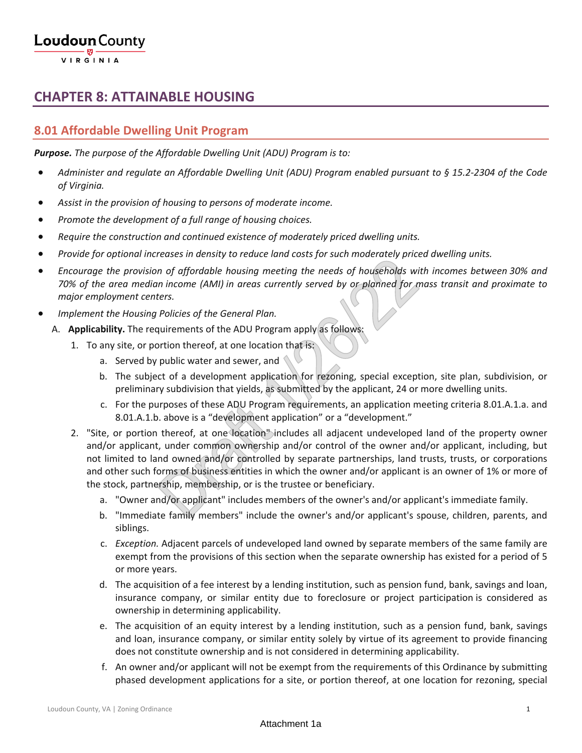# CHAPTER 8: ATTAINABLE HOUSING

## 8.01 Affordable Dwelling Unit Program

***Purpose.*** *The purpose of the Affordable Dwelling Unit (ADU) Program is to:*

- *Administer and regulate an Affordable Dwelling Unit (ADU) Program enabled pursuant to § 15.2-2304 of the Code of Virginia.*
- *Assist in the provision of housing to persons of moderate income.*
- *Promote the development of a full range of housing choices.*
- *Require the construction and continued existence of moderately priced dwelling units.*
- *Provide for optional increases in density to reduce land costs for such moderately priced dwelling units.*
- *Encourage the provision of affordable housing meeting the needs of households with incomes between 30% and 70% of the area median income (AMI) in areas currently served by or planned for mass transit and proximate to major employment centers.*
- *Implement the Housing Policies of the General Plan.*

A. **Applicability.** The requirements of the ADU Program apply as follows:

   1. To any site, or portion thereof, at one location that is:

      a. Served by public water and sewer, and

      b. The subject of a development application for rezoning, special exception, site plan, subdivision, or preliminary subdivision that yields, as submitted by the applicant, 24 or more dwelling units.

      c. For the purposes of these ADU Program requirements, an application meeting criteria 8.01.A.1.a. and 8.01.A.1.b. above is a "development application" or a "development."

   2. "Site, or portion thereof, at one location" includes all adjacent undeveloped land of the property owner and/or applicant, under common ownership and/or control of the owner and/or applicant, including, but not limited to land owned and/or controlled by separate partnerships, land trusts, trusts, or corporations and other such forms of business entities in which the owner and/or applicant is an owner of 1% or more of the stock, partnership, membership, or is the trustee or beneficiary.

      a. "Owner and/or applicant" includes members of the owner's and/or applicant's immediate family.

      b. "Immediate family members" include the owner's and/or applicant's spouse, children, parents, and siblings.

      c. *Exception.* Adjacent parcels of undeveloped land owned by separate members of the same family are exempt from the provisions of this section when the separate ownership has existed for a period of 5 or more years.

      d. The acquisition of a fee interest by a lending institution, such as pension fund, bank, savings and loan, insurance company, or similar entity due to foreclosure or project participation is considered as ownership in determining applicability.

      e. The acquisition of an equity interest by a lending institution, such as a pension fund, bank, savings and loan, insurance company, or similar entity solely by virtue of its agreement to provide financing does not constitute ownership and is not considered in determining applicability.

      f. An owner and/or applicant will not be exempt from the requirements of this Ordinance by submitting phased development applications for a site, or portion thereof, at one location for rezoning, special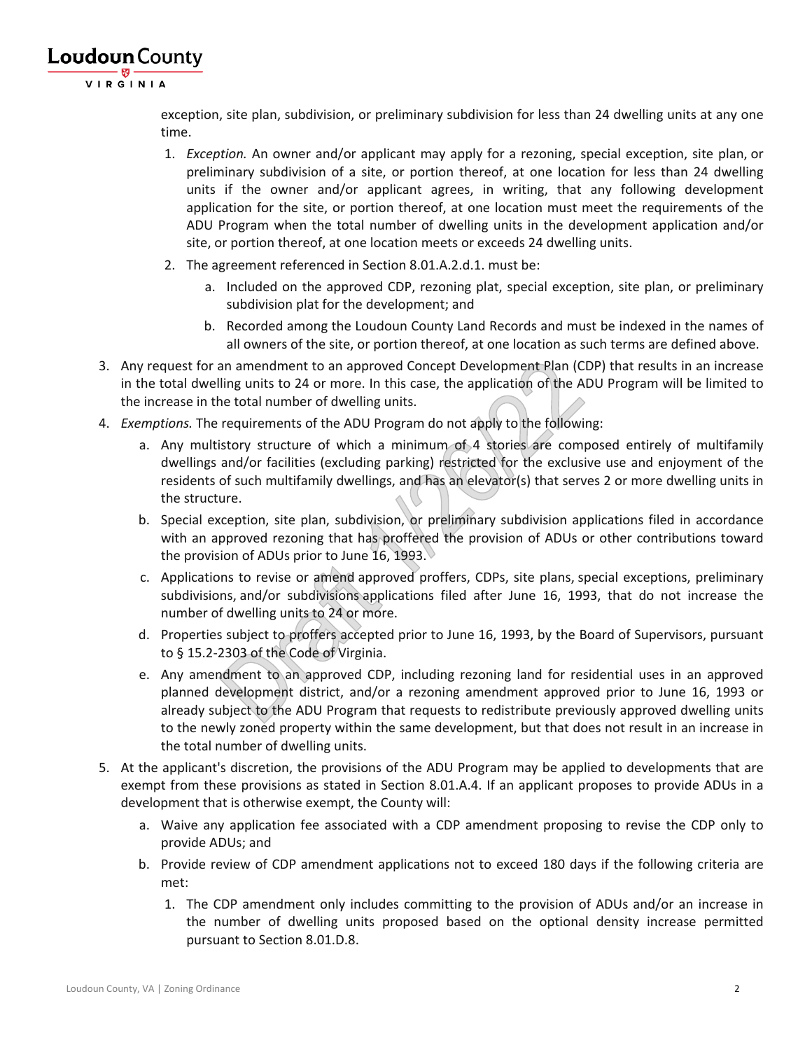exception, site plan, subdivision, or preliminary subdivision for less than 24 dwelling units at any one time.

1. *Exception.* An owner and/or applicant may apply for a rezoning, special exception, site plan, or preliminary subdivision of a site, or portion thereof, at one location for less than 24 dwelling units if the owner and/or applicant agrees, in writing, that any following development application for the site, or portion thereof, at one location must meet the requirements of the ADU Program when the total number of dwelling units in the development application and/or site, or portion thereof, at one location meets or exceeds 24 dwelling units.
2. The agreement referenced in Section 8.01.A.2.d.1. must be:
   a. Included on the approved CDP, rezoning plat, special exception, site plan, or preliminary subdivision plat for the development; and
   b. Recorded among the Loudoun County Land Records and must be indexed in the names of all owners of the site, or portion thereof, at one location as such terms are defined above.

3. Any request for an amendment to an approved Concept Development Plan (CDP) that results in an increase in the total dwelling units to 24 or more. In this case, the application of the ADU Program will be limited to the increase in the total number of dwelling units.
4. *Exemptions.* The requirements of the ADU Program do not apply to the following:
   a. Any multistory structure of which a minimum of 4 stories are composed entirely of multifamily dwellings and/or facilities (excluding parking) restricted for the exclusive use and enjoyment of the residents of such multifamily dwellings, and has an elevator(s) that serves 2 or more dwelling units in the structure.
   b. Special exception, site plan, subdivision, or preliminary subdivision applications filed in accordance with an approved rezoning that has proffered the provision of ADUs or other contributions toward the provision of ADUs prior to June 16, 1993.
   c. Applications to revise or amend approved proffers, CDPs, site plans, special exceptions, preliminary subdivisions, and/or subdivisions applications filed after June 16, 1993, that do not increase the number of dwelling units to 24 or more.
   d. Properties subject to proffers accepted prior to June 16, 1993, by the Board of Supervisors, pursuant to § 15.2-2303 of the Code of Virginia.
   e. Any amendment to an approved CDP, including rezoning land for residential uses in an approved planned development district, and/or a rezoning amendment approved prior to June 16, 1993 or already subject to the ADU Program that requests to redistribute previously approved dwelling units to the newly zoned property within the same development, but that does not result in an increase in the total number of dwelling units.
5. At the applicant's discretion, the provisions of the ADU Program may be applied to developments that are exempt from these provisions as stated in Section 8.01.A.4. If an applicant proposes to provide ADUs in a development that is otherwise exempt, the County will:
   a. Waive any application fee associated with a CDP amendment proposing to revise the CDP only to provide ADUs; and
   b. Provide review of CDP amendment applications not to exceed 180 days if the following criteria are met:
      1. The CDP amendment only includes committing to the provision of ADUs and/or an increase in the number of dwelling units proposed based on the optional density increase permitted pursuant to Section 8.01.D.8.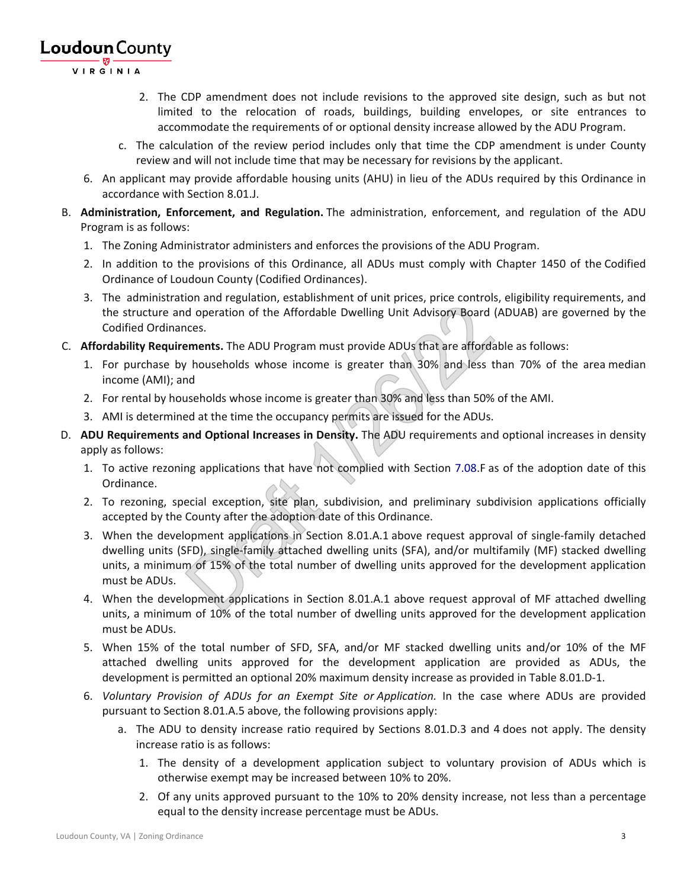2. The CDP amendment does not include revisions to the approved site design, such as but not limited to the relocation of roads, buildings, building envelopes, or site entrances to accommodate the requirements of or optional density increase allowed by the ADU Program.

c. The calculation of the review period includes only that time the CDP amendment is under County review and will not include time that may be necessary for revisions by the applicant.

6. An applicant may provide affordable housing units (AHU) in lieu of the ADUs required by this Ordinance in accordance with Section 8.01.J.

B. **Administration, Enforcement, and Regulation.** The administration, enforcement, and regulation of the ADU Program is as follows:

1. The Zoning Administrator administers and enforces the provisions of the ADU Program.
2. In addition to the provisions of this Ordinance, all ADUs must comply with Chapter 1450 of the Codified Ordinance of Loudoun County (Codified Ordinances).
3. The administration and regulation, establishment of unit prices, price controls, eligibility requirements, and the structure and operation of the Affordable Dwelling Unit Advisory Board (ADUAB) are governed by the Codified Ordinances.

C. **Affordability Requirements.** The ADU Program must provide ADUs that are affordable as follows:

1. For purchase by households whose income is greater than 30% and less than 70% of the area median income (AMI); and
2. For rental by households whose income is greater than 30% and less than 50% of the AMI.
3. AMI is determined at the time the occupancy permits are issued for the ADUs.

D. **ADU Requirements and Optional Increases in Density.** The ADU requirements and optional increases in density apply as follows:

1. To active rezoning applications that have not complied with Section 7.08.F as of the adoption date of this Ordinance.
2. To rezoning, special exception, site plan, subdivision, and preliminary subdivision applications officially accepted by the County after the adoption date of this Ordinance.
3. When the development applications in Section 8.01.A.1 above request approval of single-family detached dwelling units (SFD), single-family attached dwelling units (SFA), and/or multifamily (MF) stacked dwelling units, a minimum of 15% of the total number of dwelling units approved for the development application must be ADUs.
4. When the development applications in Section 8.01.A.1 above request approval of MF attached dwelling units, a minimum of 10% of the total number of dwelling units approved for the development application must be ADUs.
5. When 15% of the total number of SFD, SFA, and/or MF stacked dwelling units and/or 10% of the MF attached dwelling units approved for the development application are provided as ADUs, the development is permitted an optional 20% maximum density increase as provided in Table 8.01.D-1.
6. *Voluntary Provision of ADUs for an Exempt Site or Application.* In the case where ADUs are provided pursuant to Section 8.01.A.5 above, the following provisions apply:

   a. The ADU to density increase ratio required by Sections 8.01.D.3 and 4 does not apply. The density increase ratio is as follows:

      1. The density of a development application subject to voluntary provision of ADUs which is otherwise exempt may be increased between 10% to 20%.
      2. Of any units approved pursuant to the 10% to 20% density increase, not less than a percentage equal to the density increase percentage must be ADUs.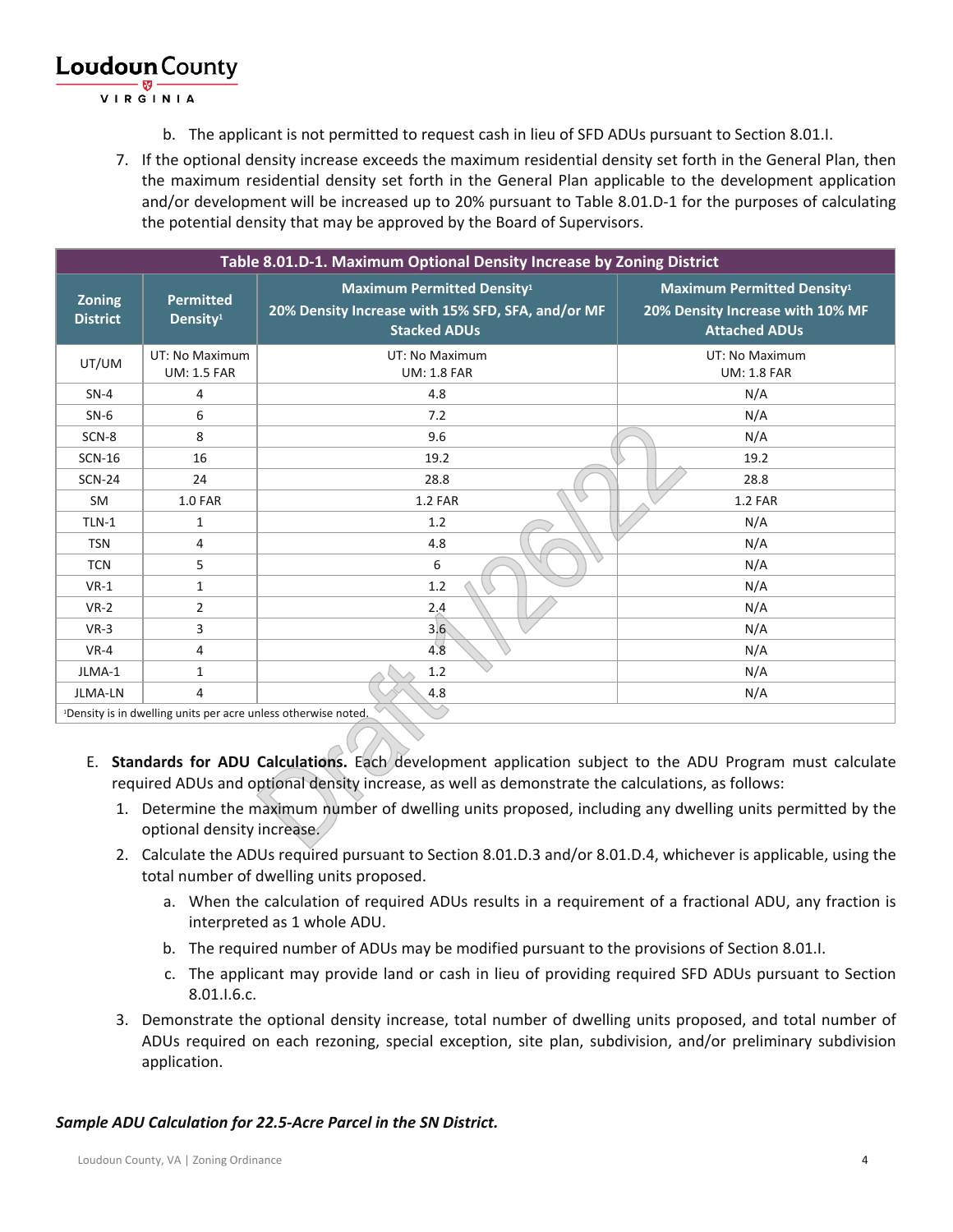b. The applicant is not permitted to request cash in lieu of SFD ADUs pursuant to Section 8.01.I.

7. If the optional density increase exceeds the maximum residential density set forth in the General Plan, then the maximum residential density set forth in the General Plan applicable to the development application and/or development will be increased up to 20% pursuant to Table 8.01.D-1 for the purposes of calculating the potential density that may be approved by the Board of Supervisors.

| Table 8.01.D-1. Maximum Optional Density Increase by Zoning District | | | |
|---|---|---|---|
| Zoning District | Permitted Density[1] | Maximum Permitted Density[1] 20% Density Increase with 15% SFD, SFA, and/or MF Stacked ADUs | Maximum Permitted Density[1] 20% Density Increase with 10% MF Attached ADUs |
| UT/UM | UT: No Maximum UM: 1.5 FAR | UT: No Maximum UM: 1.8 FAR | UT: No Maximum UM: 1.8 FAR |
| SN-4 | 4 | 4.8 | N/A |
| SN-6 | 6 | 7.2 | N/A |
| SCN-8 | 8 | 9.6 | N/A |
| SCN-16 | 16 | 19.2 | 19.2 |
| SCN-24 | 24 | 28.8 | 28.8 |
| SM | 1.0 FAR | 1.2 FAR | 1.2 FAR |
| TLN-1 | 1 | 1.2 | N/A |
| TSN | 4 | 4.8 | N/A |
| TCN | 5 | 6 | N/A |
| VR-1 | 1 | 1.2 | N/A |
| VR-2 | 2 | 2.4 | N/A |
| VR-3 | 3 | 3.6 | N/A |
| VR-4 | 4 | 4.8 | N/A |
| JLMA-1 | 1 | 1.2 | N/A |
| JLMA-LN | 4 | 4.8 | N/A |

[1]Density is in dwelling units per acre unless otherwise noted.

E. **Standards for ADU Calculations.** Each development application subject to the ADU Program must calculate required ADUs and optional density increase, as well as demonstrate the calculations, as follows:

1. Determine the maximum number of dwelling units proposed, including any dwelling units permitted by the optional density increase.
2. Calculate the ADUs required pursuant to Section 8.01.D.3 and/or 8.01.D.4, whichever is applicable, using the total number of dwelling units proposed.
   a. When the calculation of required ADUs results in a requirement of a fractional ADU, any fraction is interpreted as 1 whole ADU.
   b. The required number of ADUs may be modified pursuant to the provisions of Section 8.01.I.
   c. The applicant may provide land or cash in lieu of providing required SFD ADUs pursuant to Section 8.01.I.6.c.
3. Demonstrate the optional density increase, total number of dwelling units proposed, and total number of ADUs required on each rezoning, special exception, site plan, subdivision, and/or preliminary subdivision application.

***Sample ADU Calculation for 22.5-Acre Parcel in the SN District.***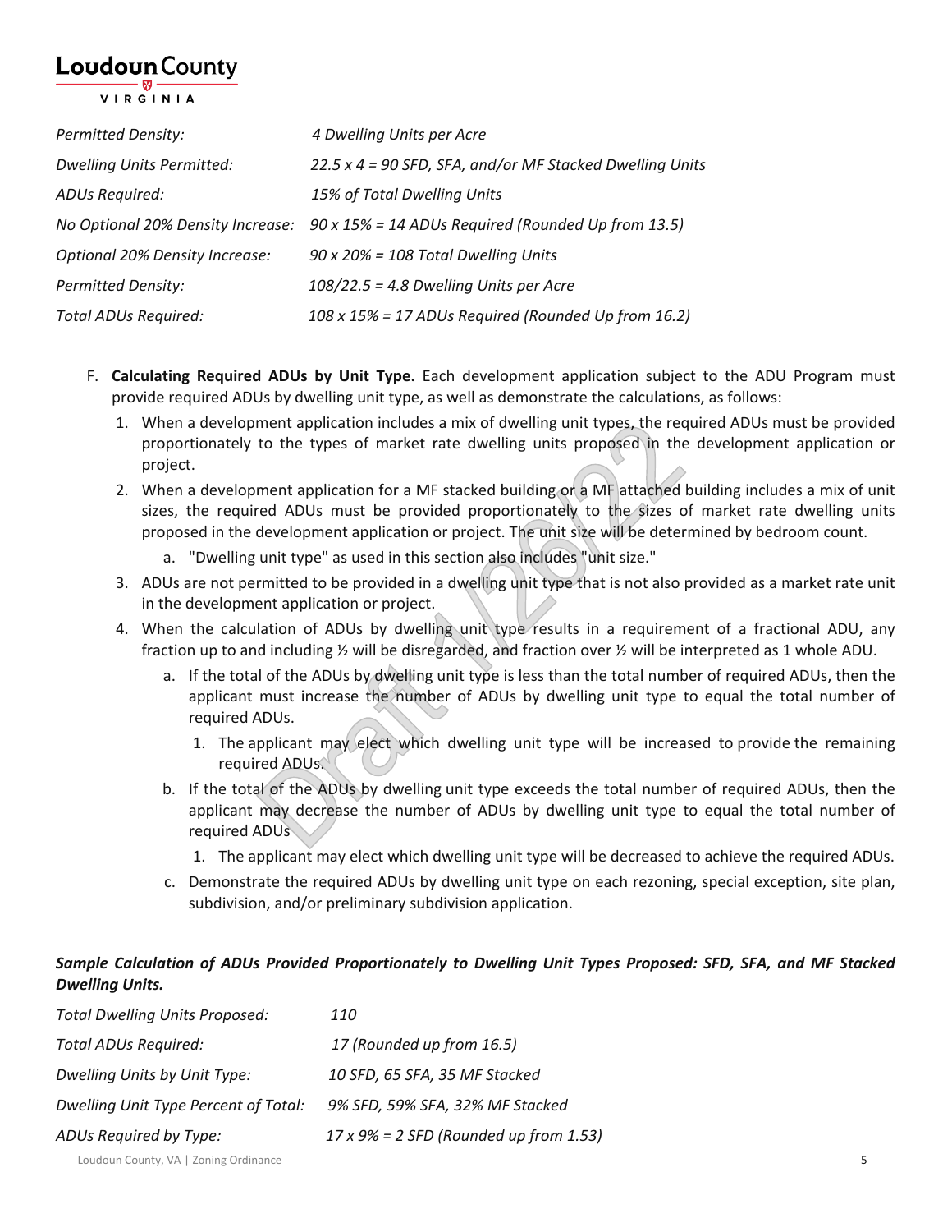*Permitted Density:* *4 Dwelling Units per Acre*

*Dwelling Units Permitted:* *22.5 x 4 = 90 SFD, SFA, and/or MF Stacked Dwelling Units*

*ADUs Required:* *15% of Total Dwelling Units*

*No Optional 20% Density Increase:* *90 x 15% = 14 ADUs Required (Rounded Up from 13.5)*

*Optional 20% Density Increase:* *90 x 20% = 108 Total Dwelling Units*

*Permitted Density:* *108/22.5 = 4.8 Dwelling Units per Acre*

*Total ADUs Required:* *108 x 15% = 17 ADUs Required (Rounded Up from 16.2)*

F. **Calculating Required ADUs by Unit Type.** Each development application subject to the ADU Program must provide required ADUs by dwelling unit type, as well as demonstrate the calculations, as follows:

1. When a development application includes a mix of dwelling unit types, the required ADUs must be provided proportionately to the types of market rate dwelling units proposed in the development application or project.
2. When a development application for a MF stacked building or a MF attached building includes a mix of unit sizes, the required ADUs must be provided proportionately to the sizes of market rate dwelling units proposed in the development application or project. The unit size will be determined by bedroom count.
   a. "Dwelling unit type" as used in this section also includes "unit size."
3. ADUs are not permitted to be provided in a dwelling unit type that is not also provided as a market rate unit in the development application or project.
4. When the calculation of ADUs by dwelling unit type results in a requirement of a fractional ADU, any fraction up to and including ½ will be disregarded, and fraction over ½ will be interpreted as 1 whole ADU.
   a. If the total of the ADUs by dwelling unit type is less than the total number of required ADUs, then the applicant must increase the number of ADUs by dwelling unit type to equal the total number of required ADUs.
      1. The applicant may elect which dwelling unit type will be increased to provide the remaining required ADUs.
   b. If the total of the ADUs by dwelling unit type exceeds the total number of required ADUs, then the applicant may decrease the number of ADUs by dwelling unit type to equal the total number of required ADUs
      1. The applicant may elect which dwelling unit type will be decreased to achieve the required ADUs.
   c. Demonstrate the required ADUs by dwelling unit type on each rezoning, special exception, site plan, subdivision, and/or preliminary subdivision application.

***Sample Calculation of ADUs Provided Proportionately to Dwelling Unit Types Proposed: SFD, SFA, and MF Stacked Dwelling Units.***

*Total Dwelling Units Proposed:* *110*

*Total ADUs Required:* *17 (Rounded up from 16.5)*

*Dwelling Units by Unit Type:* *10 SFD, 65 SFA, 35 MF Stacked*

*Dwelling Unit Type Percent of Total:* *9% SFD, 59% SFA, 32% MF Stacked*

*ADUs Required by Type:* *17 x 9% = 2 SFD (Rounded up from 1.53)*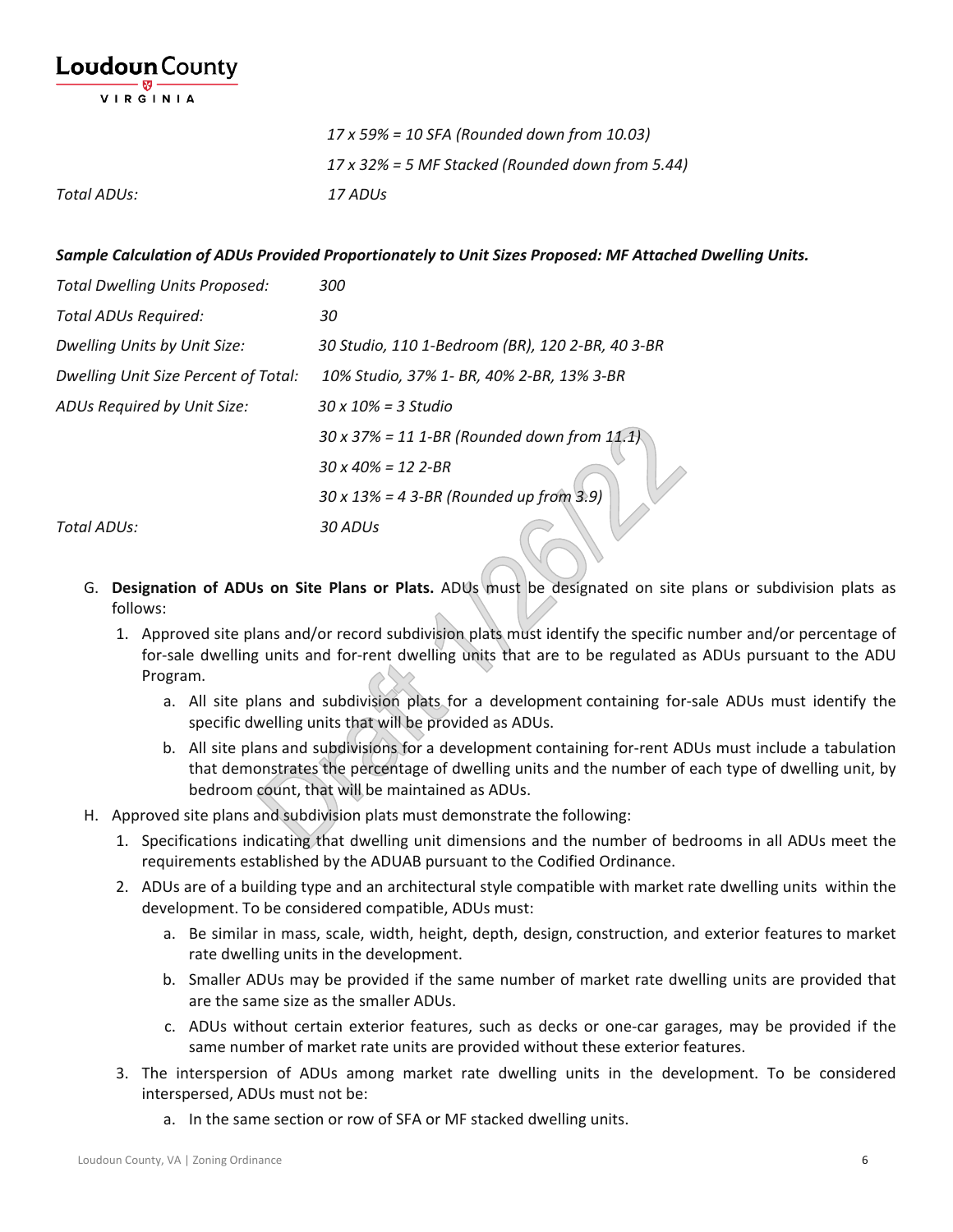| | |
|---|---|
| | *17 x 59% = 10 SFA (Rounded down from 10.03)* |
| | *17 x 32% = 5 MF Stacked (Rounded down from 5.44)* |
| *Total ADUs:* | *17 ADUs* |

***Sample Calculation of ADUs Provided Proportionately to Unit Sizes Proposed: MF Attached Dwelling Units.***

| | |
|---|---|
| *Total Dwelling Units Proposed:* | *300* |
| *Total ADUs Required:* | *30* |
| *Dwelling Units by Unit Size:* | *30 Studio, 110 1-Bedroom (BR), 120 2-BR, 40 3-BR* |
| *Dwelling Unit Size Percent of Total:* | *10% Studio, 37% 1- BR, 40% 2-BR, 13% 3-BR* |
| *ADUs Required by Unit Size:* | *30 x 10% = 3 Studio* |
| | *30 x 37% = 11 1-BR (Rounded down from 11.1)* |
| | *30 x 40% = 12 2-BR* |
| | *30 x 13% = 4 3-BR (Rounded up from 3.9)* |
| *Total ADUs:* | *30 ADUs* |

G. **Designation of ADUs on Site Plans or Plats.** ADUs must be designated on site plans or subdivision plats as follows:

1. Approved site plans and/or record subdivision plats must identify the specific number and/or percentage of for-sale dwelling units and for-rent dwelling units that are to be regulated as ADUs pursuant to the ADU Program.
    a. All site plans and subdivision plats for a development containing for-sale ADUs must identify the specific dwelling units that will be provided as ADUs.
    b. All site plans and subdivisions for a development containing for-rent ADUs must include a tabulation that demonstrates the percentage of dwelling units and the number of each type of dwelling unit, by bedroom count, that will be maintained as ADUs.

H. Approved site plans and subdivision plats must demonstrate the following:

1. Specifications indicating that dwelling unit dimensions and the number of bedrooms in all ADUs meet the requirements established by the ADUAB pursuant to the Codified Ordinance.
2. ADUs are of a building type and an architectural style compatible with market rate dwelling units within the development. To be considered compatible, ADUs must:
    a. Be similar in mass, scale, width, height, depth, design, construction, and exterior features to market rate dwelling units in the development.
    b. Smaller ADUs may be provided if the same number of market rate dwelling units are provided that are the same size as the smaller ADUs.
    c. ADUs without certain exterior features, such as decks or one-car garages, may be provided if the same number of market rate units are provided without these exterior features.
3. The interspersion of ADUs among market rate dwelling units in the development. To be considered interspersed, ADUs must not be:
    a. In the same section or row of SFA or MF stacked dwelling units.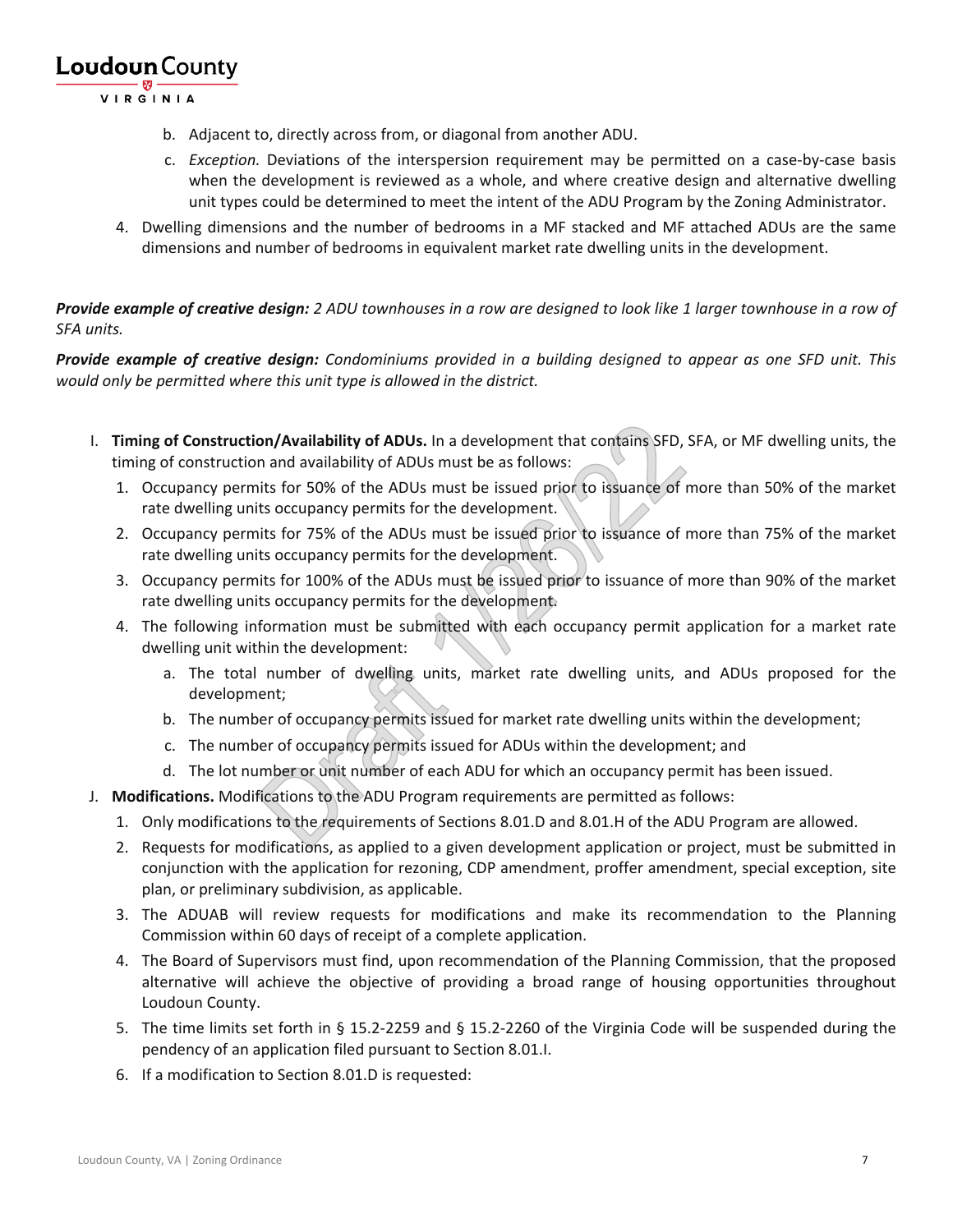b. Adjacent to, directly across from, or diagonal from another ADU.

   c. *Exception.* Deviations of the interspersion requirement may be permitted on a case-by-case basis when the development is reviewed as a whole, and where creative design and alternative dwelling unit types could be determined to meet the intent of the ADU Program by the Zoning Administrator.

4. Dwelling dimensions and the number of bedrooms in a MF stacked and MF attached ADUs are the same dimensions and number of bedrooms in equivalent market rate dwelling units in the development.

***Provide example of creative design:*** *2 ADU townhouses in a row are designed to look like 1 larger townhouse in a row of SFA units.*

***Provide example of creative design:*** *Condominiums provided in a building designed to appear as one SFD unit. This would only be permitted where this unit type is allowed in the district.*

I. **Timing of Construction/Availability of ADUs.** In a development that contains SFD, SFA, or MF dwelling units, the timing of construction and availability of ADUs must be as follows:

   1. Occupancy permits for 50% of the ADUs must be issued prior to issuance of more than 50% of the market rate dwelling units occupancy permits for the development.
   2. Occupancy permits for 75% of the ADUs must be issued prior to issuance of more than 75% of the market rate dwelling units occupancy permits for the development.
   3. Occupancy permits for 100% of the ADUs must be issued prior to issuance of more than 90% of the market rate dwelling units occupancy permits for the development.
   4. The following information must be submitted with each occupancy permit application for a market rate dwelling unit within the development:
      a. The total number of dwelling units, market rate dwelling units, and ADUs proposed for the development;
      b. The number of occupancy permits issued for market rate dwelling units within the development;
      c. The number of occupancy permits issued for ADUs within the development; and
      d. The lot number or unit number of each ADU for which an occupancy permit has been issued.

J. **Modifications.** Modifications to the ADU Program requirements are permitted as follows:

   1. Only modifications to the requirements of Sections 8.01.D and 8.01.H of the ADU Program are allowed.
   2. Requests for modifications, as applied to a given development application or project, must be submitted in conjunction with the application for rezoning, CDP amendment, proffer amendment, special exception, site plan, or preliminary subdivision, as applicable.
   3. The ADUAB will review requests for modifications and make its recommendation to the Planning Commission within 60 days of receipt of a complete application.
   4. The Board of Supervisors must find, upon recommendation of the Planning Commission, that the proposed alternative will achieve the objective of providing a broad range of housing opportunities throughout Loudoun County.
   5. The time limits set forth in § 15.2-2259 and § 15.2-2260 of the Virginia Code will be suspended during the pendency of an application filed pursuant to Section 8.01.I.
   6. If a modification to Section 8.01.D is requested: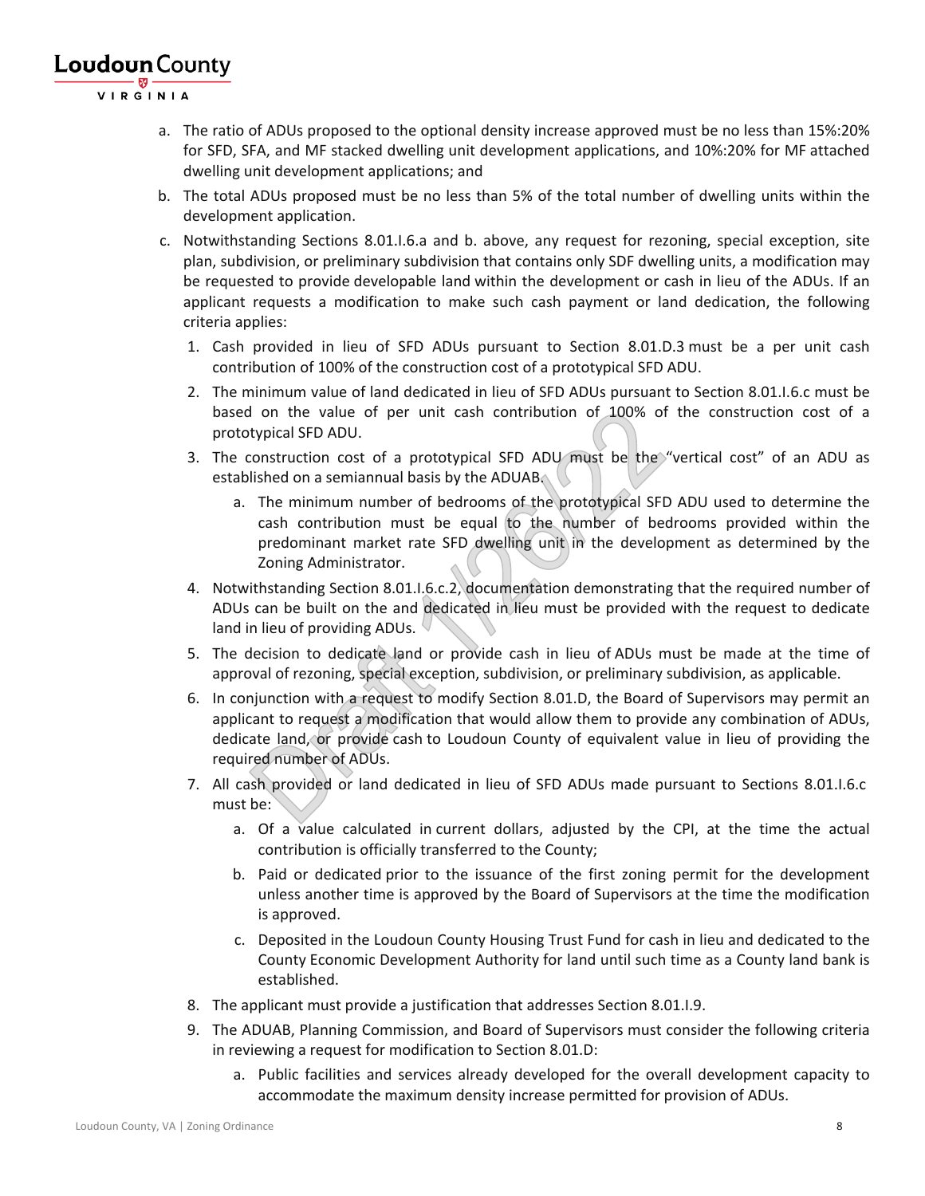a. The ratio of ADUs proposed to the optional density increase approved must be no less than 15%:20% for SFD, SFA, and MF stacked dwelling unit development applications, and 10%:20% for MF attached dwelling unit development applications; and

b. The total ADUs proposed must be no less than 5% of the total number of dwelling units within the development application.

c. Notwithstanding Sections 8.01.I.6.a and b. above, any request for rezoning, special exception, site plan, subdivision, or preliminary subdivision that contains only SDF dwelling units, a modification may be requested to provide developable land within the development or cash in lieu of the ADUs. If an applicant requests a modification to make such cash payment or land dedication, the following criteria applies:

   1. Cash provided in lieu of SFD ADUs pursuant to Section 8.01.D.3 must be a per unit cash contribution of 100% of the construction cost of a prototypical SFD ADU.
   2. The minimum value of land dedicated in lieu of SFD ADUs pursuant to Section 8.01.I.6.c must be based on the value of per unit cash contribution of 100% of the construction cost of a prototypical SFD ADU.
   3. The construction cost of a prototypical SFD ADU must be the "vertical cost" of an ADU as established on a semiannual basis by the ADUAB.
      a. The minimum number of bedrooms of the prototypical SFD ADU used to determine the cash contribution must be equal to the number of bedrooms provided within the predominant market rate SFD dwelling unit in the development as determined by the Zoning Administrator.
   4. Notwithstanding Section 8.01.I.6.c.2, documentation demonstrating that the required number of ADUs can be built on the and dedicated in lieu must be provided with the request to dedicate land in lieu of providing ADUs.
   5. The decision to dedicate land or provide cash in lieu of ADUs must be made at the time of approval of rezoning, special exception, subdivision, or preliminary subdivision, as applicable.
   6. In conjunction with a request to modify Section 8.01.D, the Board of Supervisors may permit an applicant to request a modification that would allow them to provide any combination of ADUs, dedicate land, or provide cash to Loudoun County of equivalent value in lieu of providing the required number of ADUs.
   7. All cash provided or land dedicated in lieu of SFD ADUs made pursuant to Sections 8.01.I.6.c must be:
      a. Of a value calculated in current dollars, adjusted by the CPI, at the time the actual contribution is officially transferred to the County;
      b. Paid or dedicated prior to the issuance of the first zoning permit for the development unless another time is approved by the Board of Supervisors at the time the modification is approved.
      c. Deposited in the Loudoun County Housing Trust Fund for cash in lieu and dedicated to the County Economic Development Authority for land until such time as a County land bank is established.
   8. The applicant must provide a justification that addresses Section 8.01.I.9.
   9. The ADUAB, Planning Commission, and Board of Supervisors must consider the following criteria in reviewing a request for modification to Section 8.01.D:
      a. Public facilities and services already developed for the overall development capacity to accommodate the maximum density increase permitted for provision of ADUs.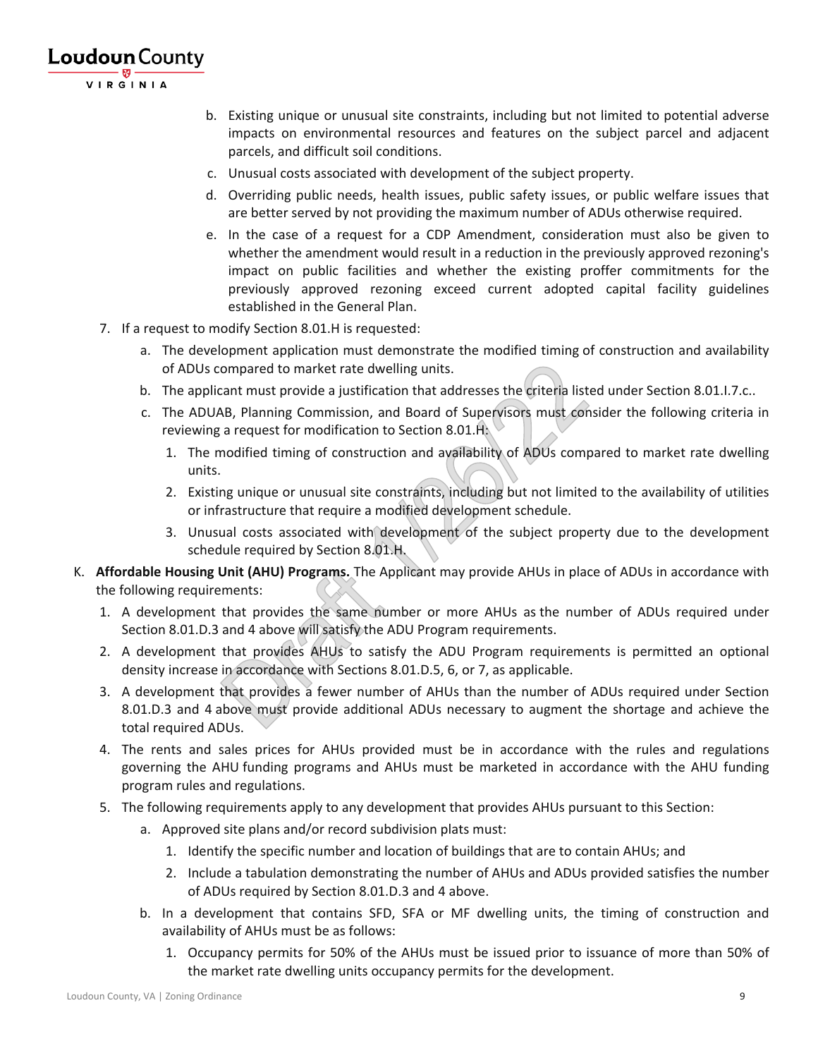b. Existing unique or unusual site constraints, including but not limited to potential adverse impacts on environmental resources and features on the subject parcel and adjacent parcels, and difficult soil conditions.

c. Unusual costs associated with development of the subject property.

d. Overriding public needs, health issues, public safety issues, or public welfare issues that are better served by not providing the maximum number of ADUs otherwise required.

e. In the case of a request for a CDP Amendment, consideration must also be given to whether the amendment would result in a reduction in the previously approved rezoning's impact on public facilities and whether the existing proffer commitments for the previously approved rezoning exceed current adopted capital facility guidelines established in the General Plan.

7. If a request to modify Section 8.01.H is requested:

   a. The development application must demonstrate the modified timing of construction and availability of ADUs compared to market rate dwelling units.

   b. The applicant must provide a justification that addresses the criteria listed under Section 8.01.I.7.c..

   c. The ADUAB, Planning Commission, and Board of Supervisors must consider the following criteria in reviewing a request for modification to Section 8.01.H:

      1. The modified timing of construction and availability of ADUs compared to market rate dwelling units.

      2. Existing unique or unusual site constraints, including but not limited to the availability of utilities or infrastructure that require a modified development schedule.

      3. Unusual costs associated with development of the subject property due to the development schedule required by Section 8.01.H.

K. **Affordable Housing Unit (AHU) Programs.** The Applicant may provide AHUs in place of ADUs in accordance with the following requirements:

1. A development that provides the same number or more AHUs as the number of ADUs required under Section 8.01.D.3 and 4 above will satisfy the ADU Program requirements.

2. A development that provides AHUs to satisfy the ADU Program requirements is permitted an optional density increase in accordance with Sections 8.01.D.5, 6, or 7, as applicable.

3. A development that provides a fewer number of AHUs than the number of ADUs required under Section 8.01.D.3 and 4 above must provide additional ADUs necessary to augment the shortage and achieve the total required ADUs.

4. The rents and sales prices for AHUs provided must be in accordance with the rules and regulations governing the AHU funding programs and AHUs must be marketed in accordance with the AHU funding program rules and regulations.

5. The following requirements apply to any development that provides AHUs pursuant to this Section:

   a. Approved site plans and/or record subdivision plats must:

      1. Identify the specific number and location of buildings that are to contain AHUs; and

      2. Include a tabulation demonstrating the number of AHUs and ADUs provided satisfies the number of ADUs required by Section 8.01.D.3 and 4 above.

   b. In a development that contains SFD, SFA or MF dwelling units, the timing of construction and availability of AHUs must be as follows:

      1. Occupancy permits for 50% of the AHUs must be issued prior to issuance of more than 50% of the market rate dwelling units occupancy permits for the development.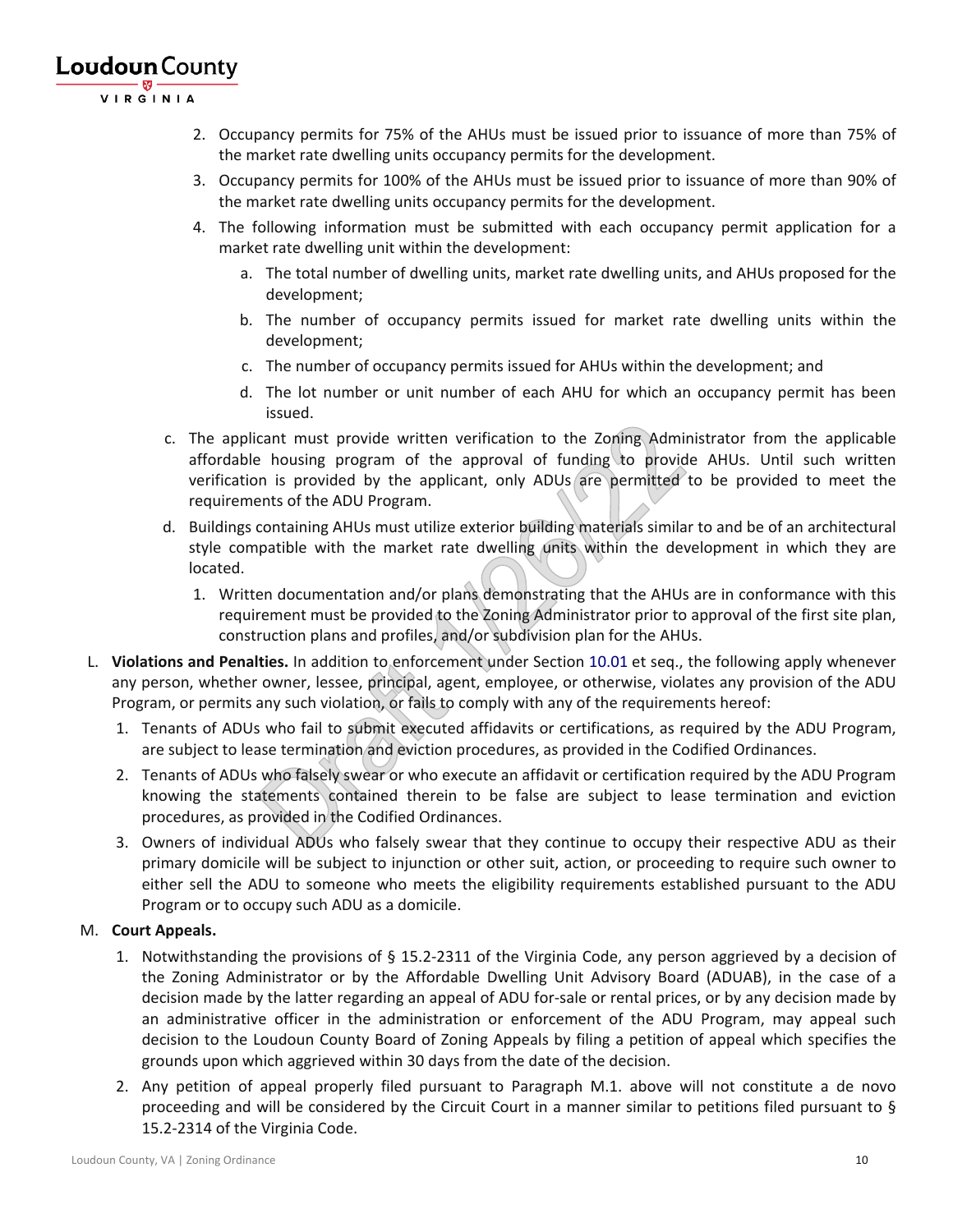2. Occupancy permits for 75% of the AHUs must be issued prior to issuance of more than 75% of the market rate dwelling units occupancy permits for the development.
3. Occupancy permits for 100% of the AHUs must be issued prior to issuance of more than 90% of the market rate dwelling units occupancy permits for the development.
4. The following information must be submitted with each occupancy permit application for a market rate dwelling unit within the development:
   a. The total number of dwelling units, market rate dwelling units, and AHUs proposed for the development;
   b. The number of occupancy permits issued for market rate dwelling units within the development;
   c. The number of occupancy permits issued for AHUs within the development; and
   d. The lot number or unit number of each AHU for which an occupancy permit has been issued.

c. The applicant must provide written verification to the Zoning Administrator from the applicable affordable housing program of the approval of funding to provide AHUs. Until such written verification is provided by the applicant, only ADUs are permitted to be provided to meet the requirements of the ADU Program.

d. Buildings containing AHUs must utilize exterior building materials similar to and be of an architectural style compatible with the market rate dwelling units within the development in which they are located.
   1. Written documentation and/or plans demonstrating that the AHUs are in conformance with this requirement must be provided to the Zoning Administrator prior to approval of the first site plan, construction plans and profiles, and/or subdivision plan for the AHUs.

L. **Violations and Penalties.** In addition to enforcement under Section 10.01 et seq., the following apply whenever any person, whether owner, lessee, principal, agent, employee, or otherwise, violates any provision of the ADU Program, or permits any such violation, or fails to comply with any of the requirements hereof:
   1. Tenants of ADUs who fail to submit executed affidavits or certifications, as required by the ADU Program, are subject to lease termination and eviction procedures, as provided in the Codified Ordinances.
   2. Tenants of ADUs who falsely swear or who execute an affidavit or certification required by the ADU Program knowing the statements contained therein to be false are subject to lease termination and eviction procedures, as provided in the Codified Ordinances.
   3. Owners of individual ADUs who falsely swear that they continue to occupy their respective ADU as their primary domicile will be subject to injunction or other suit, action, or proceeding to require such owner to either sell the ADU to someone who meets the eligibility requirements established pursuant to the ADU Program or to occupy such ADU as a domicile.

M. **Court Appeals.**
   1. Notwithstanding the provisions of § 15.2-2311 of the Virginia Code, any person aggrieved by a decision of the Zoning Administrator or by the Affordable Dwelling Unit Advisory Board (ADUAB), in the case of a decision made by the latter regarding an appeal of ADU for-sale or rental prices, or by any decision made by an administrative officer in the administration or enforcement of the ADU Program, may appeal such decision to the Loudoun County Board of Zoning Appeals by filing a petition of appeal which specifies the grounds upon which aggrieved within 30 days from the date of the decision.
   2. Any petition of appeal properly filed pursuant to Paragraph M.1. above will not constitute a de novo proceeding and will be considered by the Circuit Court in a manner similar to petitions filed pursuant to § 15.2-2314 of the Virginia Code.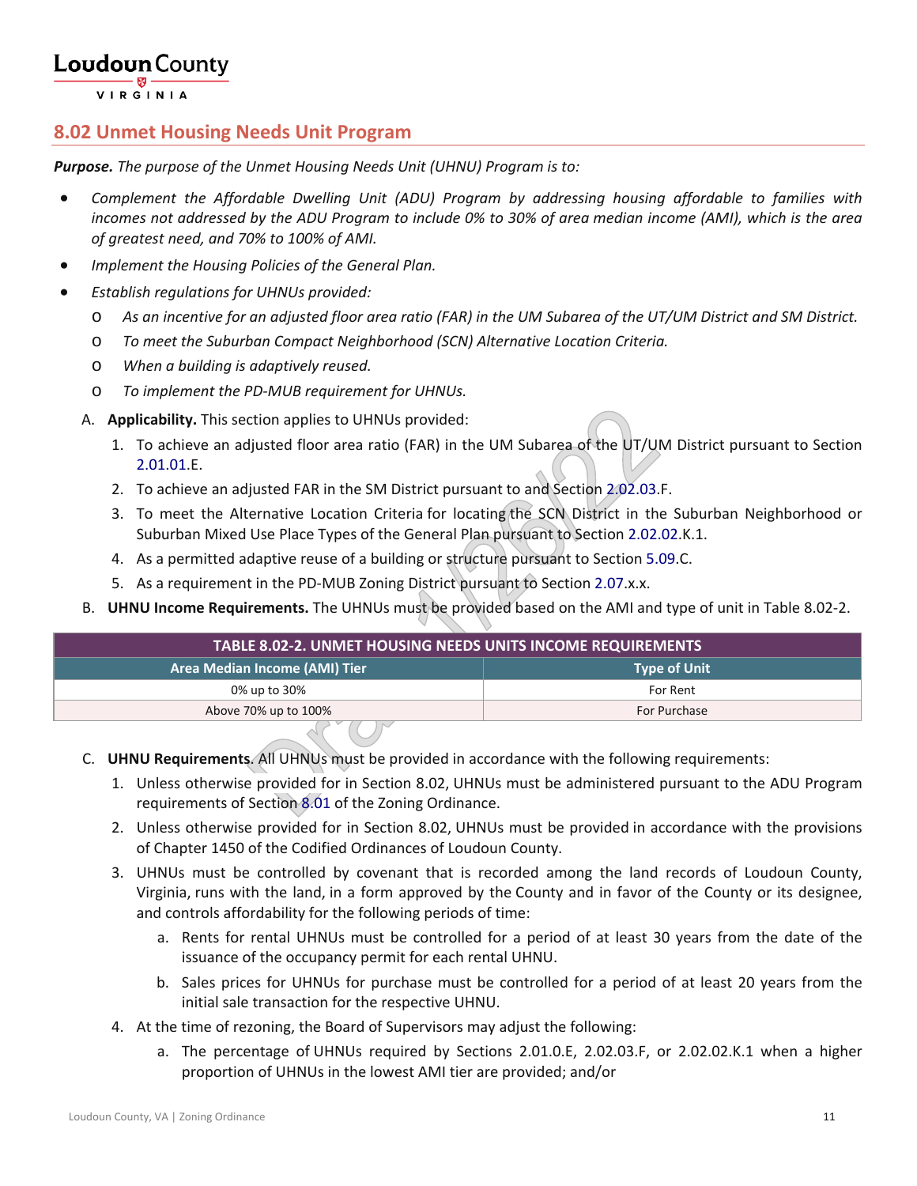## 8.02 Unmet Housing Needs Unit Program

***Purpose.*** *The purpose of the Unmet Housing Needs Unit (UHNU) Program is to:*

- *Complement the Affordable Dwelling Unit (ADU) Program by addressing housing affordable to families with incomes not addressed by the ADU Program to include 0% to 30% of area median income (AMI), which is the area of greatest need, and 70% to 100% of AMI.*
- *Implement the Housing Policies of the General Plan.*
- *Establish regulations for UHNUs provided:*
  - *As an incentive for an adjusted floor area ratio (FAR) in the UM Subarea of the UT/UM District and SM District.*
  - *To meet the Suburban Compact Neighborhood (SCN) Alternative Location Criteria.*
  - *When a building is adaptively reused.*
  - *To implement the PD-MUB requirement for UHNUs.*

A. **Applicability.** This section applies to UHNUs provided:

1. To achieve an adjusted floor area ratio (FAR) in the UM Subarea of the UT/UM District pursuant to Section 2.01.01.E.
2. To achieve an adjusted FAR in the SM District pursuant to and Section 2.02.03.F.
3. To meet the Alternative Location Criteria for locating the SCN District in the Suburban Neighborhood or Suburban Mixed Use Place Types of the General Plan pursuant to Section 2.02.02.K.1.
4. As a permitted adaptive reuse of a building or structure pursuant to Section 5.09.C.
5. As a requirement in the PD-MUB Zoning District pursuant to Section 2.07.x.x.

B. **UHNU Income Requirements.** The UHNUs must be provided based on the AMI and type of unit in Table 8.02-2.

| TABLE 8.02-2. UNMET HOUSING NEEDS UNITS INCOME REQUIREMENTS | |
|---|---|
| **Area Median Income (AMI) Tier** | **Type of Unit** |
| 0% up to 30% | For Rent |
| Above 70% up to 100% | For Purchase |

C. **UHNU Requirements.** All UHNUs must be provided in accordance with the following requirements:

1. Unless otherwise provided for in Section 8.02, UHNUs must be administered pursuant to the ADU Program requirements of Section 8.01 of the Zoning Ordinance.
2. Unless otherwise provided for in Section 8.02, UHNUs must be provided in accordance with the provisions of Chapter 1450 of the Codified Ordinances of Loudoun County.
3. UHNUs must be controlled by covenant that is recorded among the land records of Loudoun County, Virginia, runs with the land, in a form approved by the County and in favor of the County or its designee, and controls affordability for the following periods of time:
   a. Rents for rental UHNUs must be controlled for a period of at least 30 years from the date of the issuance of the occupancy permit for each rental UHNU.
   b. Sales prices for UHNUs for purchase must be controlled for a period of at least 20 years from the initial sale transaction for the respective UHNU.
4. At the time of rezoning, the Board of Supervisors may adjust the following:
   a. The percentage of UHNUs required by Sections 2.01.0.E, 2.02.03.F, or 2.02.02.K.1 when a higher proportion of UHNUs in the lowest AMI tier are provided; and/or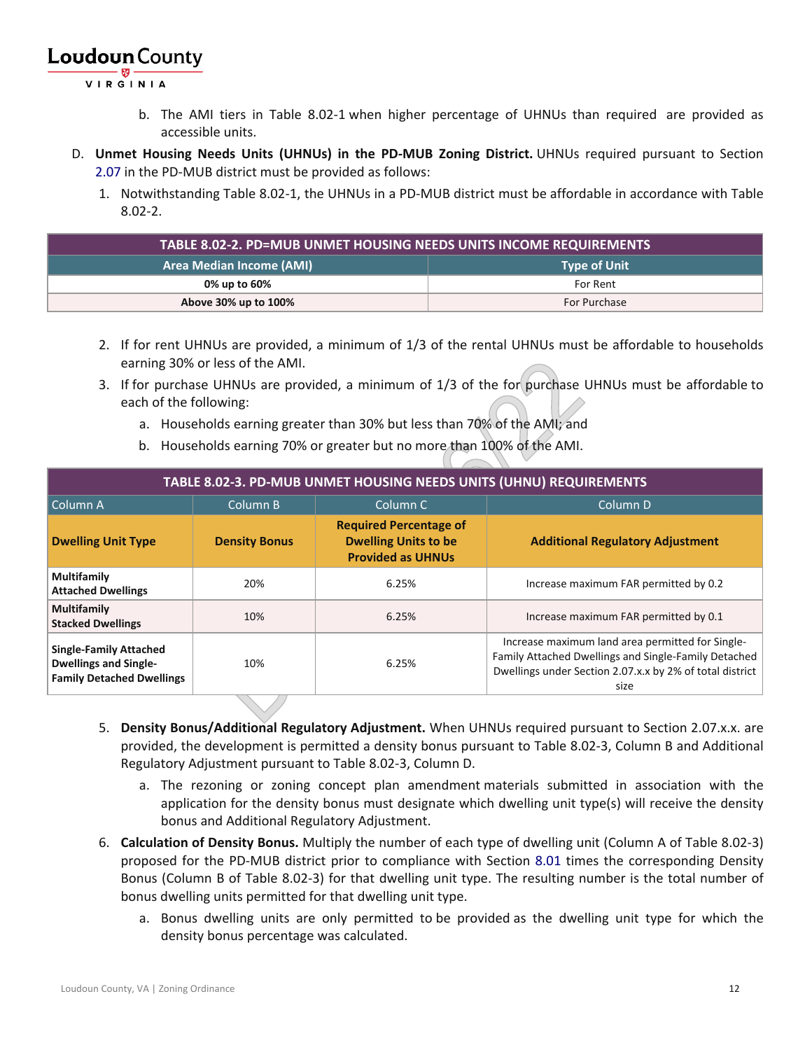b. The AMI tiers in Table 8.02-1 when higher percentage of UHNUs than required are provided as accessible units.

D. **Unmet Housing Needs Units (UHNUs) in the PD-MUB Zoning District.** UHNUs required pursuant to Section 2.07 in the PD-MUB district must be provided as follows:

1. Notwithstanding Table 8.02-1, the UHNUs in a PD-MUB district must be affordable in accordance with Table 8.02-2.

| TABLE 8.02-2. PD=MUB UNMET HOUSING NEEDS UNITS INCOME REQUIREMENTS | |
|---|---|
| **Area Median Income (AMI)** | **Type of Unit** |
| **0% up to 60%** | For Rent |
| **Above 30% up to 100%** | For Purchase |

2. If for rent UHNUs are provided, a minimum of 1/3 of the rental UHNUs must be affordable to households earning 30% or less of the AMI.
3. If for purchase UHNUs are provided, a minimum of 1/3 of the for purchase UHNUs must be affordable to each of the following:
   a. Households earning greater than 30% but less than 70% of the AMI; and
   b. Households earning 70% or greater but no more than 100% of the AMI.

| TABLE 8.02-3. PD-MUB UNMET HOUSING NEEDS UNITS (UHNU) REQUIREMENTS | | | |
|---|---|---|---|
| Column A | Column B | Column C | Column D |
| **Dwelling Unit Type** | **Density Bonus** | **Required Percentage of Dwelling Units to be Provided as UHNUs** | **Additional Regulatory Adjustment** |
| **Multifamily Attached Dwellings** | 20% | 6.25% | Increase maximum FAR permitted by 0.2 |
| **Multifamily Stacked Dwellings** | 10% | 6.25% | Increase maximum FAR permitted by 0.1 |
| **Single-Family Attached Dwellings and Single-Family Detached Dwellings** | 10% | 6.25% | Increase maximum land area permitted for Single-Family Attached Dwellings and Single-Family Detached Dwellings under Section 2.07.x.x by 2% of total district size |

5. **Density Bonus/Additional Regulatory Adjustment.** When UHNUs required pursuant to Section 2.07.x.x. are provided, the development is permitted a density bonus pursuant to Table 8.02-3, Column B and Additional Regulatory Adjustment pursuant to Table 8.02-3, Column D.
   a. The rezoning or zoning concept plan amendment materials submitted in association with the application for the density bonus must designate which dwelling unit type(s) will receive the density bonus and Additional Regulatory Adjustment.
6. **Calculation of Density Bonus.** Multiply the number of each type of dwelling unit (Column A of Table 8.02-3) proposed for the PD-MUB district prior to compliance with Section 8.01 times the corresponding Density Bonus (Column B of Table 8.02-3) for that dwelling unit type. The resulting number is the total number of bonus dwelling units permitted for that dwelling unit type.
   a. Bonus dwelling units are only permitted to be provided as the dwelling unit type for which the density bonus percentage was calculated.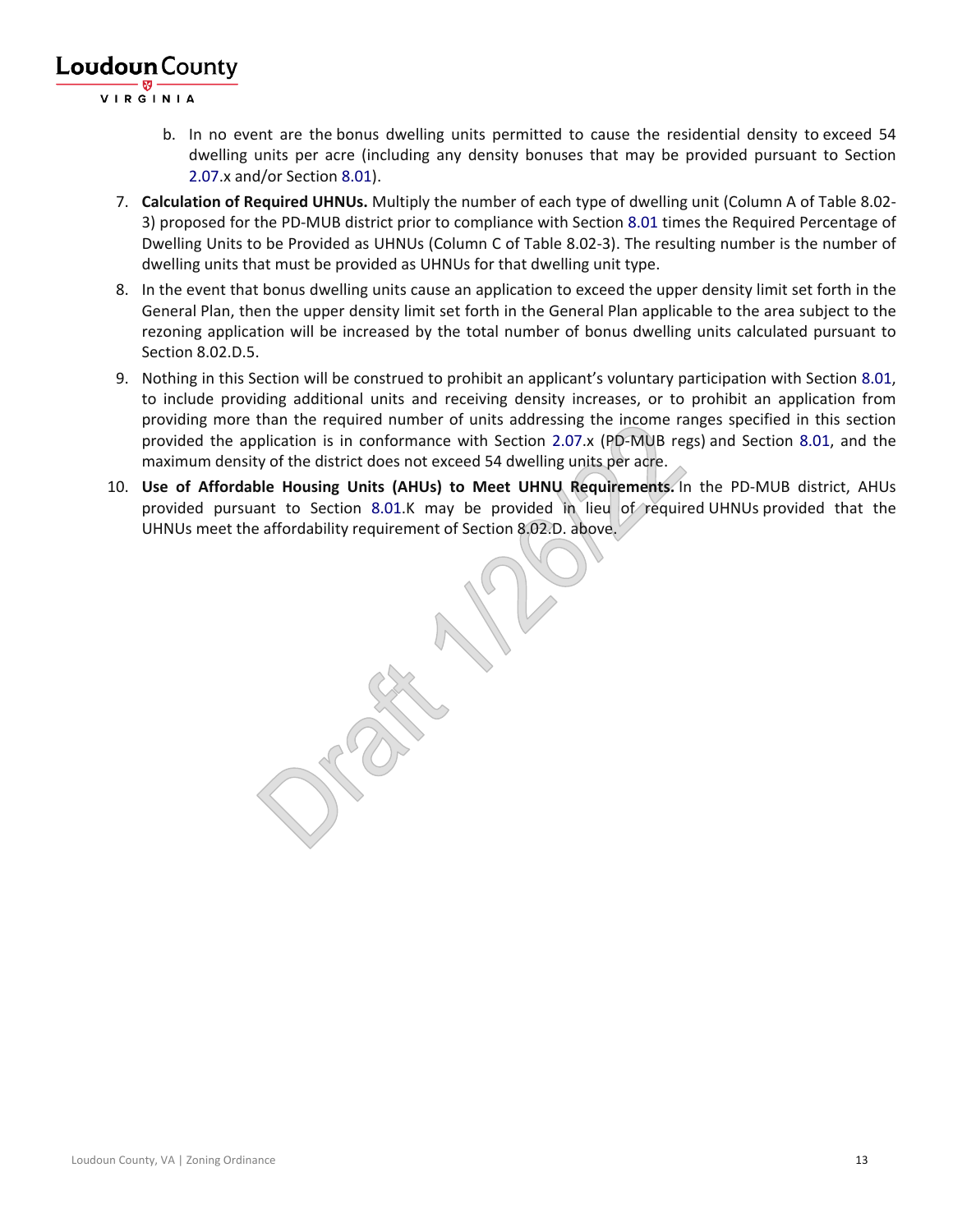b. In no event are the bonus dwelling units permitted to cause the residential density to exceed 54 dwelling units per acre (including any density bonuses that may be provided pursuant to Section 2.07.x and/or Section 8.01).

7. **Calculation of Required UHNUs.** Multiply the number of each type of dwelling unit (Column A of Table 8.02-3) proposed for the PD-MUB district prior to compliance with Section 8.01 times the Required Percentage of Dwelling Units to be Provided as UHNUs (Column C of Table 8.02-3). The resulting number is the number of dwelling units that must be provided as UHNUs for that dwelling unit type.
8. In the event that bonus dwelling units cause an application to exceed the upper density limit set forth in the General Plan, then the upper density limit set forth in the General Plan applicable to the area subject to the rezoning application will be increased by the total number of bonus dwelling units calculated pursuant to Section 8.02.D.5.
9. Nothing in this Section will be construed to prohibit an applicant's voluntary participation with Section 8.01, to include providing additional units and receiving density increases, or to prohibit an application from providing more than the required number of units addressing the income ranges specified in this section provided the application is in conformance with Section 2.07.x (PD-MUB regs) and Section 8.01, and the maximum density of the district does not exceed 54 dwelling units per acre.
10. **Use of Affordable Housing Units (AHUs) to Meet UHNU Requirements.** In the PD-MUB district, AHUs provided pursuant to Section 8.01.K may be provided in lieu of required UHNUs provided that the UHNUs meet the affordability requirement of Section 8.02.D. above.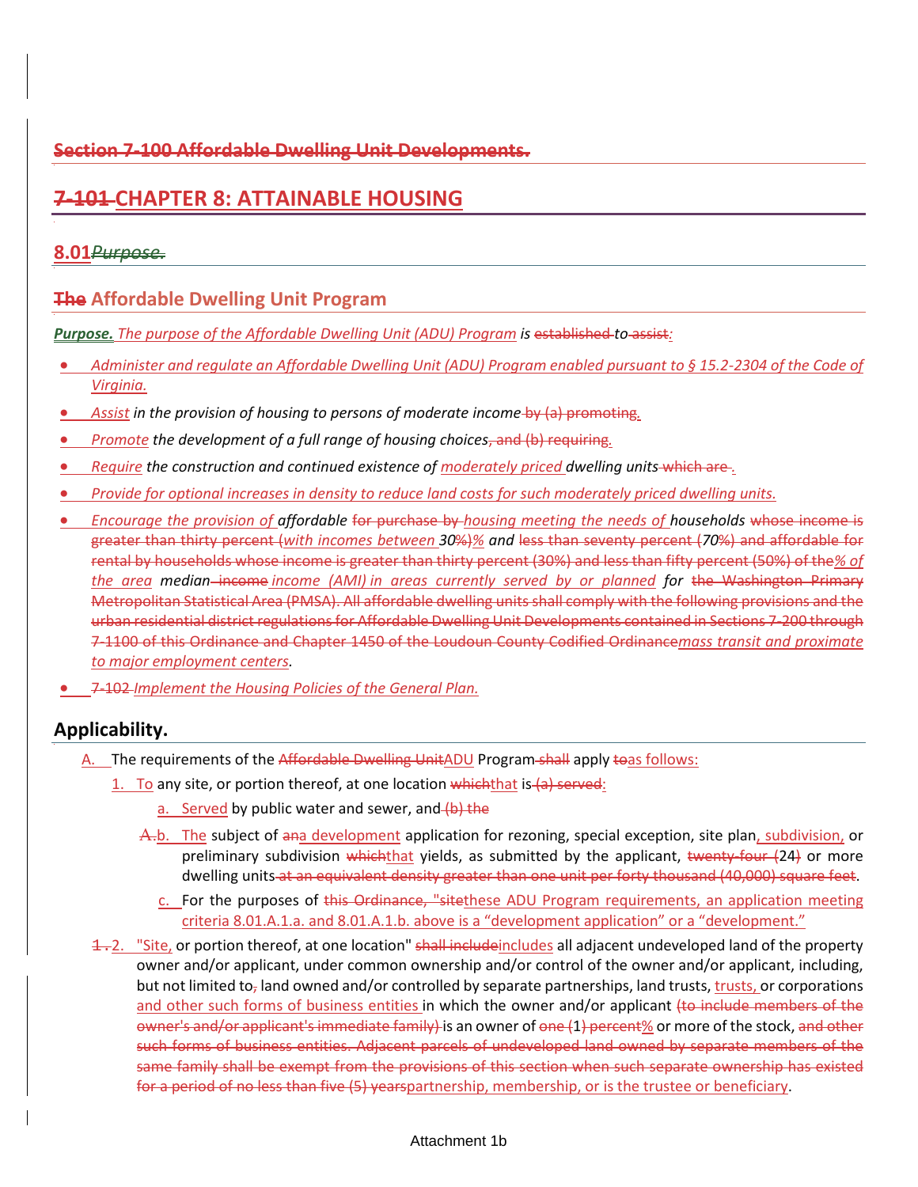## ~~Section 7-100 Affordable Dwelling Unit Developments.~~

# ~~7-101~~ CHAPTER 8: ATTAINABLE HOUSING

## 8.01 ~~*Purpose.*~~

### ~~The~~ Affordable Dwelling Unit Program

***Purpose.*** *The purpose of the Affordable Dwelling Unit (ADU) Program is ~~established~~ to ~~assist~~:*

- *Administer and regulate an Affordable Dwelling Unit (ADU) Program enabled pursuant to § 15.2-2304 of the Code of Virginia.*
- *Assist in the provision of housing to persons of moderate income ~~by (a) promoting~~.*
- *Promote the development of a full range of housing choices~~, and (b) requiring~~.*
- *Require the construction and continued existence of moderately priced dwelling units ~~which are~~.*
- *Provide for optional increases in density to reduce land costs for such moderately priced dwelling units.*
- *Encourage the provision of affordable ~~for purchase by~~ housing meeting the needs of households ~~whose income is greater than thirty percent (~~with incomes between 30~~%)~~% and ~~less than seventy percent (~~70~~%) and affordable for rental by households whose income is greater than thirty percent (30%) and less than fifty percent (50%) of the~~% of the area median ~~income~~ income (AMI) in areas currently served by or planned for ~~the Washington Primary Metropolitan Statistical Area (PMSA). All affordable dwelling units shall comply with the following provisions and the urban residential district regulations for Affordable Dwelling Unit Developments contained in Sections 7-200 through 7-1100 of this Ordinance and Chapter 1450 of the Loudoun County Codified Ordinance~~mass transit and proximate to major employment centers.*
- ~~7-102~~ *Implement the Housing Policies of the General Plan.*

## Applicability.

A. The requirements of the ~~Affordable Dwelling Unit~~ADU Program ~~shall~~ apply ~~to~~as follows:

1. To any site, or portion thereof, at one location ~~which~~that is ~~(a) served~~:
   a. Served by public water and sewer, and ~~(b) the~~
   ~~A.~~b. The subject of ~~an~~a development application for rezoning, special exception, site plan, subdivision, or preliminary subdivision ~~which~~that yields, as submitted by the applicant, ~~twenty-four (~~24~~)~~ or more dwelling units ~~at an equivalent density greater than one unit per forty thousand (40,000) square feet~~.
   c. For the purposes of ~~this Ordinance, "site~~these ADU Program requirements, an application meeting criteria 8.01.A.1.a. and 8.01.A.1.b. above is a "development application" or a "development."

~~1.~~2. "Site, or portion thereof, at one location" ~~shall include~~includes all adjacent undeveloped land of the property owner and/or applicant, under common ownership and/or control of the owner and/or applicant, including, but not limited to~~,~~ land owned and/or controlled by separate partnerships, land trusts, trusts, or corporations and other such forms of business entities in which the owner and/or applicant ~~(to include members of the owner's and/or applicant's immediate family)~~ is an owner of ~~one (~~1~~) percent~~% or more of the stock, ~~and other such forms of business entities. Adjacent parcels of undeveloped land owned by separate members of the same family shall be exempt from the provisions of this section when such separate ownership has existed for a period of no less than five (5) years~~partnership, membership, or is the trustee or beneficiary.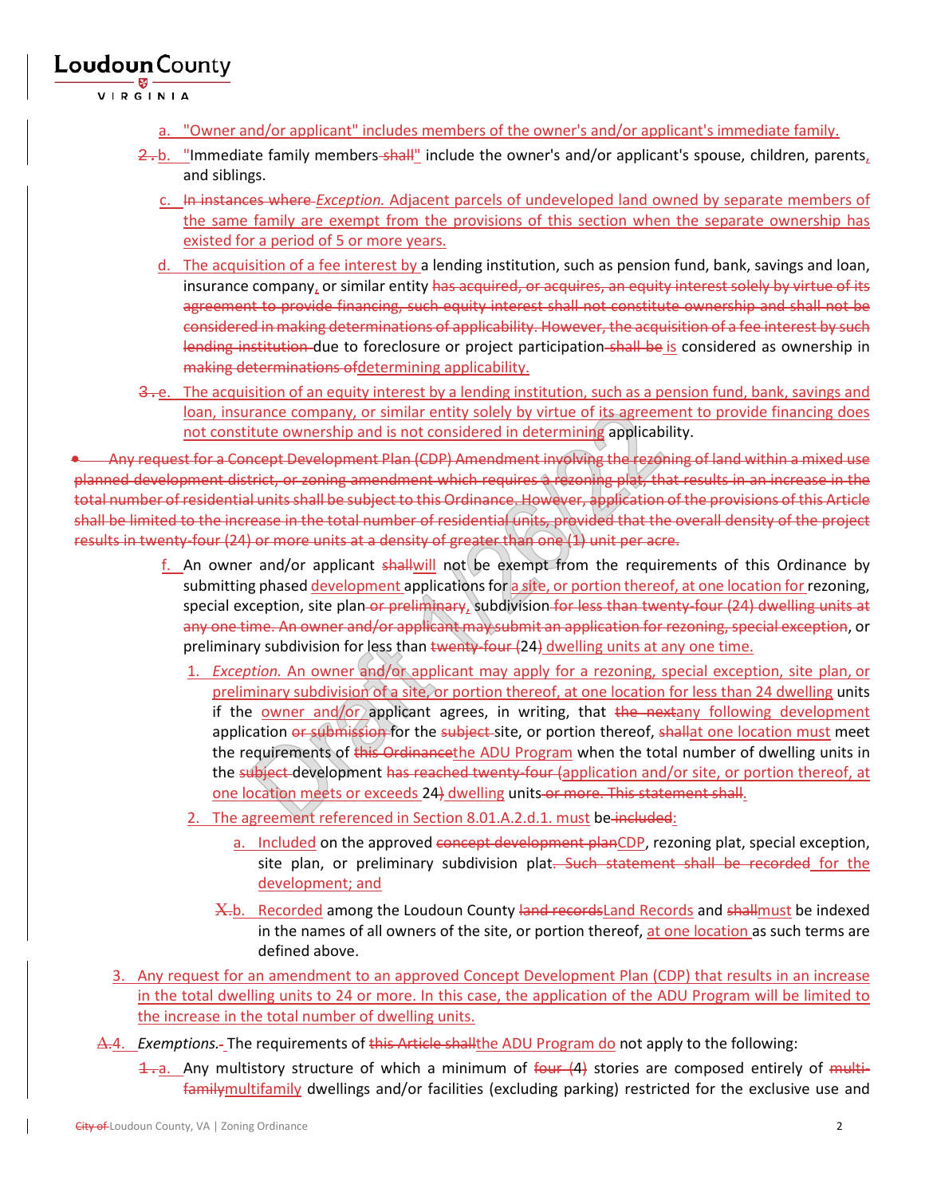a. "Owner and/or applicant" includes members of the owner's and/or applicant's immediate family.

~~2.~~ b. "Immediate family members ~~shall~~" include the owner's and/or applicant's spouse, children, parents, and siblings.

c. ~~In instances where~~ *Exception.* Adjacent parcels of undeveloped land owned by separate members of the same family are exempt from the provisions of this section when the separate ownership has existed for a period of 5 or more years.

d. The acquisition of a fee interest by a lending institution, such as pension fund, bank, savings and loan, insurance company, or similar entity ~~has acquired, or acquires, an equity interest solely by virtue of its agreement to provide financing, such equity interest shall not constitute ownership and shall not be considered in making determinations of applicability. However, the acquisition of a fee interest by such lending institution~~ due to foreclosure or project participation ~~shall be~~ is considered as ownership in ~~making determinations of~~determining applicability.

~~3.~~ e. The acquisition of an equity interest by a lending institution, such as a pension fund, bank, savings and loan, insurance company, or similar entity solely by virtue of its agreement to provide financing does not constitute ownership and is not considered in determining applicability.

~~• Any request for a Concept Development Plan (CDP) Amendment involving the rezoning of land within a mixed use planned development district, or zoning amendment which requires a rezoning plat, that results in an increase in the total number of residential units shall be subject to this Ordinance. However, application of the provisions of this Article shall be limited to the increase in the total number of residential units, provided that the overall density of the project results in twenty-four (24) or more units at a density of greater than one (1) unit per acre.~~

f. An owner and/or applicant ~~shall~~will not be exempt from the requirements of this Ordinance by submitting phased development applications for a site, or portion thereof, at one location for rezoning, special exception, site plan ~~or preliminary~~, subdivision ~~for less than twenty-four (24) dwelling units at any one time. An owner and/or applicant may submit an application for rezoning, special exception~~, or preliminary subdivision for less than ~~twenty-four (~~24~~)~~ dwelling units at any one time.

1. *Exception.* An owner and/or applicant may apply for a rezoning, special exception, site plan, or preliminary subdivision of a site, or portion thereof, at one location for less than 24 dwelling units if the owner and/or applicant agrees, in writing, that ~~the next~~any following development application ~~or submission~~ for the ~~subject~~ site, or portion thereof, ~~shall~~at one location must meet the requirements of ~~this Ordinance~~the ADU Program when the total number of dwelling units in the ~~subject~~ development ~~has reached twenty-four (~~application and/or site, or portion thereof, at one location meets or exceeds 24~~)~~ dwelling units ~~or more. This statement shall~~.

2. The agreement referenced in Section 8.01.A.2.d.1. must be ~~included~~:

   a. Included on the approved ~~concept development plan~~CDP, rezoning plat, special exception, site plan, or preliminary subdivision plat~~. Such statement shall be recorded~~ for the development; and

   ~~X.~~ b. Recorded among the Loudoun County ~~land records~~Land Records and ~~shall~~must be indexed in the names of all owners of the site, or portion thereof, at one location as such terms are defined above.

3. Any request for an amendment to an approved Concept Development Plan (CDP) that results in an increase in the total dwelling units to 24 or more. In this case, the application of the ADU Program will be limited to the increase in the total number of dwelling units.

~~A.~~4. *Exemptions.*~~-~~ The requirements of ~~this Article shall~~the ADU Program do not apply to the following:

~~1.~~ a. Any multistory structure of which a minimum of ~~four (~~4~~)~~ stories are composed entirely of ~~multi-family~~multifamily dwellings and/or facilities (excluding parking) restricted for the exclusive use and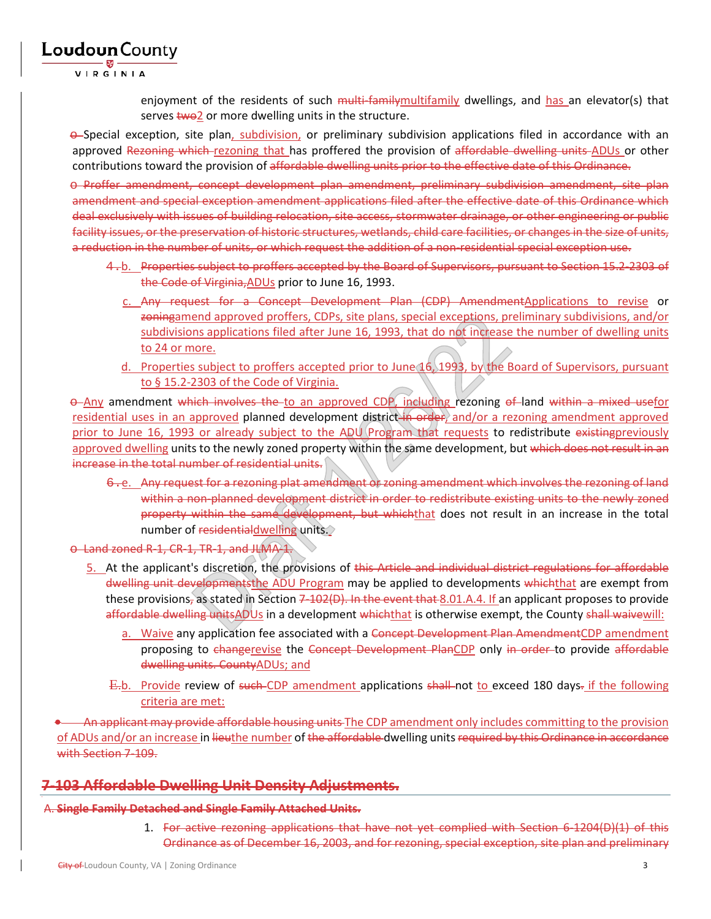enjoyment of the residents of such ~~multi-family~~multifamily dwellings, and has an elevator(s) that serves ~~two~~2 or more dwelling units in the structure.

~~o~~ Special exception, site plan, subdivision, or preliminary subdivision applications filed in accordance with an approved ~~Rezoning which~~ rezoning that has proffered the provision of ~~affordable dwelling units~~ ADUs or other contributions toward the provision of ~~affordable dwelling units prior to the effective date of this Ordinance.~~

~~o Proffer amendment, concept development plan amendment, preliminary subdivision amendment, site plan amendment and special exception amendment applications filed after the effective date of this Ordinance which deal exclusively with issues of building relocation, site access, stormwater drainage, or other engineering or public facility issues, or the preservation of historic structures, wetlands, child care facilities, or changes in the size of units, a reduction in the number of units, or which request the addition of a non-residential special exception use.~~

~~4.~~ b. ~~Properties subject to proffers accepted by the Board of Supervisors, pursuant to Section 15.2-2303 of the Code of Virginia,~~ADUs prior to June 16, 1993.

c. ~~Any request for a Concept Development Plan (CDP) Amendment~~Applications to revise or ~~zoning~~amend approved proffers, CDPs, site plans, special exceptions, preliminary subdivisions, and/or subdivisions applications filed after June 16, 1993, that do not increase the number of dwelling units to 24 or more.

d. Properties subject to proffers accepted prior to June 16, 1993, by the Board of Supervisors, pursuant to § 15.2-2303 of the Code of Virginia.

~~o~~ Any amendment ~~which involves the~~ to an approved CDP, including rezoning ~~of~~ land ~~within a mixed use~~for residential uses in an approved planned development district ~~in order~~, and/or a rezoning amendment approved prior to June 16, 1993 or already subject to the ADU Program that requests to redistribute ~~existing~~previously approved dwelling units to the newly zoned property within the same development, but ~~which does not result in an increase in the total number of residential units.~~

~~6.~~ e. ~~Any request for a rezoning plat amendment or zoning amendment which involves the rezoning of land within a non-planned development district in order to redistribute existing units to the newly zoned property within the same development, but which~~that does not result in an increase in the total number of ~~residential~~dwelling units.

~~o Land zoned R-1, CR-1, TR-1, and JLMA-1.~~

5. At the applicant's discretion, the provisions of ~~this Article and individual district regulations for affordable dwelling unit developments~~the ADU Program may be applied to developments ~~which~~that are exempt from these provisions~~,~~ as stated in Section ~~7-102(D). In the event that~~ 8.01.A.4. If an applicant proposes to provide ~~affordable dwelling units~~ADUs in a development ~~which~~that is otherwise exempt, the County ~~shall waive~~will:

a. Waive any application fee associated with a ~~Concept Development Plan Amendment~~CDP amendment proposing to ~~change~~revise the ~~Concept Development Plan~~CDP only ~~in order~~ to provide ~~affordable dwelling units. County~~ADUs; and

~~E.~~b. Provide review of ~~such~~ CDP amendment applications ~~shall~~ not to exceed 180 days~~.~~ if the following criteria are met:

- ~~An applicant may provide affordable housing units~~ The CDP amendment only includes committing to the provision of ADUs and/or an increase in ~~lieu~~the number of ~~the affordable~~ dwelling units ~~required by this Ordinance in accordance with Section 7-109.~~

## ~~7-103 Affordable Dwelling Unit Density Adjustments.~~

~~**A. Single Family Detached and Single Family Attached Units.**~~

1. ~~For active rezoning applications that have not yet complied with Section 6-1204(D)(1) of this Ordinance as of December 16, 2003, and for rezoning, special exception, site plan and preliminary~~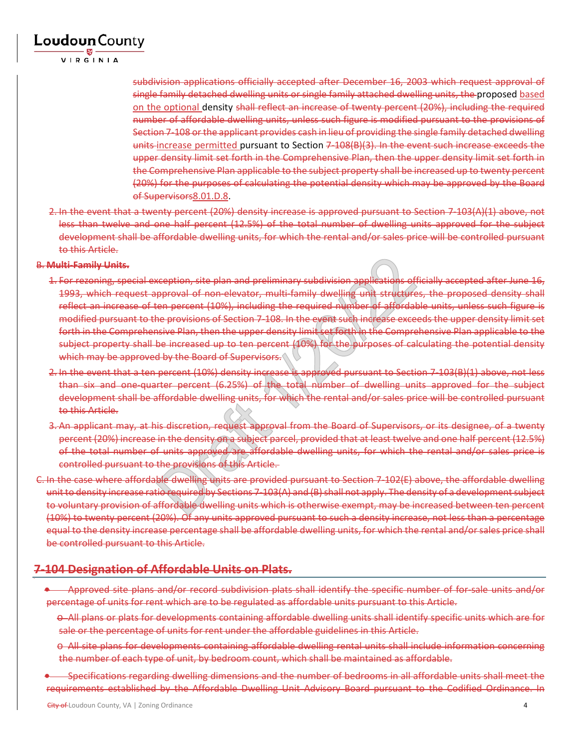~~subdivision applications officially accepted after December 16, 2003 which request approval of single family detached dwelling units or single family attached dwelling units, the~~ proposed based on the optional density ~~shall reflect an increase of twenty percent (20%), including the required number of affordable dwelling units, unless such figure is modified pursuant to the provisions of Section 7-108 or the applicant provides cash in lieu of providing the single family detached dwelling units~~ increase permitted pursuant to Section ~~7-108(B)(3). In the event such increase exceeds the upper density limit set forth in the Comprehensive Plan, then the upper density limit set forth in the Comprehensive Plan applicable to the subject property shall be increased up to twenty percent (20%) for the purposes of calculating the potential density which may be approved by the Board of Supervisors~~8.01.D.8.

~~2. In the event that a twenty percent (20%) density increase is approved pursuant to Section 7-103(A)(1) above, not less than twelve and one half percent (12.5%) of the total number of dwelling units approved for the subject development shall be affordable dwelling units, for which the rental and/or sales price will be controlled pursuant to this Article.~~

~~B. **Multi-Family Units.**~~

~~1. For rezoning, special exception, site plan and preliminary subdivision applications officially accepted after June 16, 1993, which request approval of non-elevator, multi-family dwelling unit structures, the proposed density shall reflect an increase of ten percent (10%), including the required number of affordable units, unless such figure is modified pursuant to the provisions of Section 7-108. In the event such increase exceeds the upper density limit set forth in the Comprehensive Plan, then the upper density limit set forth in the Comprehensive Plan applicable to the subject property shall be increased up to ten percent (10%) for the purposes of calculating the potential density which may be approved by the Board of Supervisors.~~

~~2. In the event that a ten percent (10%) density increase is approved pursuant to Section 7-103(B)(1) above, not less than six and one-quarter percent (6.25%) of the total number of dwelling units approved for the subject development shall be affordable dwelling units, for which the rental and/or sales price will be controlled pursuant to this Article.~~

~~3. An applicant may, at his discretion, request approval from the Board of Supervisors, or its designee, of a twenty percent (20%) increase in the density on a subject parcel, provided that at least twelve and one half percent (12.5%) of the total number of units approved are affordable dwelling units, for which the rental and/or sales price is controlled pursuant to the provisions of this Article.~~

~~C. In the case where affordable dwelling units are provided pursuant to Section 7-102(E) above, the affordable dwelling unit to density increase ratio required by Sections 7-103(A) and (B) shall not apply. The density of a development subject to voluntary provision of affordable dwelling units which is otherwise exempt, may be increased between ten percent (10%) to twenty percent (20%). Of any units approved pursuant to such a density increase, not less than a percentage equal to the density increase percentage shall be affordable dwelling units, for which the rental and/or sales price shall be controlled pursuant to this Article.~~

## ~~7-104 Designation of Affordable Units on Plats.~~

- ~~Approved site plans and/or record subdivision plats shall identify the specific number of for-sale units and/or percentage of units for rent which are to be regulated as affordable units pursuant to this Article.~~
  - ~~All plans or plats for developments containing affordable dwelling units shall identify specific units which are for sale or the percentage of units for rent under the affordable guidelines in this Article.~~
  - ~~All site plans for developments containing affordable dwelling rental units shall include information concerning the number of each type of unit, by bedroom count, which shall be maintained as affordable.~~
- ~~Specifications regarding dwelling dimensions and the number of bedrooms in all affordable units shall meet the requirements established by the Affordable Dwelling Unit Advisory Board pursuant to the Codified Ordinance. In~~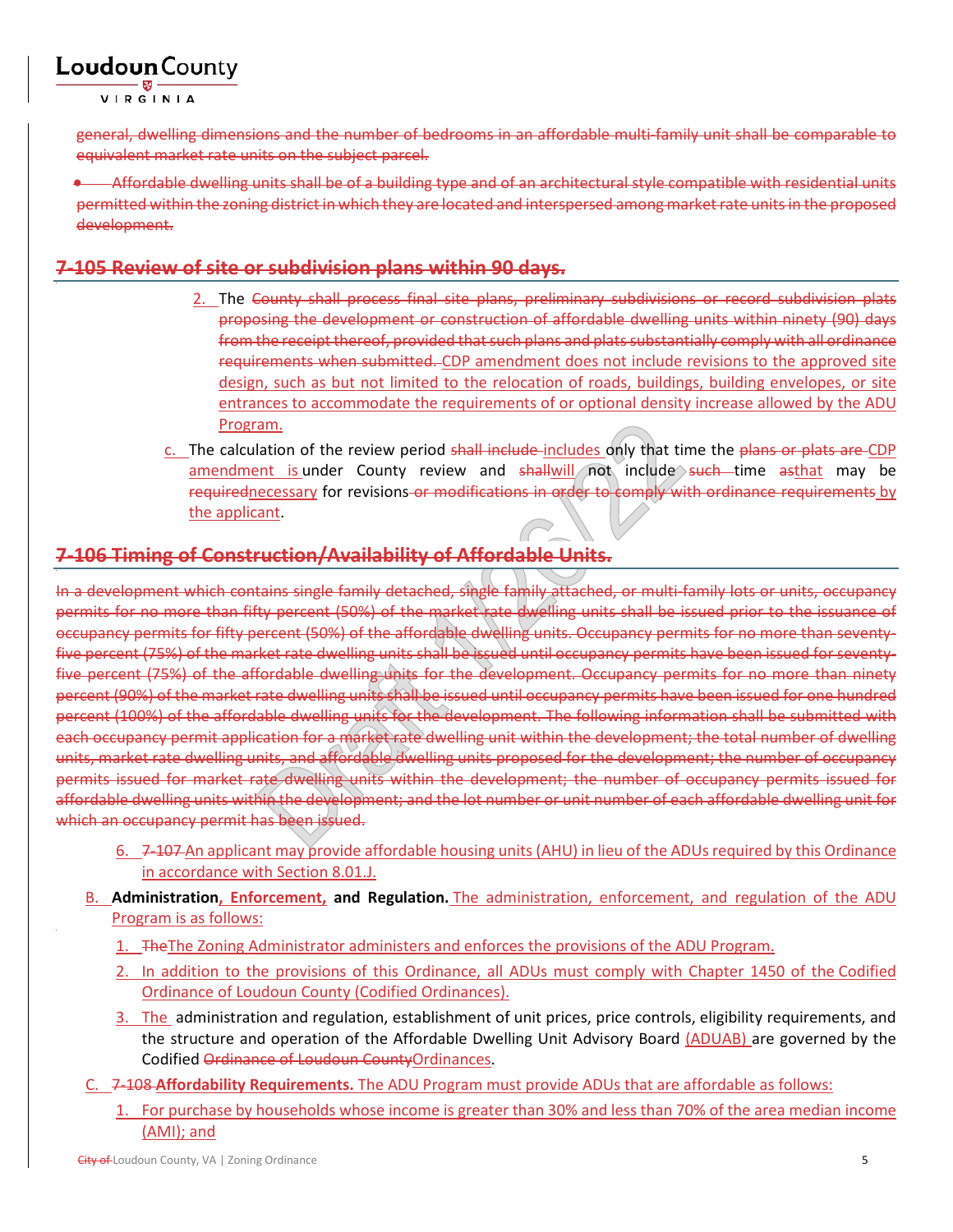~~general, dwelling dimensions and the number of bedrooms in an affordable multi-family unit shall be comparable to equivalent market rate units on the subject parcel.~~

- ~~Affordable dwelling units shall be of a building type and of an architectural style compatible with residential units permitted within the zoning district in which they are located and interspersed among market rate units in the proposed development.~~

## ~~7-105 Review of site or subdivision plans within 90 days.~~

2. The ~~County shall process final site plans, preliminary subdivisions or record subdivision plats proposing the development or construction of affordable dwelling units within ninety (90) days from the receipt thereof, provided that such plans and plats substantially comply with all ordinance requirements when submitted.~~ CDP amendment does not include revisions to the approved site design, such as but not limited to the relocation of roads, buildings, building envelopes, or site entrances to accommodate the requirements of or optional density increase allowed by the ADU Program.

c. The calculation of the review period ~~shall include~~ includes only that time the ~~plans or plats are~~ CDP amendment is under County review and ~~shall~~will not include ~~such~~ time ~~as~~that may be ~~required~~necessary for revisions ~~or modifications in order to comply with ordinance requirements~~ by the applicant.

## ~~7-106 Timing of Construction/Availability of Affordable Units.~~

~~In a development which contains single family detached, single family attached, or multi-family lots or units, occupancy permits for no more than fifty percent (50%) of the market rate dwelling units shall be issued prior to the issuance of occupancy permits for fifty percent (50%) of the affordable dwelling units. Occupancy permits for no more than seventy-five percent (75%) of the market rate dwelling units shall be issued until occupancy permits have been issued for seventy-five percent (75%) of the affordable dwelling units for the development. Occupancy permits for no more than ninety percent (90%) of the market rate dwelling units shall be issued until occupancy permits have been issued for one hundred percent (100%) of the affordable dwelling units for the development. The following information shall be submitted with each occupancy permit application for a market rate dwelling unit within the development; the total number of dwelling units, market rate dwelling units, and affordable dwelling units proposed for the development; the number of occupancy permits issued for market rate dwelling units within the development; the number of occupancy permits issued for affordable dwelling units within the development; and the lot number or unit number of each affordable dwelling unit for which an occupancy permit has been issued.~~

6. ~~7-107~~ An applicant may provide affordable housing units (AHU) in lieu of the ADUs required by this Ordinance in accordance with Section 8.01.J.

B. **Administration, Enforcement, and Regulation.** The administration, enforcement, and regulation of the ADU Program is as follows:

1. ~~The~~The Zoning Administrator administers and enforces the provisions of the ADU Program.
2. In addition to the provisions of this Ordinance, all ADUs must comply with Chapter 1450 of the Codified Ordinance of Loudoun County (Codified Ordinances).
3. The administration and regulation, establishment of unit prices, price controls, eligibility requirements, and the structure and operation of the Affordable Dwelling Unit Advisory Board (ADUAB) are governed by the Codified ~~Ordinance of Loudoun County~~Ordinances.

C. ~~7-108~~ **Affordability Requirements.** The ADU Program must provide ADUs that are affordable as follows:

1. For purchase by households whose income is greater than 30% and less than 70% of the area median income (AMI); and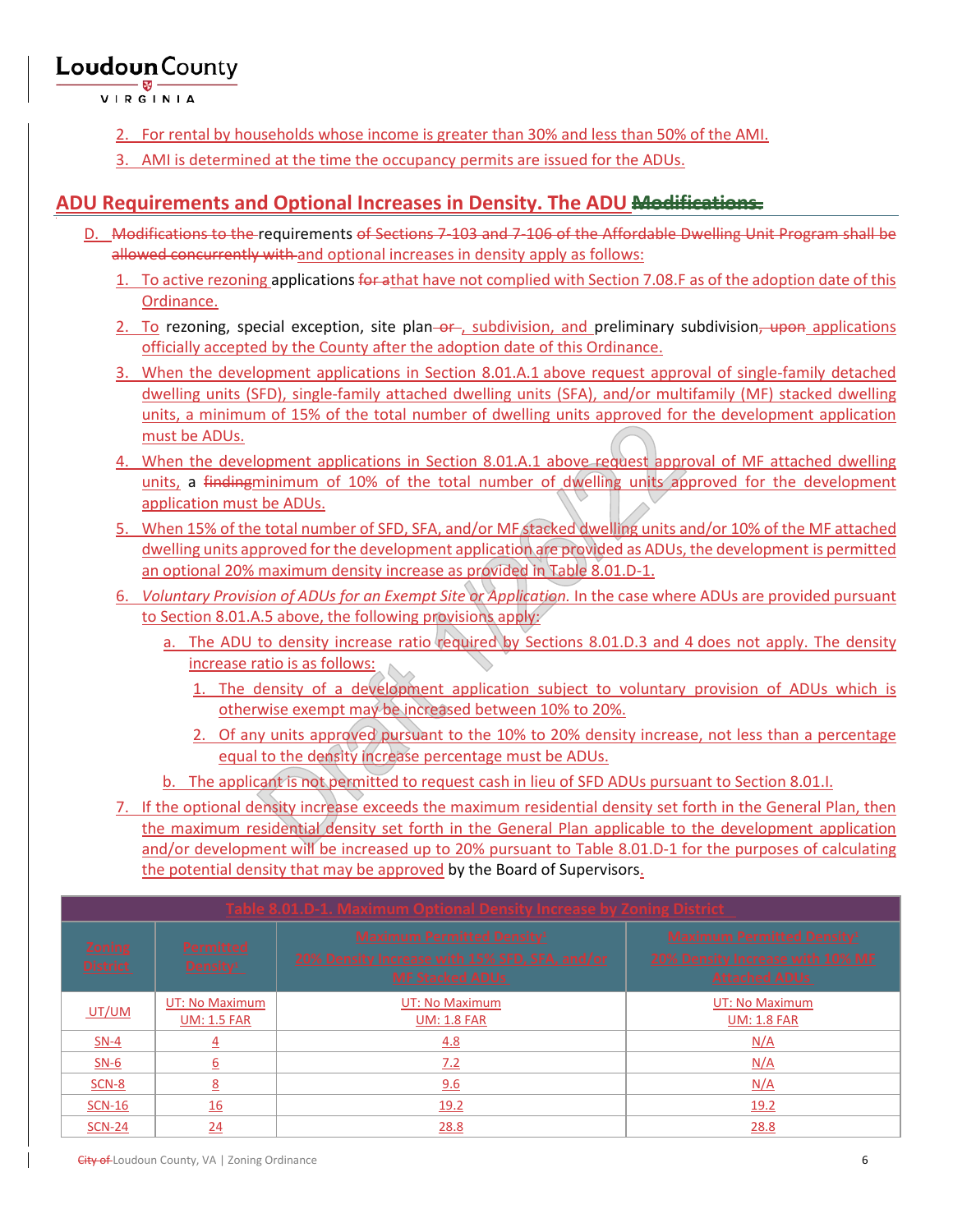2. For rental by households whose income is greater than 30% and less than 50% of the AMI.
3. AMI is determined at the time the occupancy permits are issued for the ADUs.

## ADU Requirements and Optional Increases in Density. The ADU ~~Modifications.~~

D. ~~Modifications to the~~ requirements ~~of Sections 7-103 and 7-106 of the Affordable Dwelling Unit Program shall be allowed concurrently with~~ and optional increases in density apply as follows:

1. To active rezoning applications ~~for a~~that have not complied with Section 7.08.F as of the adoption date of this Ordinance.
2. To rezoning, special exception, site plan ~~or~~, subdivision, and preliminary subdivision~~, upon~~ applications officially accepted by the County after the adoption date of this Ordinance.
3. When the development applications in Section 8.01.A.1 above request approval of single-family detached dwelling units (SFD), single-family attached dwelling units (SFA), and/or multifamily (MF) stacked dwelling units, a minimum of 15% of the total number of dwelling units approved for the development application must be ADUs.
4. When the development applications in Section 8.01.A.1 above request approval of MF attached dwelling units, a ~~finding~~minimum of 10% of the total number of dwelling units approved for the development application must be ADUs.
5. When 15% of the total number of SFD, SFA, and/or MF stacked dwelling units and/or 10% of the MF attached dwelling units approved for the development application are provided as ADUs, the development is permitted an optional 20% maximum density increase as provided in Table 8.01.D-1.
6. *Voluntary Provision of ADUs for an Exempt Site or Application.* In the case where ADUs are provided pursuant to Section 8.01.A.5 above, the following provisions apply:
   a. The ADU to density increase ratio required by Sections 8.01.D.3 and 4 does not apply. The density increase ratio is as follows:
      1. The density of a development application subject to voluntary provision of ADUs which is otherwise exempt may be increased between 10% to 20%.
      2. Of any units approved pursuant to the 10% to 20% density increase, not less than a percentage equal to the density increase percentage must be ADUs.
   b. The applicant is not permitted to request cash in lieu of SFD ADUs pursuant to Section 8.01.I.
7. If the optional density increase exceeds the maximum residential density set forth in the General Plan, then the maximum residential density set forth in the General Plan applicable to the development application and/or development will be increased up to 20% pursuant to Table 8.01.D-1 for the purposes of calculating the potential density that may be approved by the Board of Supervisors.

| Table 8.01.D-1. Maximum Optional Density Increase by Zoning District | | | |
|---|---|---|---|
| Zoning District | Permitted Density[1] | Maximum Permitted Density[1] 20% Density Increase with 15% SFD, SFA, and/or MF Stacked ADUs | Maximum Permitted Density[1] 20% Density Increase with 10% MF Attached ADUs |
| UT/UM | UT: No Maximum<br>UM: 1.5 FAR | UT: No Maximum<br>UM: 1.8 FAR | UT: No Maximum<br>UM: 1.8 FAR |
| SN-4 | 4 | 4.8 | N/A |
| SN-6 | 6 | 7.2 | N/A |
| SCN-8 | 8 | 9.6 | N/A |
| SCN-16 | 16 | 19.2 | 19.2 |
| SCN-24 | 24 | 28.8 | 28.8 |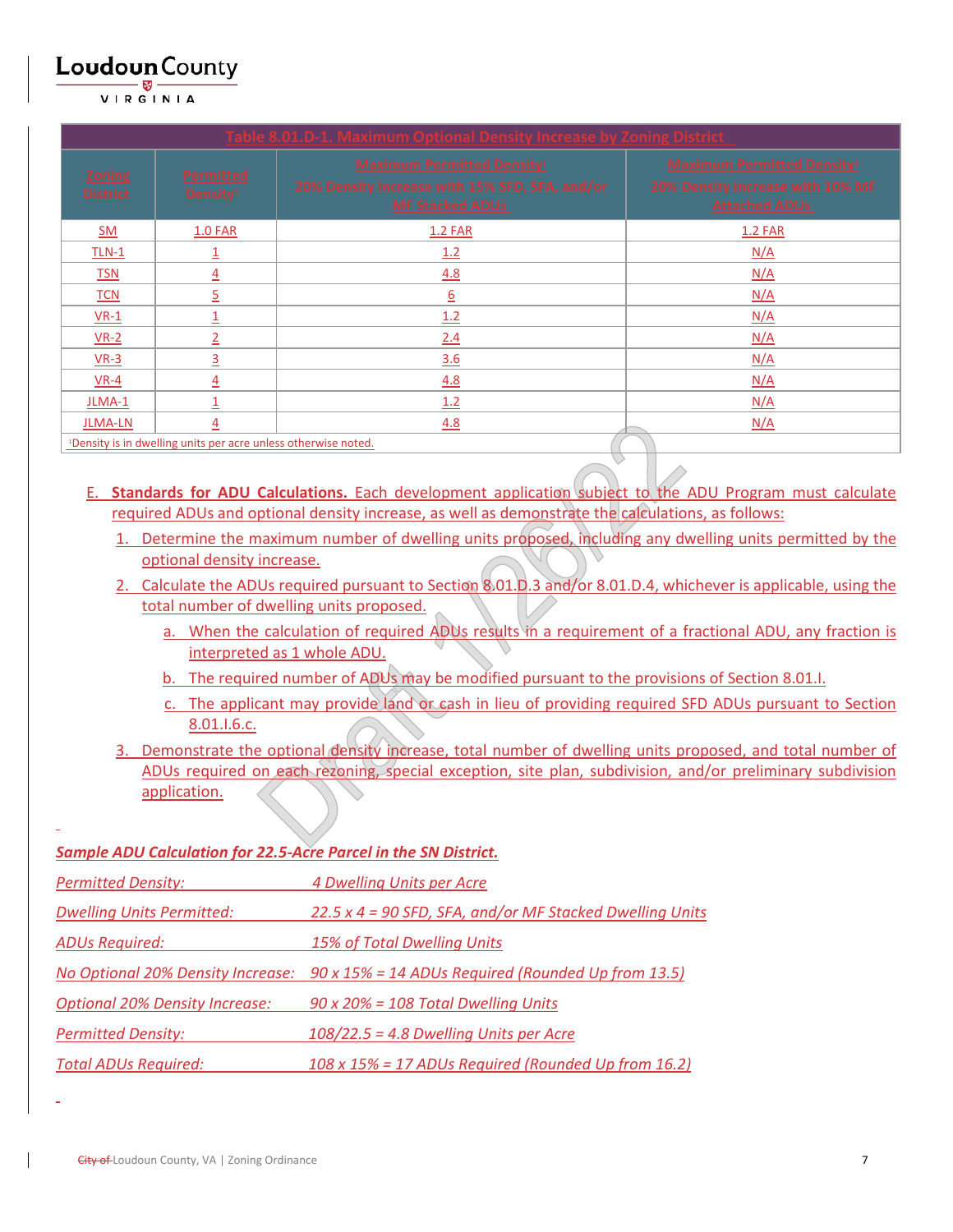| Table 8.01.D-1. Maximum Optional Density Increase by Zoning District | | | |
|---|---|---|---|
| Zoning District | Permitted Density[1] | Maximum Permitted Density[1] 20% Density Increase with 15% SFD, SFA, and/or MF Stacked ADUs | Maximum Permitted Density[1] 20% Density Increase with 10% MF Attached ADUs |
| SM | 1.0 FAR | 1.2 FAR | 1.2 FAR |
| TLN-1 | 1 | 1.2 | N/A |
| TSN | 4 | 4.8 | N/A |
| TCN | 5 | 6 | N/A |
| VR-1 | 1 | 1.2 | N/A |
| VR-2 | 2 | 2.4 | N/A |
| VR-3 | 3 | 3.6 | N/A |
| VR-4 | 4 | 4.8 | N/A |
| JLMA-1 | 1 | 1.2 | N/A |
| JLMA-LN | 4 | 4.8 | N/A |
| [1]Density is in dwelling units per acre unless otherwise noted. | | | |

E. **Standards for ADU Calculations.** Each development application subject to the ADU Program must calculate required ADUs and optional density increase, as well as demonstrate the calculations, as follows:

1. Determine the maximum number of dwelling units proposed, including any dwelling units permitted by the optional density increase.
2. Calculate the ADUs required pursuant to Section 8.01.D.3 and/or 8.01.D.4, whichever is applicable, using the total number of dwelling units proposed.
   a. When the calculation of required ADUs results in a requirement of a fractional ADU, any fraction is interpreted as 1 whole ADU.
   b. The required number of ADUs may be modified pursuant to the provisions of Section 8.01.I.
   c. The applicant may provide land or cash in lieu of providing required SFD ADUs pursuant to Section 8.01.I.6.c.
3. Demonstrate the optional density increase, total number of dwelling units proposed, and total number of ADUs required on each rezoning, special exception, site plan, subdivision, and/or preliminary subdivision application.

***Sample ADU Calculation for 22.5-Acre Parcel in the SN District.***

*Permitted Density:* *4 Dwelling Units per Acre*

*Dwelling Units Permitted:* *22.5 x 4 = 90 SFD, SFA, and/or MF Stacked Dwelling Units*

*ADUs Required:* *15% of Total Dwelling Units*

*No Optional 20% Density Increase:* *90 x 15% = 14 ADUs Required (Rounded Up from 13.5)*

*Optional 20% Density Increase:* *90 x 20% = 108 Total Dwelling Units*

*Permitted Density:* *108/22.5 = 4.8 Dwelling Units per Acre*

*Total ADUs Required:* *108 x 15% = 17 ADUs Required (Rounded Up from 16.2)*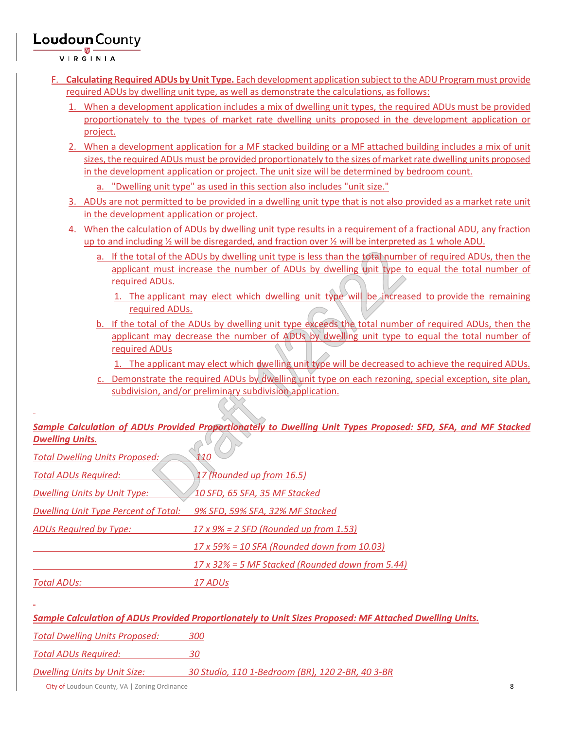F. **Calculating Required ADUs by Unit Type.** Each development application subject to the ADU Program must provide required ADUs by dwelling unit type, as well as demonstrate the calculations, as follows:

1. When a development application includes a mix of dwelling unit types, the required ADUs must be provided proportionately to the types of market rate dwelling units proposed in the development application or project.
2. When a development application for a MF stacked building or a MF attached building includes a mix of unit sizes, the required ADUs must be provided proportionately to the sizes of market rate dwelling units proposed in the development application or project. The unit size will be determined by bedroom count.
   a. "Dwelling unit type" as used in this section also includes "unit size."
3. ADUs are not permitted to be provided in a dwelling unit type that is not also provided as a market rate unit in the development application or project.
4. When the calculation of ADUs by dwelling unit type results in a requirement of a fractional ADU, any fraction up to and including ½ will be disregarded, and fraction over ½ will be interpreted as 1 whole ADU.
   a. If the total of the ADUs by dwelling unit type is less than the total number of required ADUs, then the applicant must increase the number of ADUs by dwelling unit type to equal the total number of required ADUs.
      1. The applicant may elect which dwelling unit type will be increased to provide the remaining required ADUs.
   b. If the total of the ADUs by dwelling unit type exceeds the total number of required ADUs, then the applicant may decrease the number of ADUs by dwelling unit type to equal the total number of required ADUs
      1. The applicant may elect which dwelling unit type will be decreased to achieve the required ADUs.
   c. Demonstrate the required ADUs by dwelling unit type on each rezoning, special exception, site plan, subdivision, and/or preliminary subdivision application.

***Sample Calculation of ADUs Provided Proportionately to Dwelling Unit Types Proposed: SFD, SFA, and MF Stacked Dwelling Units.***

| | |
|---|---|
| *Total Dwelling Units Proposed:* | *110* |
| *Total ADUs Required:* | *17 (Rounded up from 16.5)* |
| *Dwelling Units by Unit Type:* | *10 SFD, 65 SFA, 35 MF Stacked* |
| *Dwelling Unit Type Percent of Total:* | *9% SFD, 59% SFA, 32% MF Stacked* |
| *ADUs Required by Type:* | *17 x 9% = 2 SFD (Rounded up from 1.53)* |
| | *17 x 59% = 10 SFA (Rounded down from 10.03)* |
| | *17 x 32% = 5 MF Stacked (Rounded down from 5.44)* |
| *Total ADUs:* | *17 ADUs* |

***Sample Calculation of ADUs Provided Proportionately to Unit Sizes Proposed: MF Attached Dwelling Units.***

| | |
|---|---|
| *Total Dwelling Units Proposed:* | *300* |
| *Total ADUs Required:* | *30* |
| *Dwelling Units by Unit Size:* | *30 Studio, 110 1-Bedroom (BR), 120 2-BR, 40 3-BR* |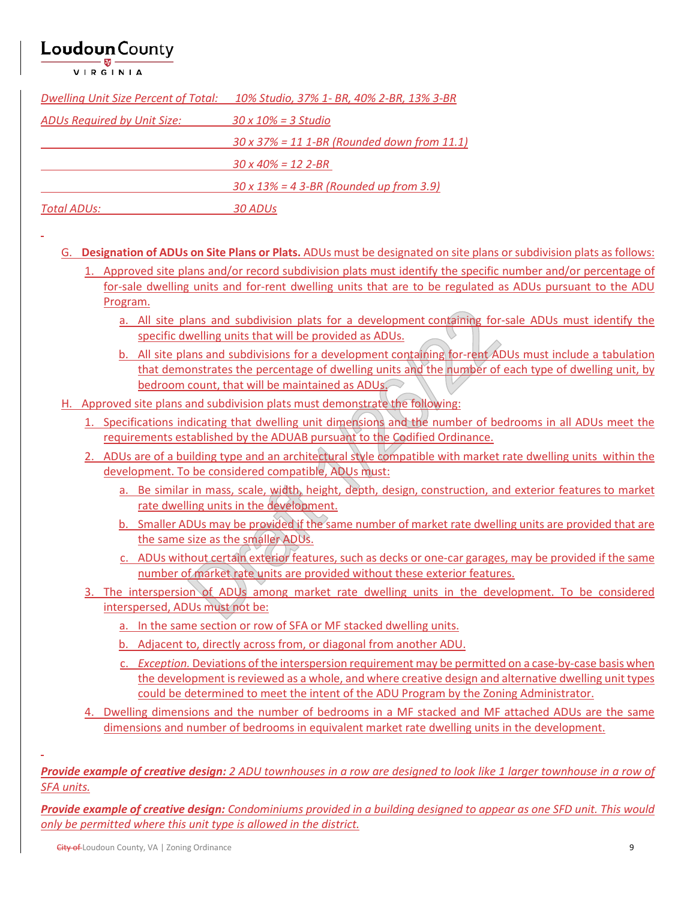*Dwelling Unit Size Percent of Total:* *10% Studio, 37% 1- BR, 40% 2-BR, 13% 3-BR*

*ADUs Required by Unit Size:* *30 x 10% = 3 Studio*

*30 x 37% = 11 1-BR (Rounded down from 11.1)*

*30 x 40% = 12 2-BR*

*30 x 13% = 4 3-BR (Rounded up from 3.9)*

*Total ADUs:* *30 ADUs*

G. **Designation of ADUs on Site Plans or Plats.** ADUs must be designated on site plans or subdivision plats as follows:

1. Approved site plans and/or record subdivision plats must identify the specific number and/or percentage of for-sale dwelling units and for-rent dwelling units that are to be regulated as ADUs pursuant to the ADU Program.
   a. All site plans and subdivision plats for a development containing for-sale ADUs must identify the specific dwelling units that will be provided as ADUs.
   b. All site plans and subdivisions for a development containing for-rent ADUs must include a tabulation that demonstrates the percentage of dwelling units and the number of each type of dwelling unit, by bedroom count, that will be maintained as ADUs.

H. Approved site plans and subdivision plats must demonstrate the following:

1. Specifications indicating that dwelling unit dimensions and the number of bedrooms in all ADUs meet the requirements established by the ADUAB pursuant to the Codified Ordinance.
2. ADUs are of a building type and an architectural style compatible with market rate dwelling units within the development. To be considered compatible, ADUs must:
   a. Be similar in mass, scale, width, height, depth, design, construction, and exterior features to market rate dwelling units in the development.
   b. Smaller ADUs may be provided if the same number of market rate dwelling units are provided that are the same size as the smaller ADUs.
   c. ADUs without certain exterior features, such as decks or one-car garages, may be provided if the same number of market rate units are provided without these exterior features.
3. The interspersion of ADUs among market rate dwelling units in the development. To be considered interspersed, ADUs must not be:
   a. In the same section or row of SFA or MF stacked dwelling units.
   b. Adjacent to, directly across from, or diagonal from another ADU.
   c. *Exception.* Deviations of the interspersion requirement may be permitted on a case-by-case basis when the development is reviewed as a whole, and where creative design and alternative dwelling unit types could be determined to meet the intent of the ADU Program by the Zoning Administrator.
4. Dwelling dimensions and the number of bedrooms in a MF stacked and MF attached ADUs are the same dimensions and number of bedrooms in equivalent market rate dwelling units in the development.

***Provide example of creative design:*** *2 ADU townhouses in a row are designed to look like 1 larger townhouse in a row of SFA units.*

***Provide example of creative design:*** *Condominiums provided in a building designed to appear as one SFD unit. This would only be permitted where this unit type is allowed in the district.*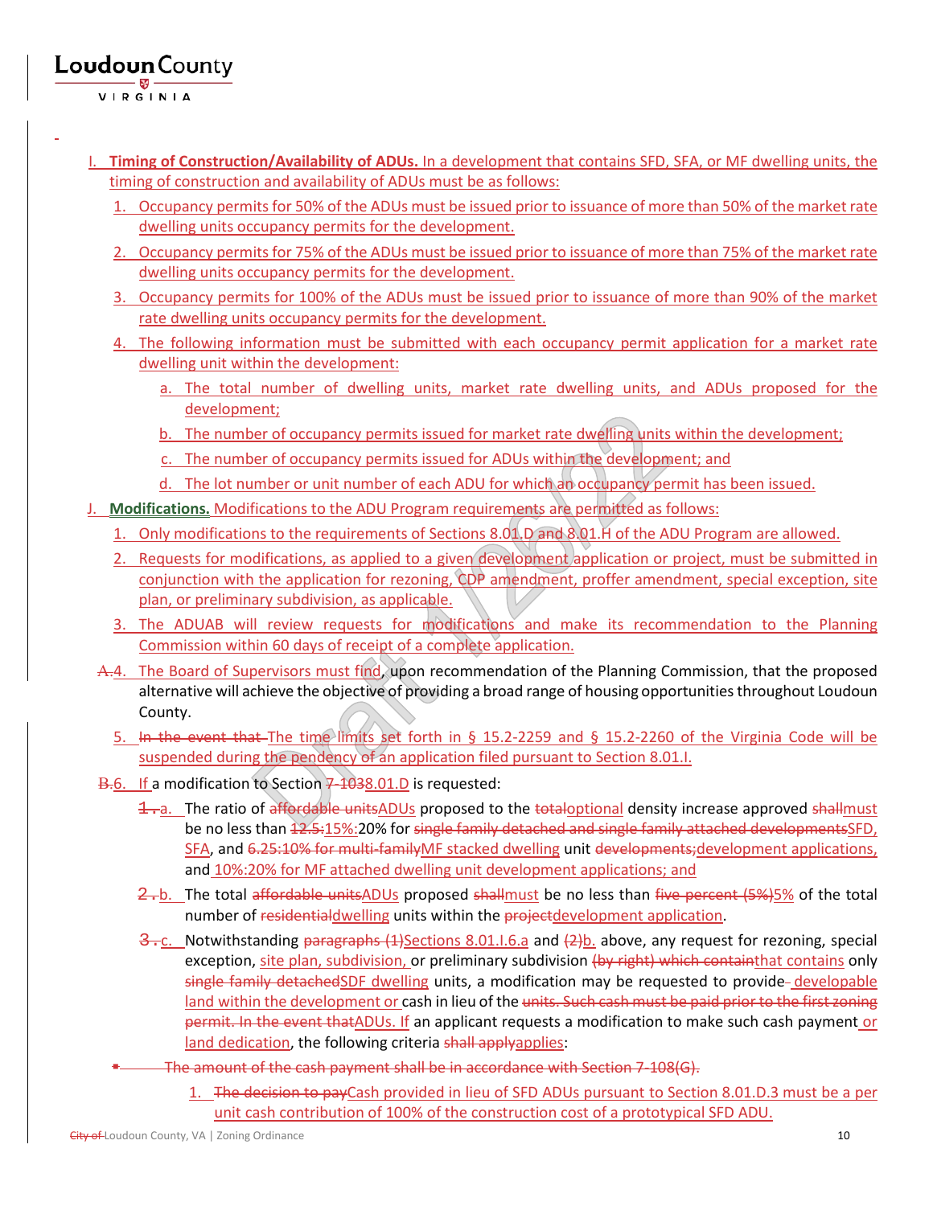I. **Timing of Construction/Availability of ADUs.** In a development that contains SFD, SFA, or MF dwelling units, the timing of construction and availability of ADUs must be as follows:

1. Occupancy permits for 50% of the ADUs must be issued prior to issuance of more than 50% of the market rate dwelling units occupancy permits for the development.
2. Occupancy permits for 75% of the ADUs must be issued prior to issuance of more than 75% of the market rate dwelling units occupancy permits for the development.
3. Occupancy permits for 100% of the ADUs must be issued prior to issuance of more than 90% of the market rate dwelling units occupancy permits for the development.
4. The following information must be submitted with each occupancy permit application for a market rate dwelling unit within the development:
   a. The total number of dwelling units, market rate dwelling units, and ADUs proposed for the development;
   b. The number of occupancy permits issued for market rate dwelling units within the development;
   c. The number of occupancy permits issued for ADUs within the development; and
   d. The lot number or unit number of each ADU for which an occupancy permit has been issued.

J. **Modifications.** Modifications to the ADU Program requirements are permitted as follows:

1. Only modifications to the requirements of Sections 8.01.D and 8.01.H of the ADU Program are allowed.
2. Requests for modifications, as applied to a given development application or project, must be submitted in conjunction with the application for rezoning, CDP amendment, proffer amendment, special exception, site plan, or preliminary subdivision, as applicable.
3. The ADUAB will review requests for modifications and make its recommendation to the Planning Commission within 60 days of receipt of a complete application.
4. ~~A.~~ The Board of Supervisors must find, upon recommendation of the Planning Commission, that the proposed alternative will achieve the objective of providing a broad range of housing opportunities throughout Loudoun County.
5. ~~In the event that~~ The time limits set forth in § 15.2-2259 and § 15.2-2260 of the Virginia Code will be suspended during the pendency of an application filed pursuant to Section 8.01.I.
6. ~~B.~~ If a modification to Section ~~7-103~~8.01.D is requested:
   a. ~~1.~~ The ratio of ~~affordable units~~ADUs proposed to the ~~total~~optional density increase approved ~~shall~~must be no less than ~~12.5:~~15%:20% for ~~single family detached and single family attached developments~~SFD, SFA, and ~~6.25:10% for multi-family~~MF stacked dwelling unit ~~developments;~~development applications, and 10%:20% for MF attached dwelling unit development applications; and
   b. ~~2.~~ The total ~~affordable units~~ADUs proposed ~~shall~~must be no less than ~~five percent (5%)~~5% of the total number of ~~residential~~dwelling units within the ~~project~~development application.
   c. ~~3.~~ Notwithstanding ~~paragraphs (1)~~Sections 8.01.I.6.a and ~~(2)~~b. above, any request for rezoning, special exception, site plan, subdivision, or preliminary subdivision ~~(by right) which contain~~that contains only ~~single family detached~~SDF dwelling units, a modification may be requested to provide ~~-~~ developable land within the development or cash in lieu of the ~~units. Such cash must be paid prior to the first zoning permit. In the event that~~ADUs. If an applicant requests a modification to make such cash payment or land dedication, the following criteria ~~shall apply~~applies:

~~• The amount of the cash payment shall be in accordance with Section 7-108(G).~~

1. ~~The decision to pay~~Cash provided in lieu of SFD ADUs pursuant to Section 8.01.D.3 must be a per unit cash contribution of 100% of the construction cost of a prototypical SFD ADU.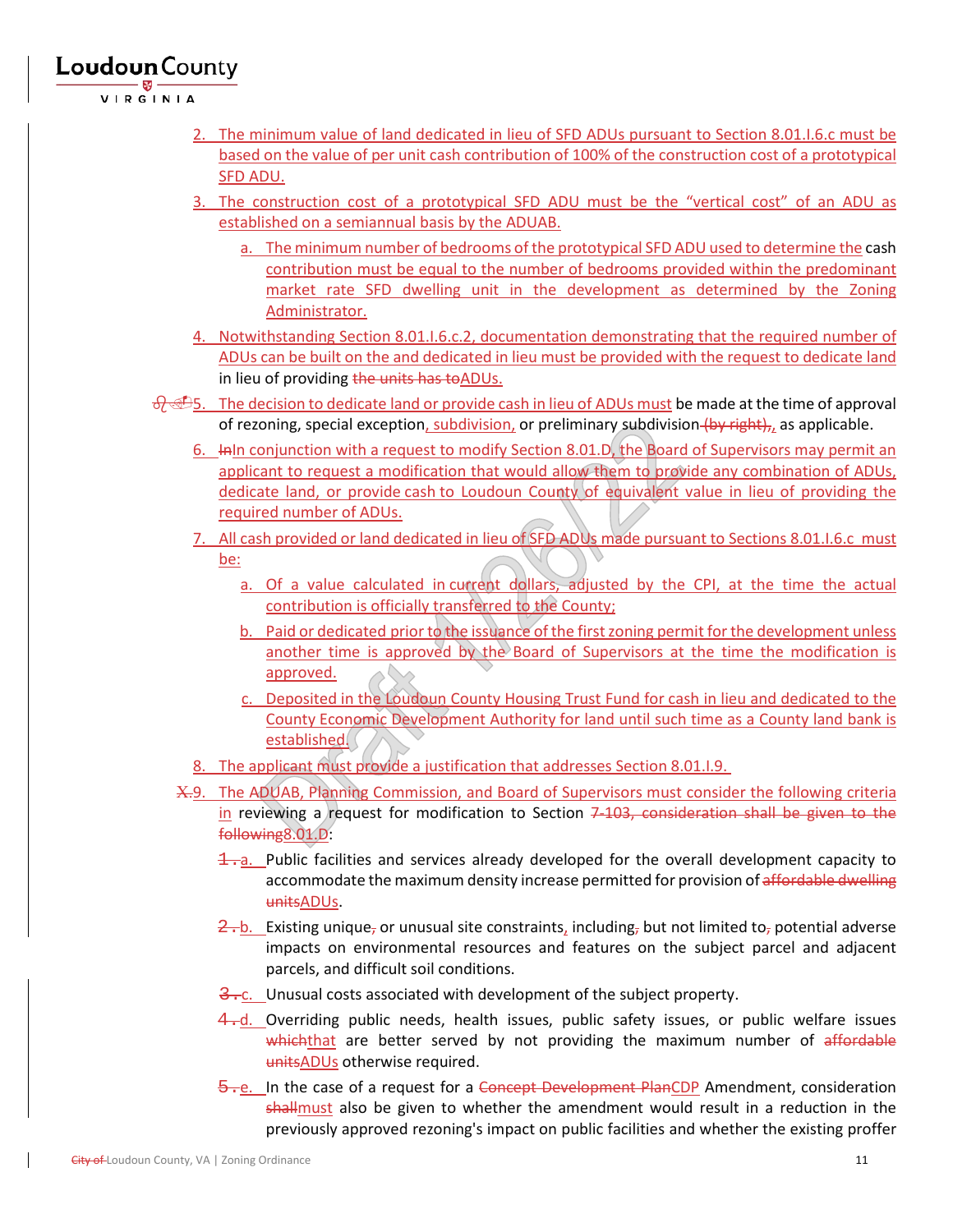2. The minimum value of land dedicated in lieu of SFD ADUs pursuant to Section 8.01.I.6.c must be based on the value of per unit cash contribution of 100% of the construction cost of a prototypical SFD ADU.
3. The construction cost of a prototypical SFD ADU must be the "vertical cost" of an ADU as established on a semiannual basis by the ADUAB.
   a. The minimum number of bedrooms of the prototypical SFD ADU used to determine the cash contribution must be equal to the number of bedrooms provided within the predominant market rate SFD dwelling unit in the development as determined by the Zoning Administrator.
4. Notwithstanding Section 8.01.I.6.c.2, documentation demonstrating that the required number of ADUs can be built on the and dedicated in lieu must be provided with the request to dedicate land in lieu of providing ~~the units has to~~ADUs.
5. The decision to dedicate land or provide cash in lieu of ADUs must be made at the time of approval of rezoning, special exception, subdivision, or preliminary subdivision ~~(by right),~~, as applicable.
6. ~~In~~In conjunction with a request to modify Section 8.01.D, the Board of Supervisors may permit an applicant to request a modification that would allow them to provide any combination of ADUs, dedicate land, or provide cash to Loudoun County of equivalent value in lieu of providing the required number of ADUs.
7. All cash provided or land dedicated in lieu of SFD ADUs made pursuant to Sections 8.01.I.6.c must be:
   a. Of a value calculated in current dollars, adjusted by the CPI, at the time the actual contribution is officially transferred to the County;
   b. Paid or dedicated prior to the issuance of the first zoning permit for the development unless another time is approved by the Board of Supervisors at the time the modification is approved.
   c. Deposited in the Loudoun County Housing Trust Fund for cash in lieu and dedicated to the County Economic Development Authority for land until such time as a County land bank is established.
8. The applicant must provide a justification that addresses Section 8.01.I.9.

~~X.~~9. The ADUAB, Planning Commission, and Board of Supervisors must consider the following criteria in reviewing a request for modification to Section ~~7-103, consideration shall be given to the following~~8.01.D:

   ~~1.~~a. Public facilities and services already developed for the overall development capacity to accommodate the maximum density increase permitted for provision of ~~affordable dwelling units~~ADUs.

   ~~2.~~b. Existing unique~~,~~ or unusual site constraints, including~~,~~ but not limited to~~,~~ potential adverse impacts on environmental resources and features on the subject parcel and adjacent parcels, and difficult soil conditions.

   ~~3.~~c. Unusual costs associated with development of the subject property.

   ~~4.~~d. Overriding public needs, health issues, public safety issues, or public welfare issues ~~which~~that are better served by not providing the maximum number of ~~affordable units~~ADUs otherwise required.

   ~~5.~~e. In the case of a request for a ~~Concept Development Plan~~CDP Amendment, consideration ~~shall~~must also be given to whether the amendment would result in a reduction in the previously approved rezoning's impact on public facilities and whether the existing proffer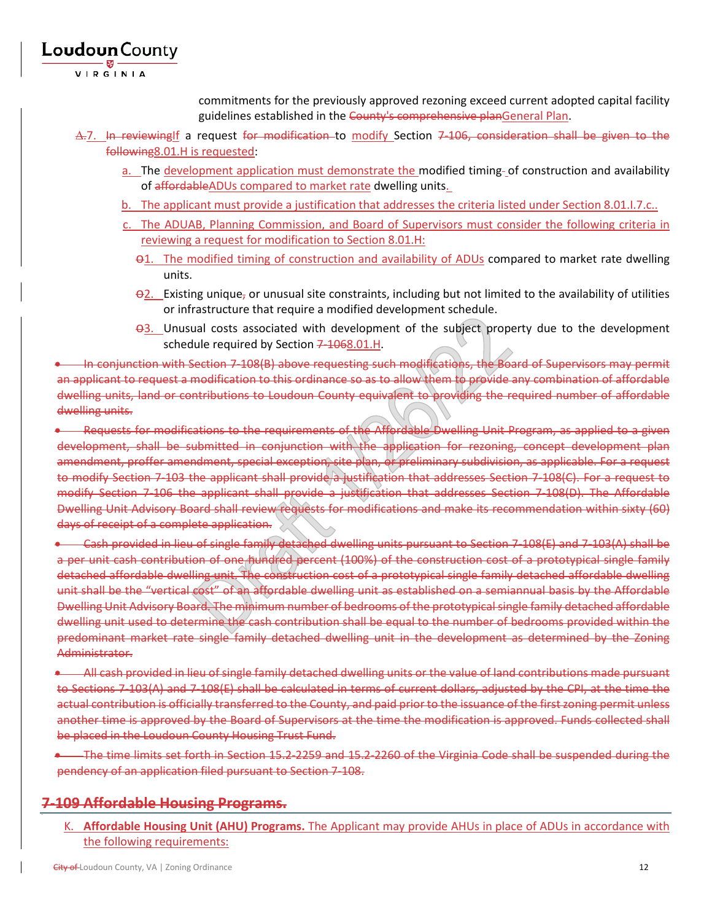commitments for the previously approved rezoning exceed current adopted capital facility guidelines established in the ~~County's comprehensive plan~~General Plan.

~~A.~~7. ~~In reviewing~~If a request ~~for modification~~ to modify Section ~~7-106, consideration shall be given to the following~~8.01.H is requested:

a. The development application must demonstrate the modified timing of construction and availability of ~~affordable~~ADUs compared to market rate dwelling units.

b. The applicant must provide a justification that addresses the criteria listed under Section 8.01.I.7.c..

c. The ADUAB, Planning Commission, and Board of Supervisors must consider the following criteria in reviewing a request for modification to Section 8.01.H:

1. The modified timing of construction and availability of ADUs compared to market rate dwelling units.

2. Existing unique~~,~~ or unusual site constraints, including but not limited to the availability of utilities or infrastructure that require a modified development schedule.

3. Unusual costs associated with development of the subject property due to the development schedule required by Section ~~7-106~~8.01.H.

- ~~In conjunction with Section 7-108(B) above requesting such modifications, the Board of Supervisors may permit an applicant to request a modification to this ordinance so as to allow them to provide any combination of affordable dwelling units, land or contributions to Loudoun County equivalent to providing the required number of affordable dwelling units.~~
- ~~Requests for modifications to the requirements of the Affordable Dwelling Unit Program, as applied to a given development, shall be submitted in conjunction with the application for rezoning, concept development plan amendment, proffer amendment, special exception, site plan, or preliminary subdivision, as applicable. For a request to modify Section 7-103 the applicant shall provide a justification that addresses Section 7-108(C). For a request to modify Section 7-106 the applicant shall provide a justification that addresses Section 7-108(D). The Affordable Dwelling Unit Advisory Board shall review requests for modifications and make its recommendation within sixty (60) days of receipt of a complete application.~~
- ~~Cash provided in lieu of single family detached dwelling units pursuant to Section 7-108(E) and 7-103(A) shall be a per unit cash contribution of one hundred percent (100%) of the construction cost of a prototypical single family detached affordable dwelling unit. The construction cost of a prototypical single family detached affordable dwelling unit shall be the "vertical cost" of an affordable dwelling unit as established on a semiannual basis by the Affordable Dwelling Unit Advisory Board. The minimum number of bedrooms of the prototypical single family detached affordable dwelling unit used to determine the cash contribution shall be equal to the number of bedrooms provided within the predominant market rate single family detached dwelling unit in the development as determined by the Zoning Administrator.~~
- ~~All cash provided in lieu of single family detached dwelling units or the value of land contributions made pursuant to Sections 7-103(A) and 7-108(E) shall be calculated in terms of current dollars, adjusted by the CPI, at the time the actual contribution is officially transferred to the County, and paid prior to the issuance of the first zoning permit unless another time is approved by the Board of Supervisors at the time the modification is approved. Funds collected shall be placed in the Loudoun County Housing Trust Fund.~~
- ~~The time limits set forth in Section 15.2-2259 and 15.2-2260 of the Virginia Code shall be suspended during the pendency of an application filed pursuant to Section 7-108.~~

## ~~7-109 Affordable Housing Programs.~~

K. **Affordable Housing Unit (AHU) Programs.** The Applicant may provide AHUs in place of ADUs in accordance with the following requirements: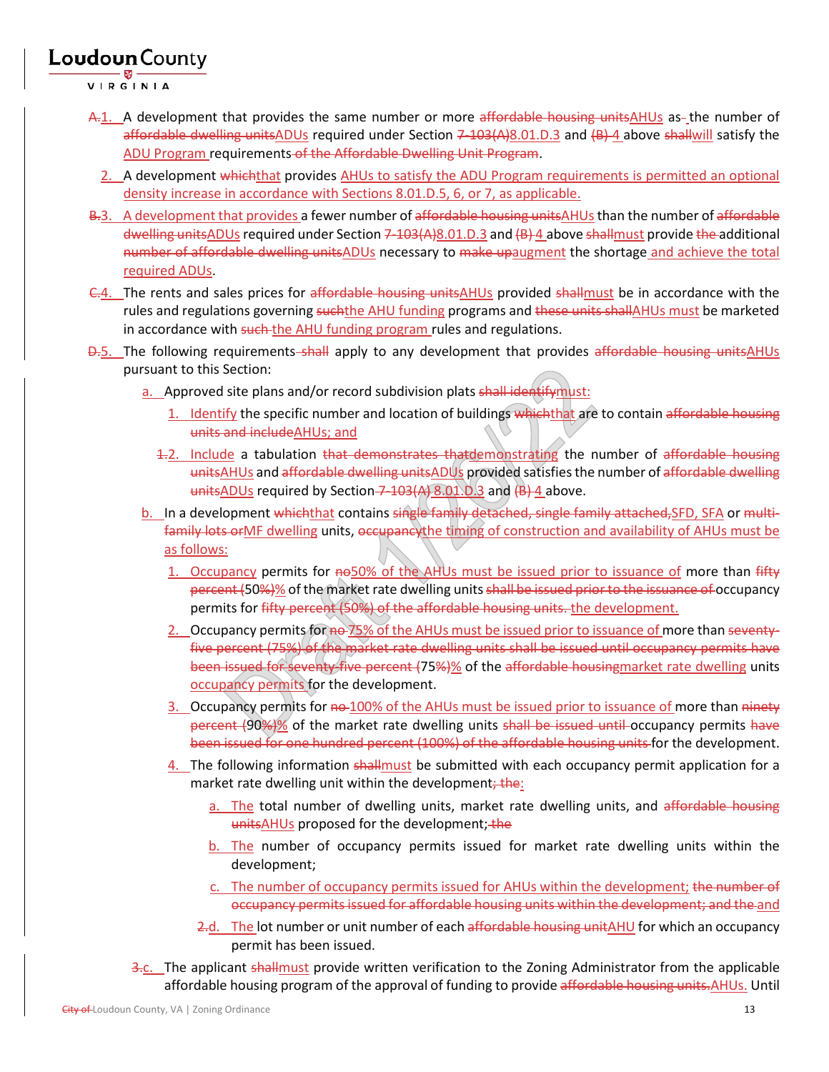~~A.~~1. A development that provides the same number or more ~~affordable housing units~~AHUs as~~-~~ the number of ~~affordable dwelling units~~ADUs required under Section ~~7-103(A)~~8.01.D.3 and ~~(B)~~ 4 above ~~shall~~will satisfy the ADU Program requirements ~~of the Affordable Dwelling Unit Program~~.

2. A development ~~which~~that provides AHUs to satisfy the ADU Program requirements is permitted an optional density increase in accordance with Sections 8.01.D.5, 6, or 7, as applicable.

~~B.~~3. A development that provides a fewer number of ~~affordable housing units~~AHUs than the number of ~~affordable dwelling units~~ADUs required under Section ~~7-103(A)~~8.01.D.3 and ~~(B)~~ 4 above ~~shall~~must provide ~~the~~ additional ~~number of affordable dwelling units~~ADUs necessary to ~~make up~~augment the shortage and achieve the total required ADUs.

~~C.~~4. The rents and sales prices for ~~affordable housing units~~AHUs provided ~~shall~~must be in accordance with the rules and regulations governing ~~such~~the AHU funding programs and ~~these units shall~~AHUs must be marketed in accordance with ~~such~~ the AHU funding program rules and regulations.

~~D.~~5. The following requirements ~~shall~~ apply to any development that provides ~~affordable housing units~~AHUs pursuant to this Section:

a. Approved site plans and/or record subdivision plats ~~shall identify~~must:

1. Identify the specific number and location of buildings ~~which~~that are to contain ~~affordable housing units and include~~AHUs; and

~~1.~~2. Include a tabulation ~~that demonstrates that~~demonstrating the number of ~~affordable housing units~~AHUs and ~~affordable dwelling units~~ADUs provided satisfies the number of ~~affordable dwelling units~~ADUs required by Section ~~7-103(A)~~ 8.01.D.3 and ~~(B)~~ 4 above.

b. In a development ~~which~~that contains ~~single family detached, single family attached,~~SFD, SFA or ~~multi-family lots or~~MF dwelling units, ~~occupancy~~the timing of construction and availability of AHUs must be as follows:

1. Occupancy permits for ~~no~~50% of the AHUs must be issued prior to issuance of more than ~~fifty percent~~ ~~(~~50~~%)~~% of the market rate dwelling units ~~shall be issued prior to the issuance of~~ occupancy permits for ~~fifty percent (50%) of the affordable housing units.~~ the development.

2. Occupancy permits for ~~no~~ 75% of the AHUs must be issued prior to issuance of more than ~~seventy-five percent (75%) of the market rate dwelling units shall be issued until occupancy permits have been issued for seventy-five percent (~~75~~%)~~% of the ~~affordable housing~~market rate dwelling units occupancy permits for the development.

3. Occupancy permits for ~~no~~ 100% of the AHUs must be issued prior to issuance of more than ~~ninety percent (~~90~~%)~~% of the market rate dwelling units ~~shall be issued until~~ occupancy permits ~~have been issued for one hundred percent (100%) of the affordable housing units~~ for the development.

4. The following information ~~shall~~must be submitted with each occupancy permit application for a market rate dwelling unit within the development~~; the~~:

a. The total number of dwelling units, market rate dwelling units, and ~~affordable housing units~~AHUs proposed for the development;~~the~~

b. The number of occupancy permits issued for market rate dwelling units within the development;

c. The number of occupancy permits issued for AHUs within the development; ~~the number of occupancy permits issued for affordable housing units within the development; and the~~ and

~~2.~~d. The lot number or unit number of each ~~affordable housing unit~~AHU for which an occupancy permit has been issued.

~~3.~~c. The applicant ~~shall~~must provide written verification to the Zoning Administrator from the applicable affordable housing program of the approval of funding to provide ~~affordable housing units.~~AHUs. Until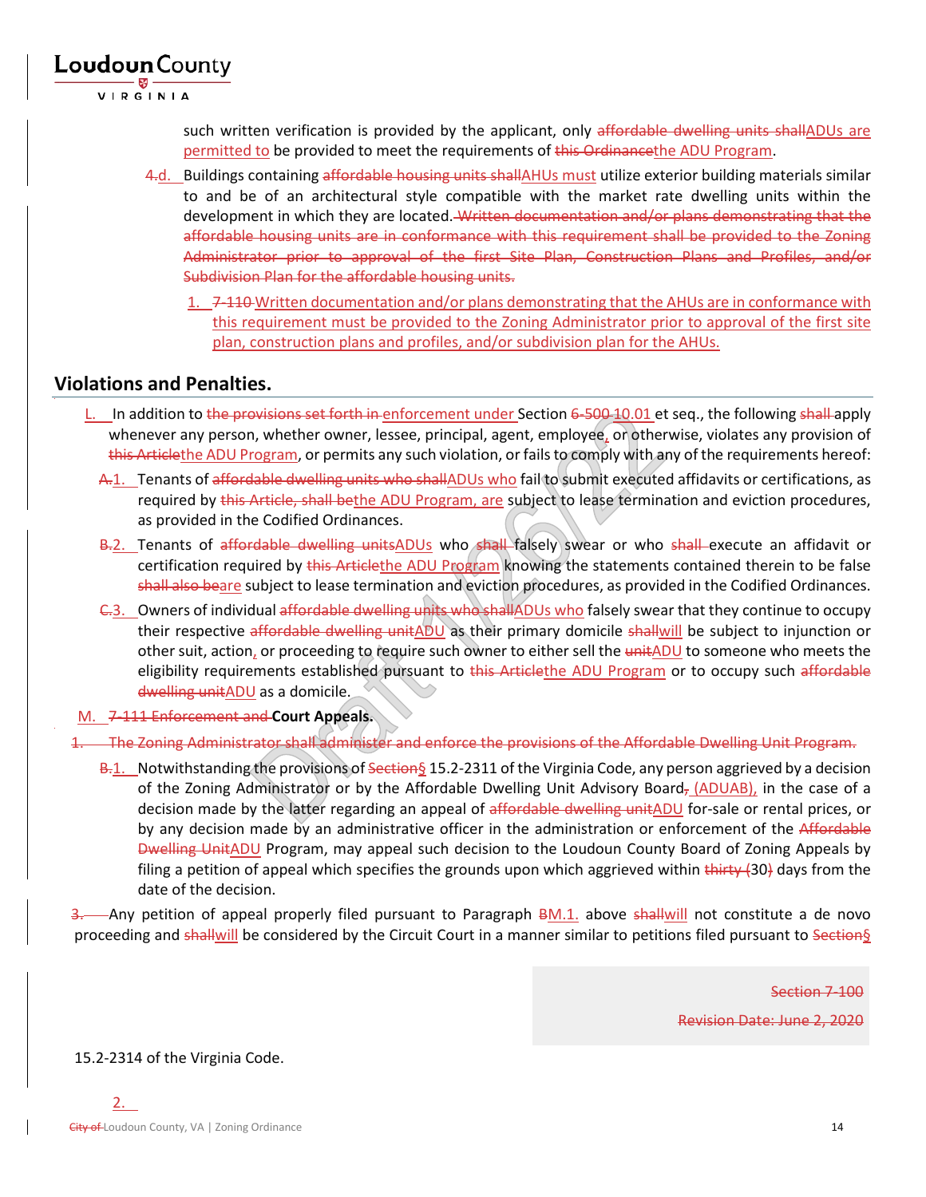such written verification is provided by the applicant, only ~~affordable dwelling units shall~~ADUs are permitted to be provided to meet the requirements of ~~this Ordinance~~the ADU Program.

~~4.~~d. Buildings containing ~~affordable housing units shall~~AHUs must utilize exterior building materials similar to and be of an architectural style compatible with the market rate dwelling units within the development in which they are located. ~~Written documentation and/or plans demonstrating that the affordable housing units are in conformance with this requirement shall be provided to the Zoning Administrator prior to approval of the first Site Plan, Construction Plans and Profiles, and/or Subdivision Plan for the affordable housing units.~~

1. ~~7-110~~ Written documentation and/or plans demonstrating that the AHUs are in conformance with this requirement must be provided to the Zoning Administrator prior to approval of the first site plan, construction plans and profiles, and/or subdivision plan for the AHUs.

## Violations and Penalties.

L. In addition to ~~the provisions set forth in~~ enforcement under Section ~~6-500~~ 10.01 et seq., the following ~~shall~~ apply whenever any person, whether owner, lessee, principal, agent, employee, or otherwise, violates any provision of ~~this Article~~the ADU Program, or permits any such violation, or fails to comply with any of the requirements hereof:

~~A.~~1. Tenants of ~~affordable dwelling units who shall~~ADUs who fail to submit executed affidavits or certifications, as required by ~~this Article, shall be~~the ADU Program, are subject to lease termination and eviction procedures, as provided in the Codified Ordinances.

~~B.~~2. Tenants of ~~affordable dwelling units~~ADUs who ~~shall~~ falsely swear or who ~~shall~~ execute an affidavit or certification required by ~~this Article~~the ADU Program knowing the statements contained therein to be false ~~shall also be~~are subject to lease termination and eviction procedures, as provided in the Codified Ordinances.

~~C.~~3. Owners of individual ~~affordable dwelling units who shall~~ADUs who falsely swear that they continue to occupy their respective ~~affordable dwelling unit~~ADU as their primary domicile ~~shall~~will be subject to injunction or other suit, action, or proceeding to require such owner to either sell the ~~unit~~ADU to someone who meets the eligibility requirements established pursuant to ~~this Article~~the ADU Program or to occupy such ~~affordable dwelling unit~~ADU as a domicile.

M. ~~7-111 Enforcement and~~ **Court Appeals.**

~~1. The Zoning Administrator shall administer and enforce the provisions of the Affordable Dwelling Unit Program.~~

~~B.~~1. Notwithstanding the provisions of ~~Section~~§ 15.2-2311 of the Virginia Code, any person aggrieved by a decision of the Zoning Administrator or by the Affordable Dwelling Unit Advisory Board~~,~~ (ADUAB), in the case of a decision made by the latter regarding an appeal of ~~affordable dwelling unit~~ADU for-sale or rental prices, or by any decision made by an administrative officer in the administration or enforcement of the ~~Affordable Dwelling Unit~~ADU Program, may appeal such decision to the Loudoun County Board of Zoning Appeals by filing a petition of appeal which specifies the grounds upon which aggrieved within ~~thirty (~~30~~)~~ days from the date of the decision.

~~3.~~ Any petition of appeal properly filed pursuant to Paragraph ~~B~~M.1. above ~~shall~~will not constitute a de novo proceeding and ~~shall~~will be considered by the Circuit Court in a manner similar to petitions filed pursuant to ~~Section~~§ 15.2-2314 of the Virginia Code.

~~Section 7-100~~

~~Revision Date: June 2, 2020~~

2.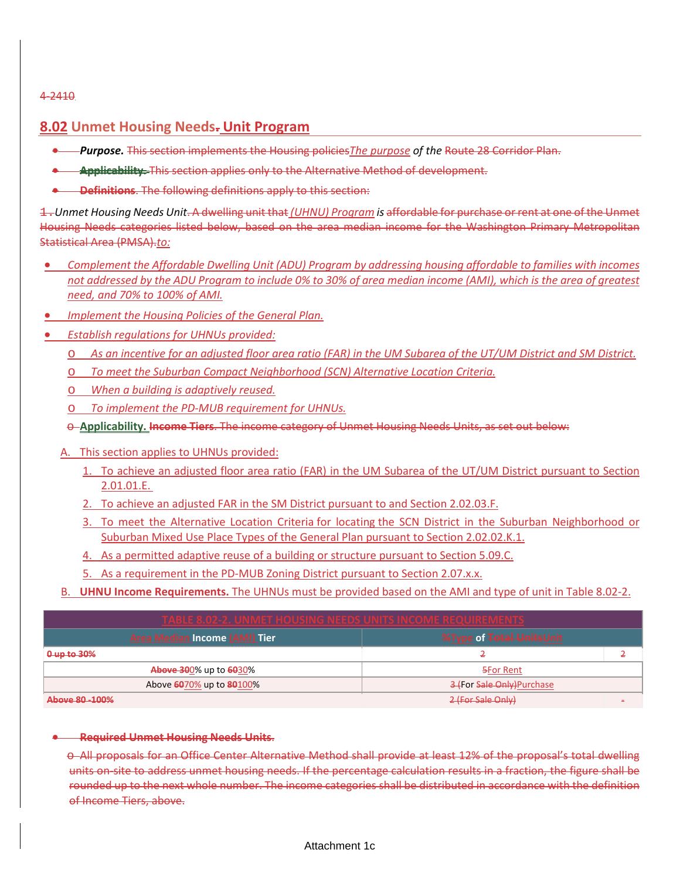4-2410

## 8.02 Unmet Housing Needs. Unit Program

- ***Purpose.*** This section implements the Housing policies*The purpose* *of the* Route 28 Corridor Plan.
- **Applicability.** This section applies only to the Alternative Method of development.
- **Definitions**. The following definitions apply to this section:

1 . *Unmet Housing Needs Unit*. A dwelling unit that *(UHNU) Program* *is* affordable for purchase or rent at one of the Unmet Housing Needs categories listed below, based on the area median income for the Washington Primary Metropolitan Statistical Area (PMSA).*to:*

- *Complement the Affordable Dwelling Unit (ADU) Program by addressing housing affordable to families with incomes not addressed by the ADU Program to include 0% to 30% of area median income (AMI), which is the area of greatest need, and 70% to 100% of AMI.*
- *Implement the Housing Policies of the General Plan.*
- *Establish regulations for UHNUs provided:*
  - *As an incentive for an adjusted floor area ratio (FAR) in the UM Subarea of the UT/UM District and SM District.*
  - *To meet the Suburban Compact Neighborhood (SCN) Alternative Location Criteria.*
  - *When a building is adaptively reused.*
  - *To implement the PD-MUB requirement for UHNUs.*
  - **Applicability.** **Income Tiers**. The income category of Unmet Housing Needs Units, as set out below:

A. This section applies to UHNUs provided:

1. To achieve an adjusted floor area ratio (FAR) in the UM Subarea of the UT/UM District pursuant to Section 2.01.01.E.
2. To achieve an adjusted FAR in the SM District pursuant to and Section 2.02.03.F.
3. To meet the Alternative Location Criteria for locating the SCN District in the Suburban Neighborhood or Suburban Mixed Use Place Types of the General Plan pursuant to Section 2.02.02.K.1.
4. As a permitted adaptive reuse of a building or structure pursuant to Section 5.09.C.
5. As a requirement in the PD-MUB Zoning District pursuant to Section 2.07.x.x.

B. **UHNU Income Requirements.** The UHNUs must be provided based on the AMI and type of unit in Table 8.02-2.

| TABLE 8.02-2. UNMET HOUSING NEEDS UNITS INCOME REQUIREMENTS | | |
|---|---|---|
| Area Median Income (AMI) Tier | %Type of Total UnitsUnit | |
| 0 up to 30% | 2 | 2 |
| Above 300% up to 6030% | 5For Rent | |
| Above 6070% up to 80100% | 3 (For Sale Only)Purchase | |
| Above 80 -100% | 2 (For Sale Only) | - |

- **Required Unmet Housing Needs Units.**
  - All proposals for an Office Center Alternative Method shall provide at least 12% of the proposal's total dwelling units on-site to address unmet housing needs. If the percentage calculation results in a fraction, the figure shall be rounded up to the next whole number. The income categories shall be distributed in accordance with the definition of Income Tiers, above.

Attachment 1c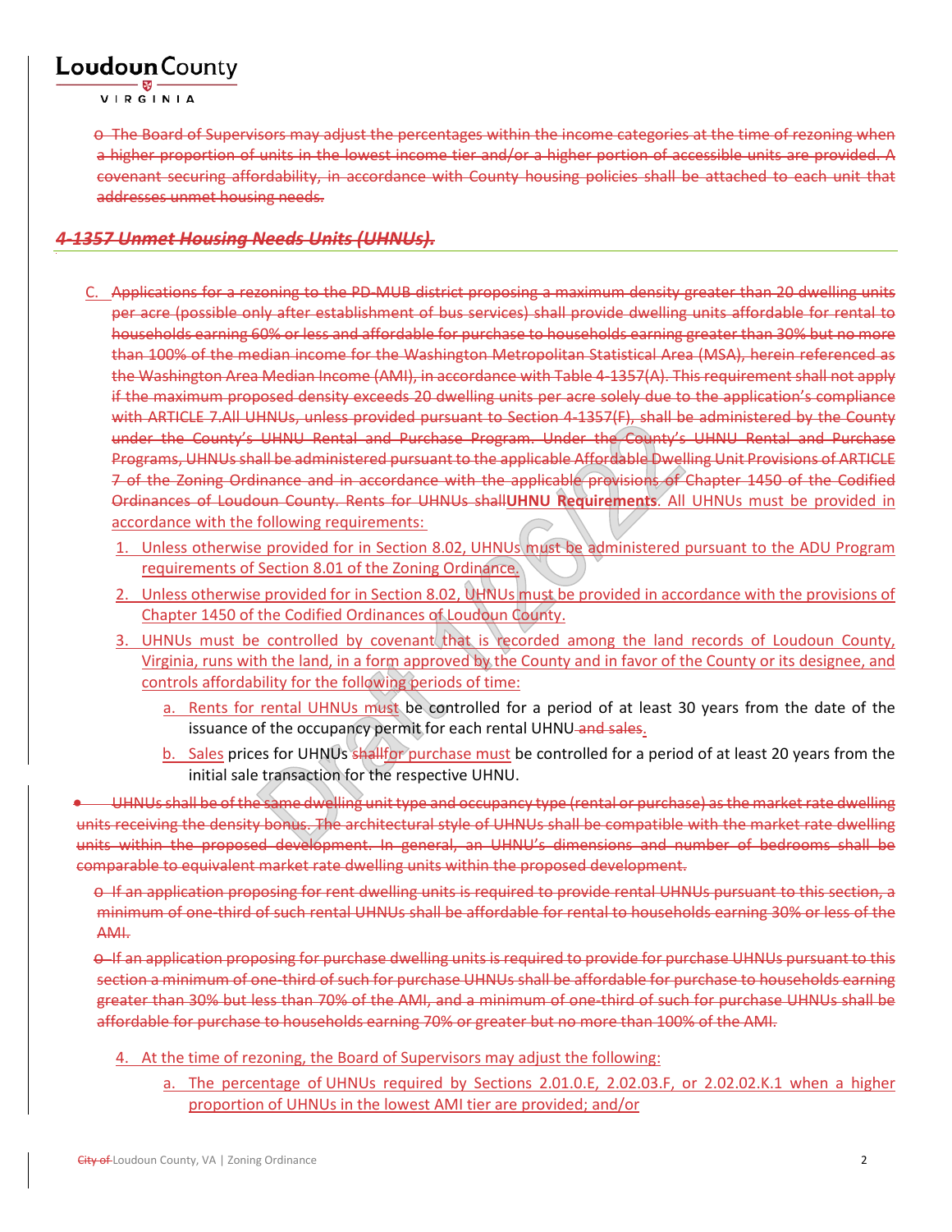~~o The Board of Supervisors may adjust the percentages within the income categories at the time of rezoning when a higher proportion of units in the lowest income tier and/or a higher portion of accessible units are provided. A covenant securing affordability, in accordance with County housing policies shall be attached to each unit that addresses unmet housing needs.~~

### ~~*4-1357 Unmet Housing Needs Units (UHNUs).*~~

C. ~~Applications for a rezoning to the PD-MUB district proposing a maximum density greater than 20 dwelling units per acre (possible only after establishment of bus services) shall provide dwelling units affordable for rental to households earning 60% or less and affordable for purchase to households earning greater than 30% but no more than 100% of the median income for the Washington Metropolitan Statistical Area (MSA), herein referenced as the Washington Area Median Income (AMI), in accordance with Table 4-1357(A). This requirement shall not apply if the maximum proposed density exceeds 20 dwelling units per acre solely due to the application's compliance with ARTICLE 7.All UHNUs, unless provided pursuant to Section 4-1357(F), shall be administered by the County under the County's UHNU Rental and Purchase Program. Under the County's UHNU Rental and Purchase Programs, UHNUs shall be administered pursuant to the applicable Affordable Dwelling Unit Provisions of ARTICLE 7 of the Zoning Ordinance and in accordance with the applicable provisions of Chapter 1450 of the Codified Ordinances of Loudoun County. Rents for UHNUs shall~~**UHNU Requirements**. All UHNUs must be provided in accordance with the following requirements:

1. Unless otherwise provided for in Section 8.02, UHNUs must be administered pursuant to the ADU Program requirements of Section 8.01 of the Zoning Ordinance.
2. Unless otherwise provided for in Section 8.02, UHNUs must be provided in accordance with the provisions of Chapter 1450 of the Codified Ordinances of Loudoun County.
3. UHNUs must be controlled by covenant that is recorded among the land records of Loudoun County, Virginia, runs with the land, in a form approved by the County and in favor of the County or its designee, and controls affordability for the following periods of time:
   a. Rents for rental UHNUs must be controlled for a period of at least 30 years from the date of the issuance of the occupancy permit for each rental UHNU ~~and sales~~.
   b. Sales prices for UHNUs ~~shall~~for purchase must be controlled for a period of at least 20 years from the initial sale transaction for the respective UHNU.

~~• UHNUs shall be of the same dwelling unit type and occupancy type (rental or purchase) as the market rate dwelling units receiving the density bonus. The architectural style of UHNUs shall be compatible with the market rate dwelling units within the proposed development. In general, an UHNU's dimensions and number of bedrooms shall be comparable to equivalent market rate dwelling units within the proposed development.~~

~~o If an application proposing for rent dwelling units is required to provide rental UHNUs pursuant to this section, a minimum of one-third of such rental UHNUs shall be affordable for rental to households earning 30% or less of the AMI.~~

~~o If an application proposing for purchase dwelling units is required to provide for purchase UHNUs pursuant to this section a minimum of one-third of such for purchase UHNUs shall be affordable for purchase to households earning greater than 30% but less than 70% of the AMI, and a minimum of one-third of such for purchase UHNUs shall be affordable for purchase to households earning 70% or greater but no more than 100% of the AMI.~~

4. At the time of rezoning, the Board of Supervisors may adjust the following:
   a. The percentage of UHNUs required by Sections 2.01.0.E, 2.02.03.F, or 2.02.02.K.1 when a higher proportion of UHNUs in the lowest AMI tier are provided; and/or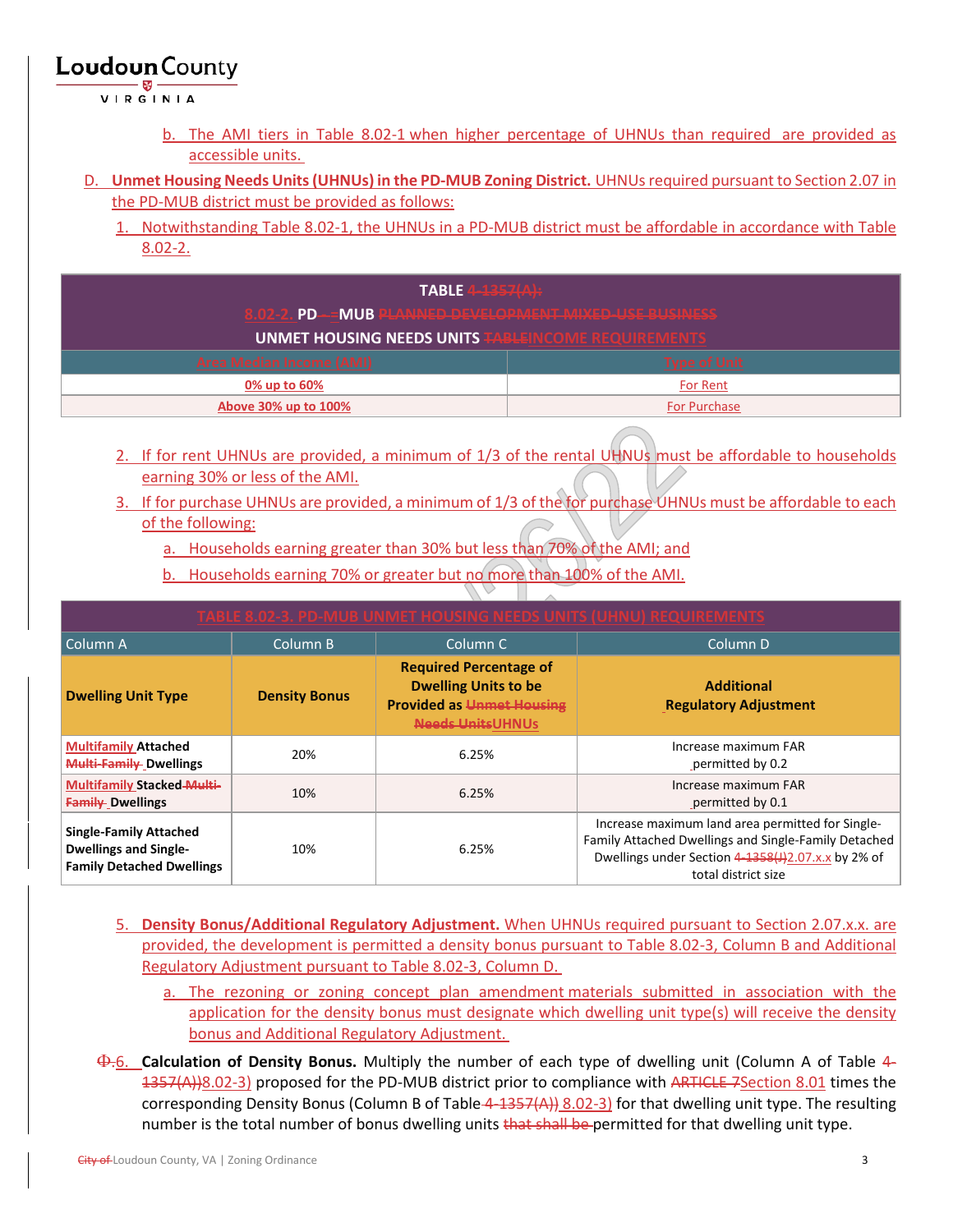b. The AMI tiers in Table 8.02-1 when higher percentage of UHNUs than required are provided as accessible units.

D. **Unmet Housing Needs Units (UHNUs) in the PD-MUB Zoning District.** UHNUs required pursuant to Section 2.07 in the PD-MUB district must be provided as follows:

1. Notwithstanding Table 8.02-1, the UHNUs in a PD-MUB district must be affordable in accordance with Table 8.02-2.

| TABLE ~~4-1357(A):~~ 8.02-2. PD-~~-~~MUB ~~PLANNED DEVELOPMENT MIXED-USE BUSINESS~~ UNMET HOUSING NEEDS UNITS ~~TABLE~~INCOME REQUIREMENTS | |
|---|---|
| Area Median Income (AMI) | Type of Unit |
| 0% up to 60% | For Rent |
| Above 30% up to 100% | For Purchase |

2. If for rent UHNUs are provided, a minimum of 1/3 of the rental UHNUs must be affordable to households earning 30% or less of the AMI.

3. If for purchase UHNUs are provided, a minimum of 1/3 of the for purchase UHNUs must be affordable to each of the following:

   a. Households earning greater than 30% but less than 70% of the AMI; and

   b. Households earning 70% or greater but no more than 100% of the AMI.

| TABLE 8.02-3. PD-MUB UNMET HOUSING NEEDS UNITS (UHNU) REQUIREMENTS | | | |
|---|---|---|---|
| Column A | Column B | Column C | Column D |
| **Dwelling Unit Type** | **Density Bonus** | **Required Percentage of Dwelling Units to be Provided as ~~Unmet Housing Needs Units~~UHNUs** | **Additional Regulatory Adjustment** |
| **Multifamily Attached ~~Multi-Family~~ Dwellings** | 20% | 6.25% | Increase maximum FAR permitted by 0.2 |
| **Multifamily Stacked ~~Multi-Family~~ Dwellings** | 10% | 6.25% | Increase maximum FAR permitted by 0.1 |
| **Single-Family Attached Dwellings and Single-Family Detached Dwellings** | 10% | 6.25% | Increase maximum land area permitted for Single-Family Attached Dwellings and Single-Family Detached Dwellings under Section ~~4-1358(I)~~2.07.x.x by 2% of total district size |

5. **Density Bonus/Additional Regulatory Adjustment.** When UHNUs required pursuant to Section 2.07.x.x. are provided, the development is permitted a density bonus pursuant to Table 8.02-3, Column B and Additional Regulatory Adjustment pursuant to Table 8.02-3, Column D.

   a. The rezoning or zoning concept plan amendment materials submitted in association with the application for the density bonus must designate which dwelling unit type(s) will receive the density bonus and Additional Regulatory Adjustment.

~~D.~~6. **Calculation of Density Bonus.** Multiply the number of each type of dwelling unit (Column A of Table ~~4-1357(A)~~8.02-3) proposed for the PD-MUB district prior to compliance with ~~ARTICLE 7~~Section 8.01 times the corresponding Density Bonus (Column B of Table ~~4-1357(A)~~ 8.02-3) for that dwelling unit type. The resulting number is the total number of bonus dwelling units ~~that shall be~~ permitted for that dwelling unit type.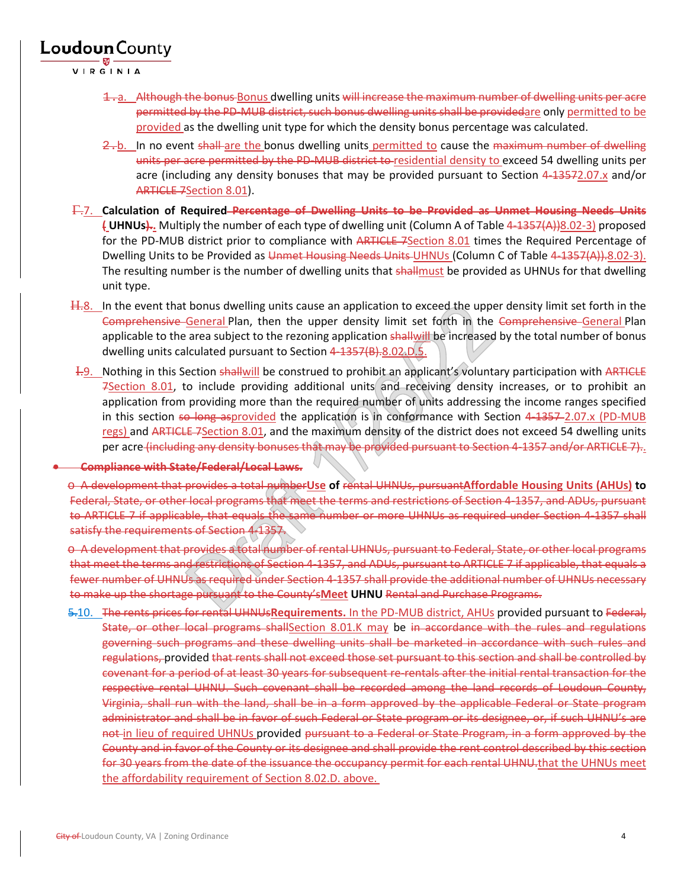~~1 .~~a. ~~Although the bonus~~ Bonus dwelling units ~~will increase the maximum number of dwelling units per acre permitted by the PD-MUB district, such bonus dwelling units shall be provided~~are only permitted to be provided as the dwelling unit type for which the density bonus percentage was calculated.

~~2 .~~b. In no event ~~shall~~ are the bonus dwelling units permitted to cause the ~~maximum number of dwelling units per acre permitted by the PD-MUB district to~~ residential density to exceed 54 dwelling units per acre (including any density bonuses that may be provided pursuant to Section ~~4-1357~~2.07.x and/or ~~ARTICLE 7~~Section 8.01).

~~F.~~7. **Calculation of Required ~~Percentage of Dwelling Units to be Provided as Unmet Housing Needs Units (~~ UHNUs~~)~~.** Multiply the number of each type of dwelling unit (Column A of Table ~~4-1357(A))~~8.02-3) proposed for the PD-MUB district prior to compliance with ~~ARTICLE 7~~Section 8.01 times the Required Percentage of Dwelling Units to be Provided as ~~Unmet Housing Needs Units~~ UHNUs (Column C of Table ~~4-1357(A)).~~8.02-3). The resulting number is the number of dwelling units that ~~shall~~must be provided as UHNUs for that dwelling unit type.

~~H.~~8. In the event that bonus dwelling units cause an application to exceed the upper density limit set forth in the ~~Comprehensive~~ General Plan, then the upper density limit set forth in the ~~Comprehensive~~ General Plan applicable to the area subject to the rezoning application ~~shall~~will be increased by the total number of bonus dwelling units calculated pursuant to Section ~~4-1357(B).~~8.02.D.5.

~~I.~~9. Nothing in this Section ~~shall~~will be construed to prohibit an applicant's voluntary participation with ~~ARTICLE 7~~Section 8.01, to include providing additional units and receiving density increases, or to prohibit an application from providing more than the required number of units addressing the income ranges specified in this section ~~so long as~~provided the application is in conformance with Section ~~4-1357~~ 2.07.x (PD-MUB regs) and ~~ARTICLE 7~~Section 8.01, and the maximum density of the district does not exceed 54 dwelling units per acre ~~(including any density bonuses that may be provided pursuant to Section 4-1357 and/or ARTICLE 7)~~.

- ~~**Compliance with State/Federal/Local Laws.**~~

~~o A development that provides a total number~~**Use of** ~~rental UHNUs, pursuant~~**Affordable Housing Units (AHUs) to** ~~Federal, State, or other local programs that meet the terms and restrictions of Section 4-1357, and ADUs, pursuant to ARTICLE 7 if applicable, that equals the same number or more UHNUs as required under Section 4-1357 shall satisfy the requirements of Section 4-1357.~~

~~o A development that provides a total number of rental UHNUs, pursuant to Federal, State, or other local programs that meet the terms and restrictions of Section 4-1357, and ADUs, pursuant to ARTICLE 7 if applicable, that equals a fewer number of UHNUs as required under Section 4-1357 shall provide the additional number of UHNUs necessary to make up the shortage pursuant to the County's~~**Meet UHNU** ~~Rental and Purchase Programs.~~

~~5.~~10. ~~The rents prices for rental UHNUs~~**Requirements.** In the PD-MUB district, AHUs provided pursuant to ~~Federal, State, or other local programs shall~~Section 8.01.K may be ~~in accordance with the rules and regulations governing such programs and these dwelling units shall be marketed in accordance with such rules and regulations,~~ provided ~~that rents shall not exceed those set pursuant to this section and shall be controlled by covenant for a period of at least 30 years for subsequent re-rentals after the initial rental transaction for the respective rental UHNU. Such covenant shall be recorded among the land records of Loudoun County, Virginia, shall run with the land, shall be in a form approved by the applicable Federal or State program administrator and shall be in favor of such Federal or State program or its designee, or, if such UHNU's are not~~ in lieu of required UHNUs provided ~~pursuant to a Federal or State Program, in a form approved by the County and in favor of the County or its designee and shall provide the rent control described by this section for 30 years from the date of the issuance the occupancy permit for each rental UHNU.~~that the UHNUs meet the affordability requirement of Section 8.02.D. above.